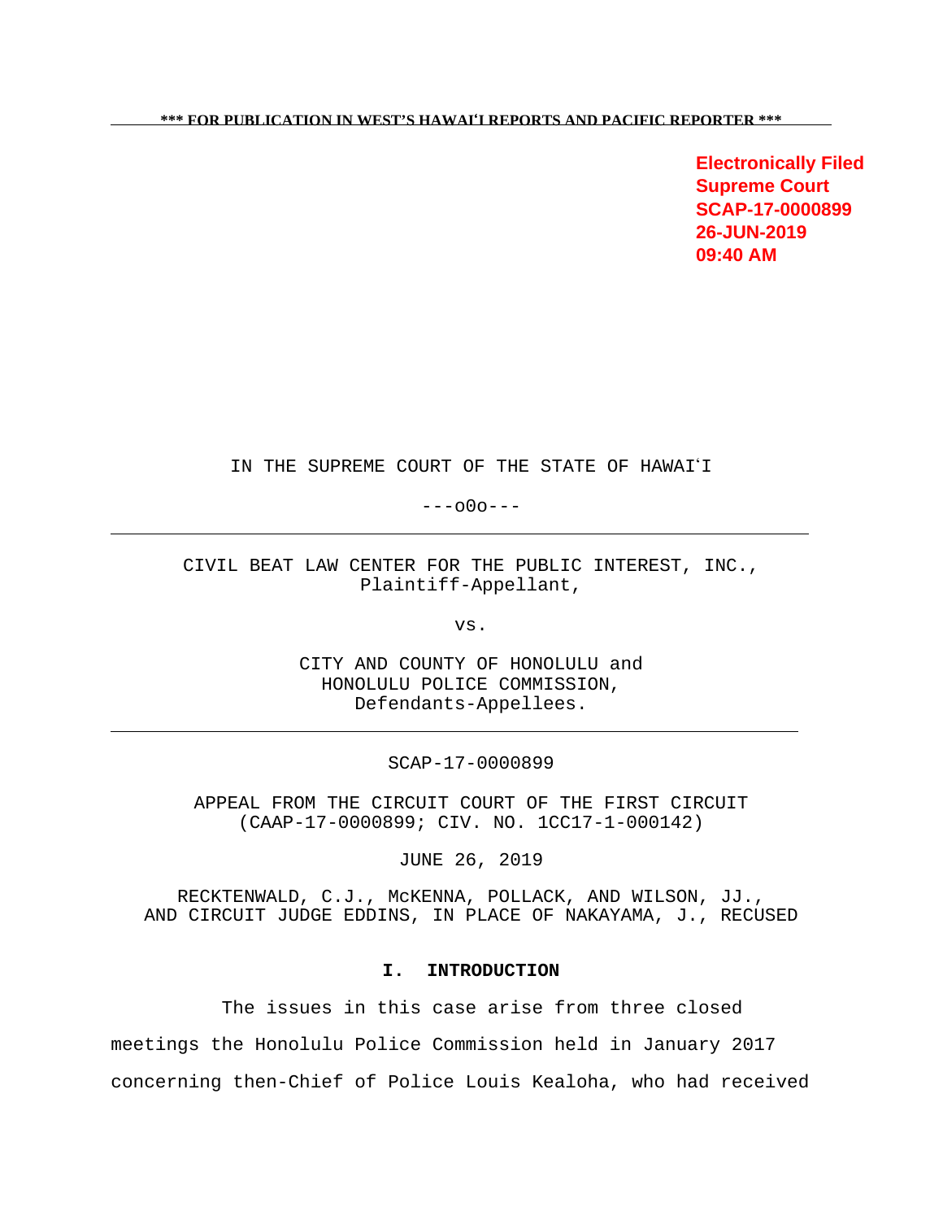**\*\*\* FOR PUBLICATION IN WEST'S HAWAIʻI REPORTS AND PACIFIC REPORTER \*\*\***

**Electronically Filed**
**Supreme Court**
**SCAP-17-0000899**
**26-JUN-2019**
**09:40 AM**

IN THE SUPREME COURT OF THE STATE OF HAWAIʻI

---o0o---

---

CIVIL BEAT LAW CENTER FOR THE PUBLIC INTEREST, INC.,
Plaintiff-Appellant,

vs.

CITY AND COUNTY OF HONOLULU and
HONOLULU POLICE COMMISSION,
Defendants-Appellees.

---

SCAP-17-0000899

APPEAL FROM THE CIRCUIT COURT OF THE FIRST CIRCUIT
(CAAP-17-0000899; CIV. NO. 1CC17-1-000142)

JUNE 26, 2019

RECKTENWALD, C.J., McKENNA, POLLACK, AND WILSON, JJ.,
AND CIRCUIT JUDGE EDDINS, IN PLACE OF NAKAYAMA, J., RECUSED

## I. INTRODUCTION

The issues in this case arise from three closed meetings the Honolulu Police Commission held in January 2017 concerning then-Chief of Police Louis Kealoha, who had received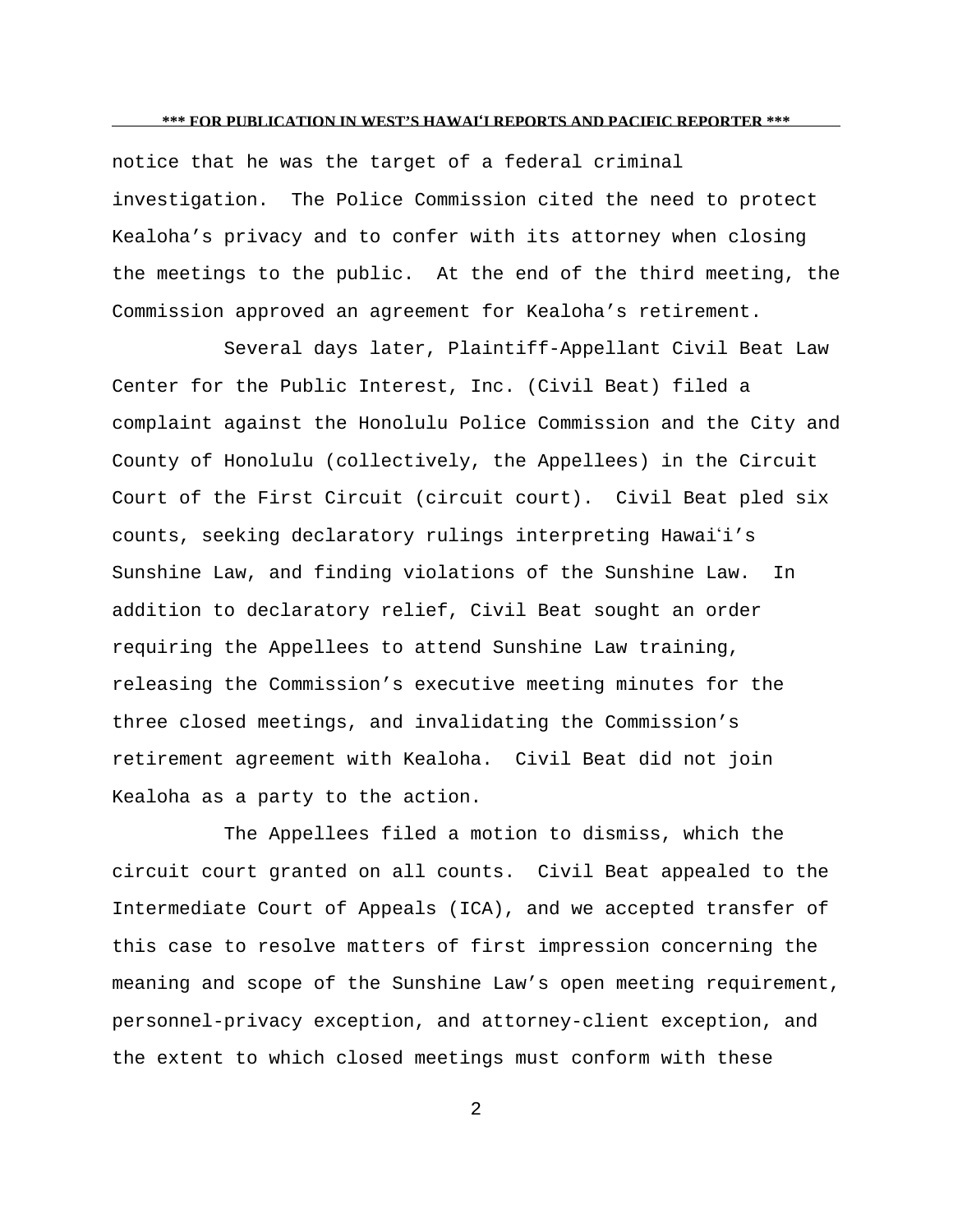notice that he was the target of a federal criminal investigation. The Police Commission cited the need to protect Kealoha's privacy and to confer with its attorney when closing the meetings to the public. At the end of the third meeting, the Commission approved an agreement for Kealoha's retirement.

Several days later, Plaintiff-Appellant Civil Beat Law Center for the Public Interest, Inc. (Civil Beat) filed a complaint against the Honolulu Police Commission and the City and County of Honolulu (collectively, the Appellees) in the Circuit Court of the First Circuit (circuit court). Civil Beat pled six counts, seeking declaratory rulings interpreting Hawaiʻi's Sunshine Law, and finding violations of the Sunshine Law. In addition to declaratory relief, Civil Beat sought an order requiring the Appellees to attend Sunshine Law training, releasing the Commission's executive meeting minutes for the three closed meetings, and invalidating the Commission's retirement agreement with Kealoha. Civil Beat did not join Kealoha as a party to the action.

The Appellees filed a motion to dismiss, which the circuit court granted on all counts. Civil Beat appealed to the Intermediate Court of Appeals (ICA), and we accepted transfer of this case to resolve matters of first impression concerning the meaning and scope of the Sunshine Law's open meeting requirement, personnel-privacy exception, and attorney-client exception, and the extent to which closed meetings must conform with these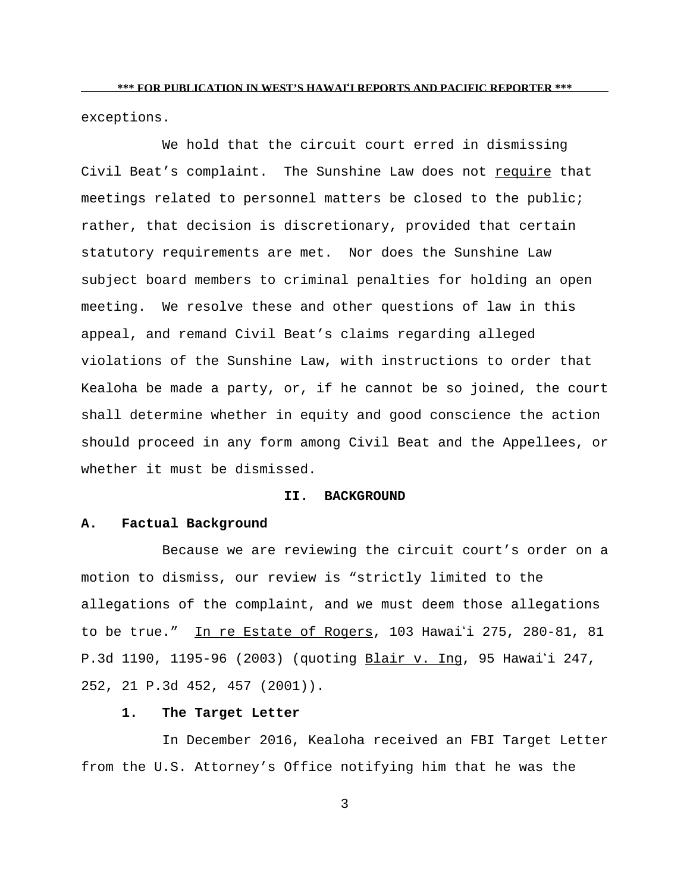exceptions.

We hold that the circuit court erred in dismissing Civil Beat's complaint. The Sunshine Law does not require that meetings related to personnel matters be closed to the public; rather, that decision is discretionary, provided that certain statutory requirements are met. Nor does the Sunshine Law subject board members to criminal penalties for holding an open meeting. We resolve these and other questions of law in this appeal, and remand Civil Beat's claims regarding alleged violations of the Sunshine Law, with instructions to order that Kealoha be made a party, or, if he cannot be so joined, the court shall determine whether in equity and good conscience the action should proceed in any form among Civil Beat and the Appellees, or whether it must be dismissed.

## II. BACKGROUND

### A. Factual Background

Because we are reviewing the circuit court's order on a motion to dismiss, our review is "strictly limited to the allegations of the complaint, and we must deem those allegations to be true." In re Estate of Rogers, 103 Hawaiʻi 275, 280-81, 81 P.3d 1190, 1195-96 (2003) (quoting Blair v. Ing, 95 Hawaiʻi 247, 252, 21 P.3d 452, 457 (2001)).

#### 1. The Target Letter

In December 2016, Kealoha received an FBI Target Letter from the U.S. Attorney's Office notifying him that he was the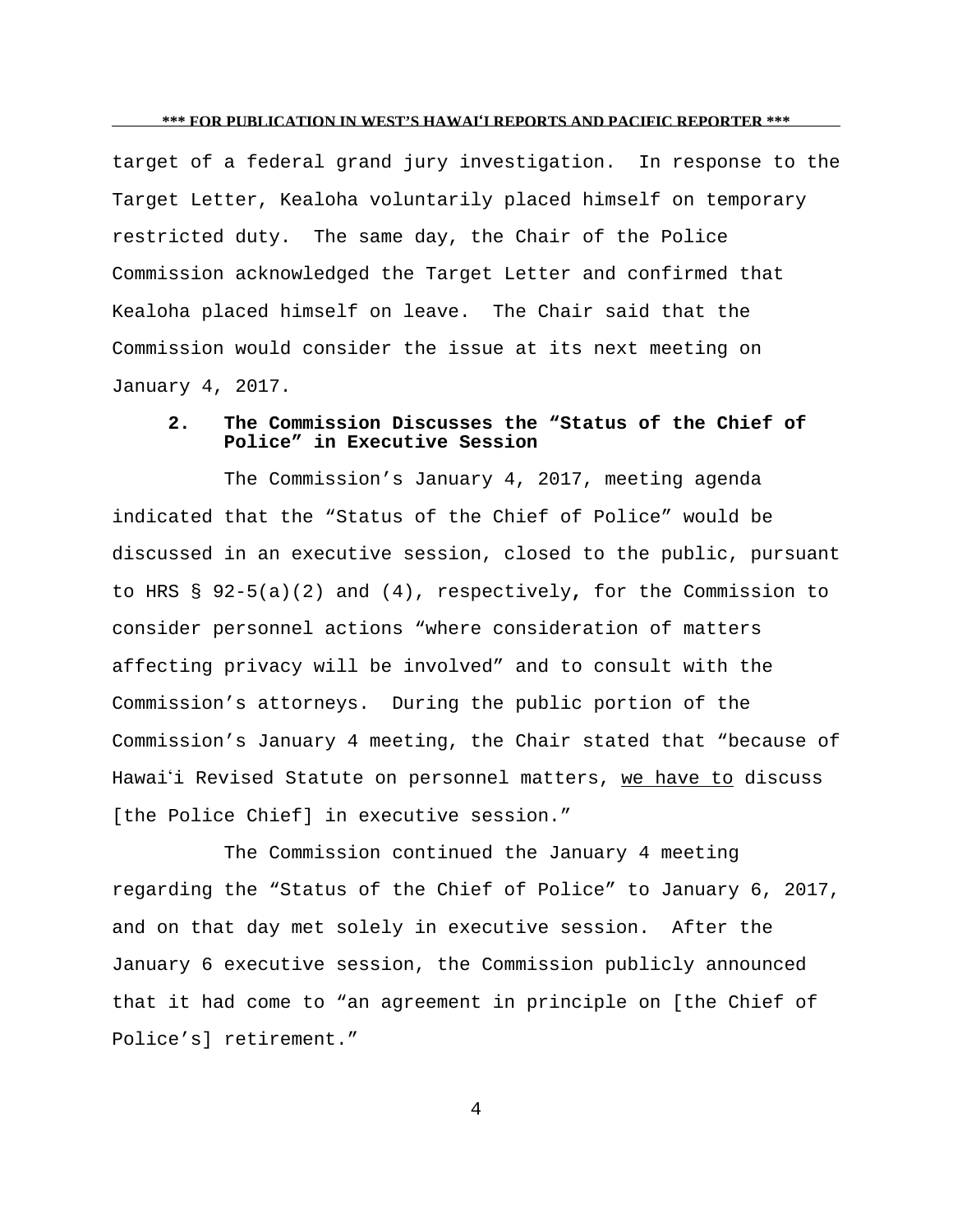target of a federal grand jury investigation. In response to the Target Letter, Kealoha voluntarily placed himself on temporary restricted duty. The same day, the Chair of the Police Commission acknowledged the Target Letter and confirmed that Kealoha placed himself on leave. The Chair said that the Commission would consider the issue at its next meeting on January 4, 2017.

### 2. The Commission Discusses the "Status of the Chief of Police" in Executive Session

The Commission's January 4, 2017, meeting agenda indicated that the "Status of the Chief of Police" would be discussed in an executive session, closed to the public, pursuant to HRS § 92-5(a)(2) and (4), respectively, for the Commission to consider personnel actions "where consideration of matters affecting privacy will be involved" and to consult with the Commission's attorneys. During the public portion of the Commission's January 4 meeting, the Chair stated that "because of Hawaiʻi Revised Statute on personnel matters, <u>we have to</u> discuss [the Police Chief] in executive session."

The Commission continued the January 4 meeting regarding the "Status of the Chief of Police" to January 6, 2017, and on that day met solely in executive session. After the January 6 executive session, the Commission publicly announced that it had come to "an agreement in principle on [the Chief of Police's] retirement."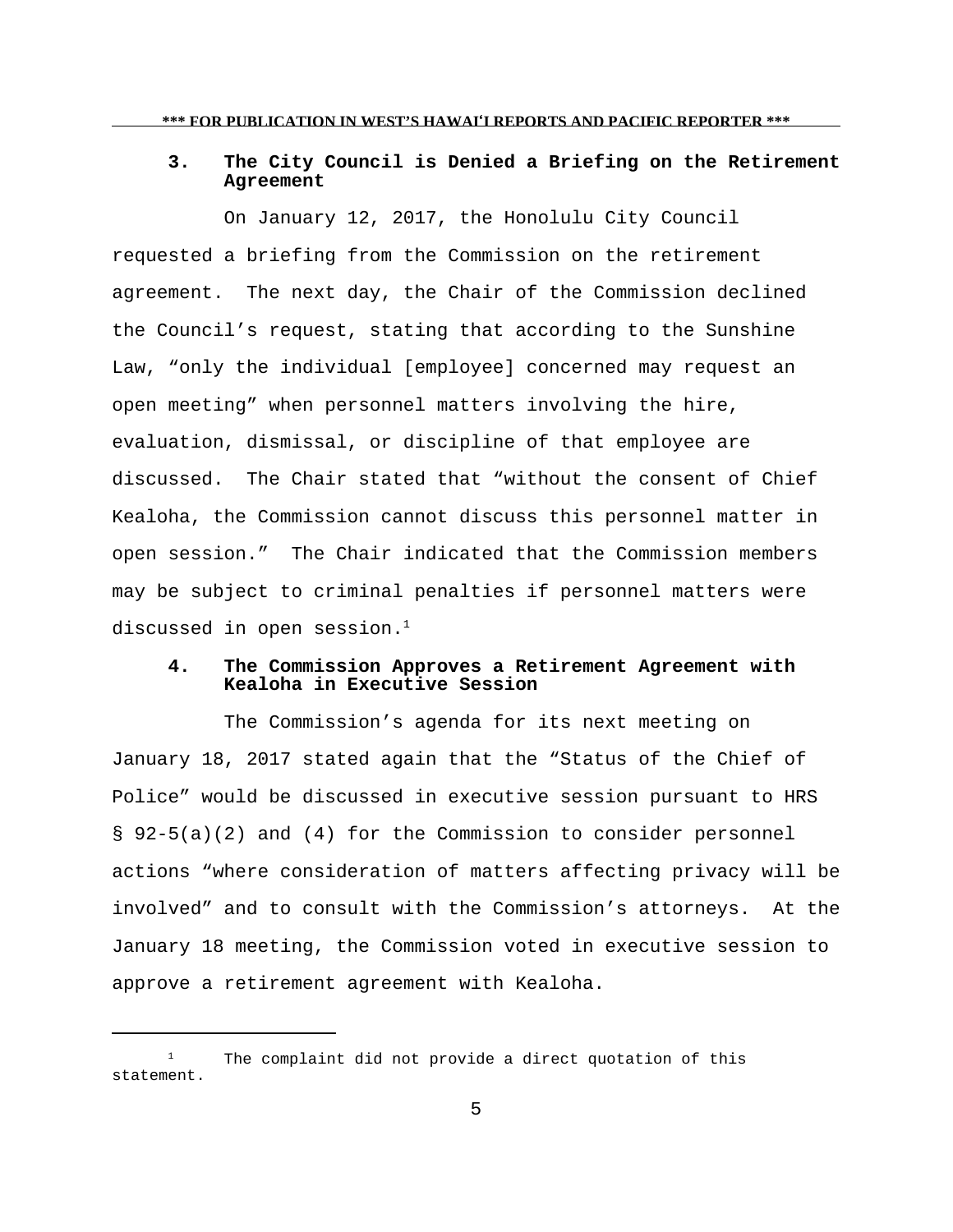### 3. The City Council is Denied a Briefing on the Retirement Agreement

On January 12, 2017, the Honolulu City Council requested a briefing from the Commission on the retirement agreement. The next day, the Chair of the Commission declined the Council's request, stating that according to the Sunshine Law, "only the individual [employee] concerned may request an open meeting" when personnel matters involving the hire, evaluation, dismissal, or discipline of that employee are discussed. The Chair stated that "without the consent of Chief Kealoha, the Commission cannot discuss this personnel matter in open session." The Chair indicated that the Commission members may be subject to criminal penalties if personnel matters were discussed in open session.[1]

### 4. The Commission Approves a Retirement Agreement with Kealoha in Executive Session

The Commission's agenda for its next meeting on January 18, 2017 stated again that the "Status of the Chief of Police" would be discussed in executive session pursuant to HRS § 92-5(a)(2) and (4) for the Commission to consider personnel actions "where consideration of matters affecting privacy will be involved" and to consult with the Commission's attorneys. At the January 18 meeting, the Commission voted in executive session to approve a retirement agreement with Kealoha.

---

[1] The complaint did not provide a direct quotation of this statement.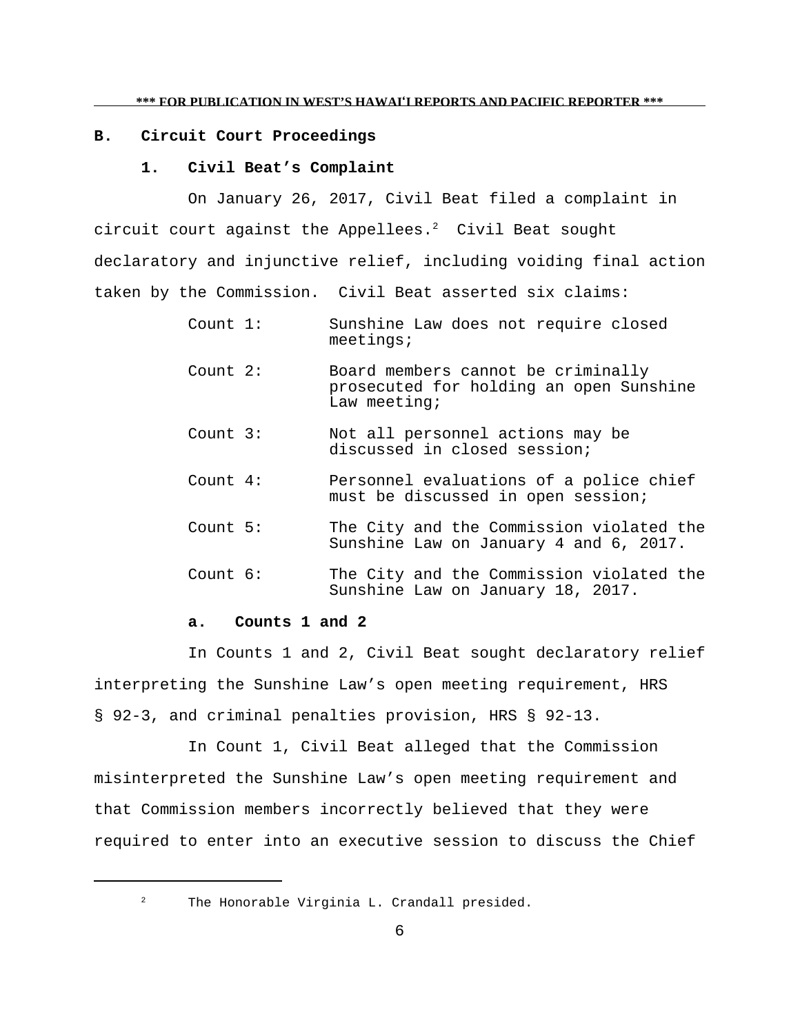## B. Circuit Court Proceedings

### 1. Civil Beat's Complaint

On January 26, 2017, Civil Beat filed a complaint in circuit court against the Appellees.[2] Civil Beat sought declaratory and injunctive relief, including voiding final action taken by the Commission. Civil Beat asserted six claims:

- Count 1: Sunshine Law does not require closed meetings;
- Count 2: Board members cannot be criminally prosecuted for holding an open Sunshine Law meeting;
- Count 3: Not all personnel actions may be discussed in closed session;
- Count 4: Personnel evaluations of a police chief must be discussed in open session;
- Count 5: The City and the Commission violated the Sunshine Law on January 4 and 6, 2017.
- Count 6: The City and the Commission violated the Sunshine Law on January 18, 2017.

#### a. Counts 1 and 2

In Counts 1 and 2, Civil Beat sought declaratory relief interpreting the Sunshine Law's open meeting requirement, HRS § 92-3, and criminal penalties provision, HRS § 92-13.

In Count 1, Civil Beat alleged that the Commission misinterpreted the Sunshine Law's open meeting requirement and that Commission members incorrectly believed that they were required to enter into an executive session to discuss the Chief

---

[2] The Honorable Virginia L. Crandall presided.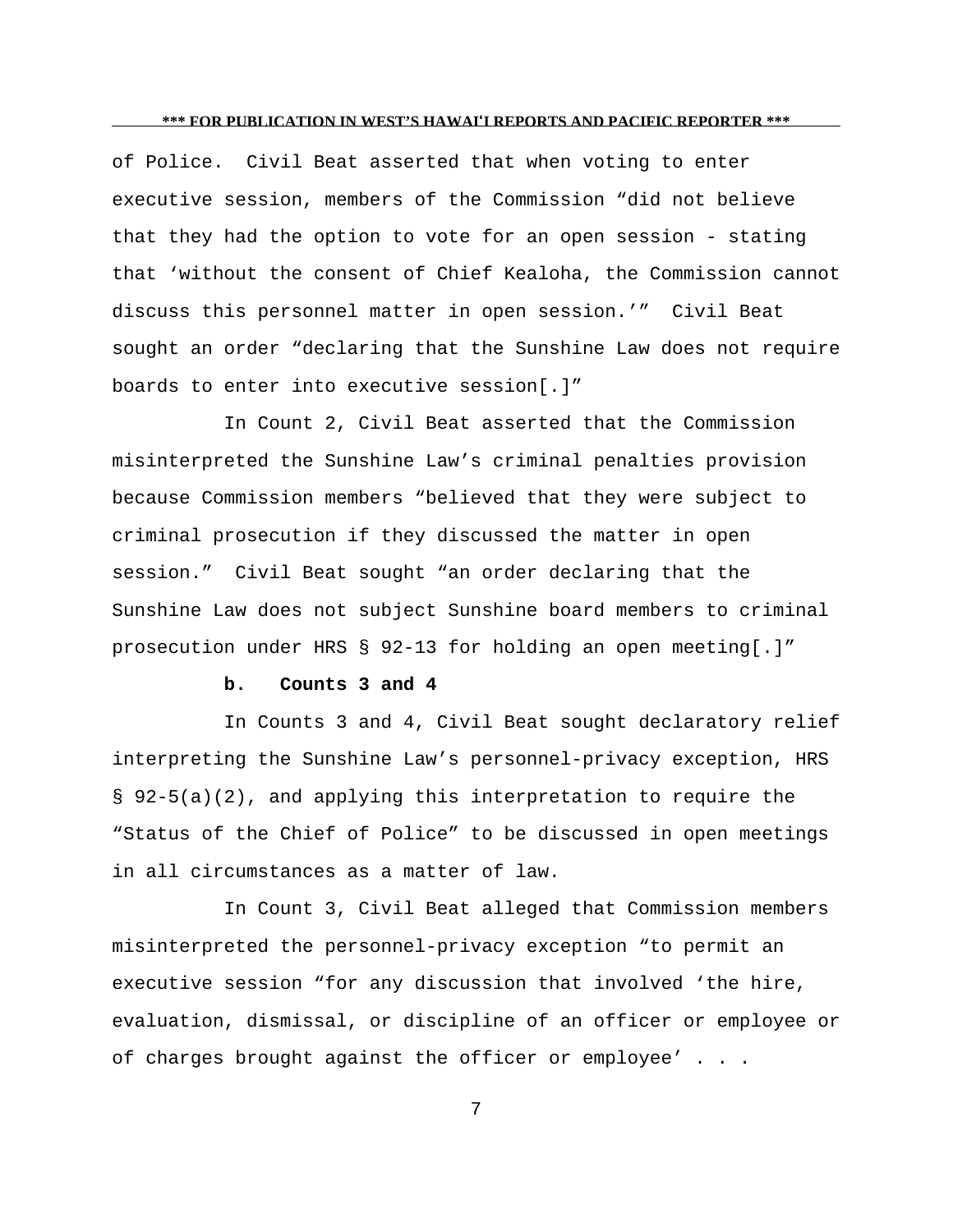of Police. Civil Beat asserted that when voting to enter executive session, members of the Commission "did not believe that they had the option to vote for an open session - stating that 'without the consent of Chief Kealoha, the Commission cannot discuss this personnel matter in open session.'" Civil Beat sought an order "declaring that the Sunshine Law does not require boards to enter into executive session[.]"

In Count 2, Civil Beat asserted that the Commission misinterpreted the Sunshine Law's criminal penalties provision because Commission members "believed that they were subject to criminal prosecution if they discussed the matter in open session." Civil Beat sought "an order declaring that the Sunshine Law does not subject Sunshine board members to criminal prosecution under HRS § 92-13 for holding an open meeting[.]"

**b. Counts 3 and 4**

In Counts 3 and 4, Civil Beat sought declaratory relief interpreting the Sunshine Law's personnel-privacy exception, HRS § 92-5(a)(2), and applying this interpretation to require the "Status of the Chief of Police" to be discussed in open meetings in all circumstances as a matter of law.

In Count 3, Civil Beat alleged that Commission members misinterpreted the personnel-privacy exception "to permit an executive session "for any discussion that involved 'the hire, evaluation, dismissal, or discipline of an officer or employee or of charges brought against the officer or employee' . . .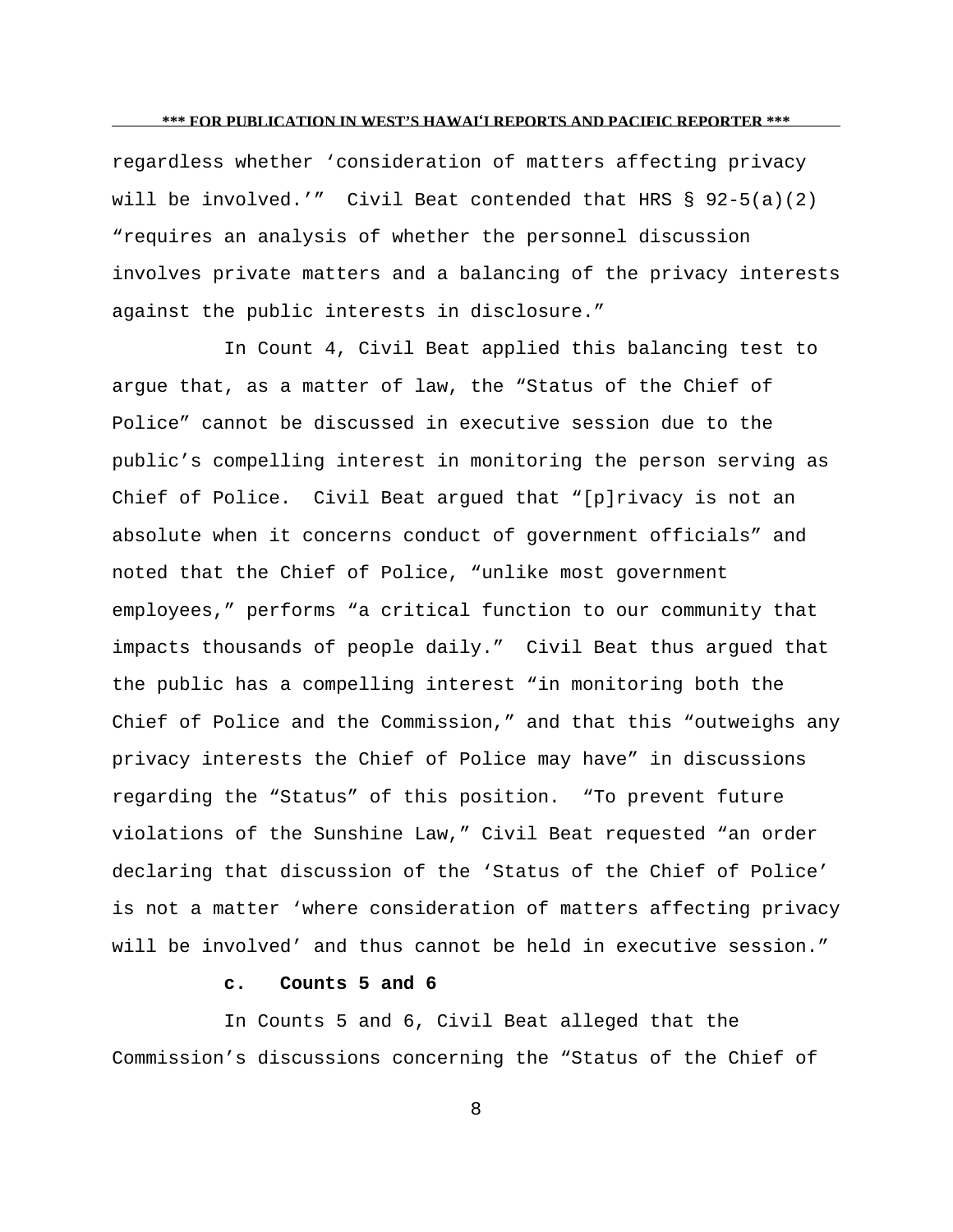regardless whether 'consideration of matters affecting privacy will be involved.'" Civil Beat contended that HRS § 92-5(a)(2) "requires an analysis of whether the personnel discussion involves private matters and a balancing of the privacy interests against the public interests in disclosure."

In Count 4, Civil Beat applied this balancing test to argue that, as a matter of law, the "Status of the Chief of Police" cannot be discussed in executive session due to the public's compelling interest in monitoring the person serving as Chief of Police. Civil Beat argued that "[p]rivacy is not an absolute when it concerns conduct of government officials" and noted that the Chief of Police, "unlike most government employees," performs "a critical function to our community that impacts thousands of people daily." Civil Beat thus argued that the public has a compelling interest "in monitoring both the Chief of Police and the Commission," and that this "outweighs any privacy interests the Chief of Police may have" in discussions regarding the "Status" of this position. "To prevent future violations of the Sunshine Law," Civil Beat requested "an order declaring that discussion of the 'Status of the Chief of Police' is not a matter 'where consideration of matters affecting privacy will be involved' and thus cannot be held in executive session."

**c. Counts 5 and 6**

In Counts 5 and 6, Civil Beat alleged that the Commission's discussions concerning the "Status of the Chief of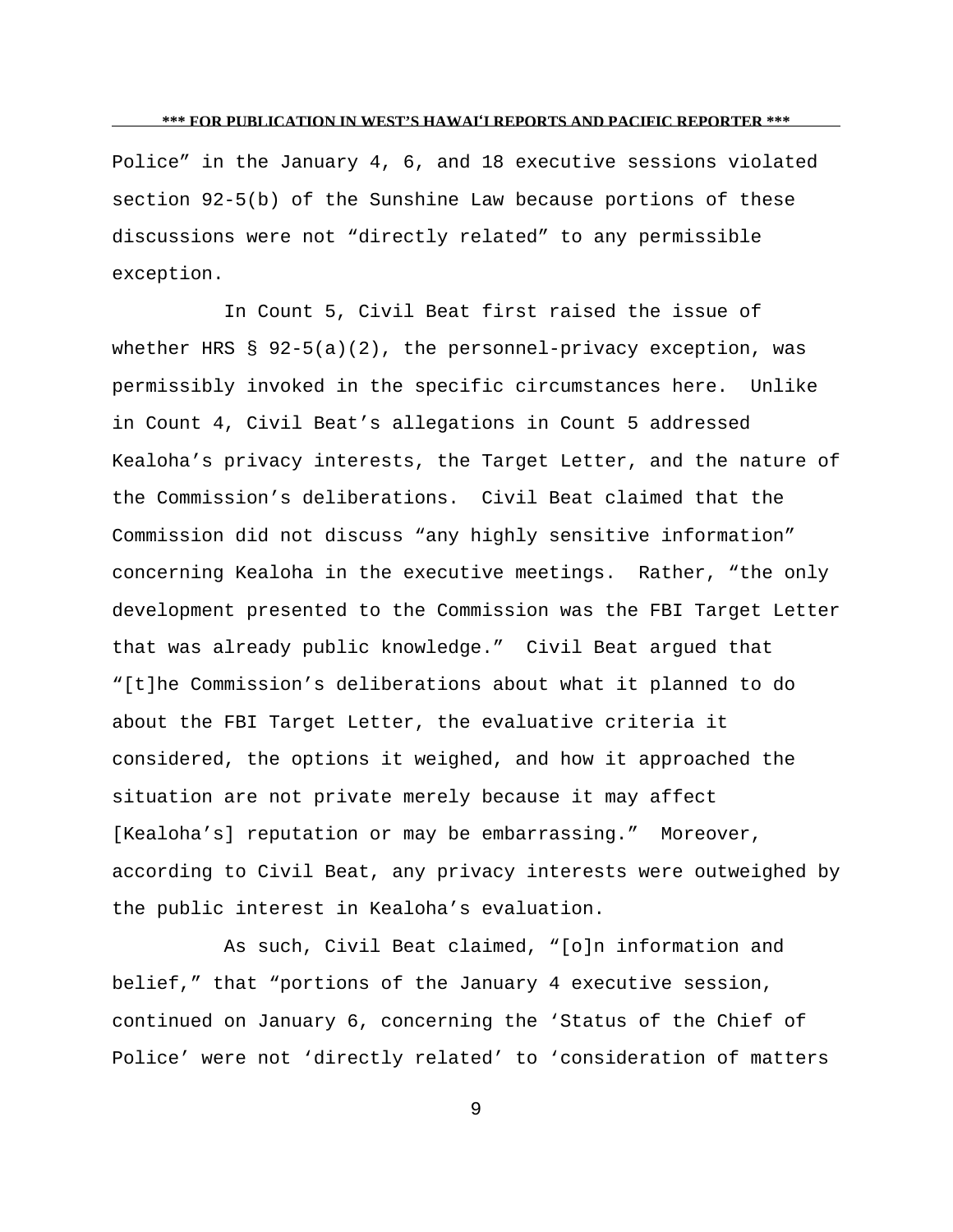Police" in the January 4, 6, and 18 executive sessions violated section 92-5(b) of the Sunshine Law because portions of these discussions were not "directly related" to any permissible exception.

In Count 5, Civil Beat first raised the issue of whether HRS § 92-5(a)(2), the personnel-privacy exception, was permissibly invoked in the specific circumstances here. Unlike in Count 4, Civil Beat's allegations in Count 5 addressed Kealoha's privacy interests, the Target Letter, and the nature of the Commission's deliberations. Civil Beat claimed that the Commission did not discuss "any highly sensitive information" concerning Kealoha in the executive meetings. Rather, "the only development presented to the Commission was the FBI Target Letter that was already public knowledge." Civil Beat argued that "[t]he Commission's deliberations about what it planned to do about the FBI Target Letter, the evaluative criteria it considered, the options it weighed, and how it approached the situation are not private merely because it may affect [Kealoha's] reputation or may be embarrassing." Moreover, according to Civil Beat, any privacy interests were outweighed by the public interest in Kealoha's evaluation.

As such, Civil Beat claimed, "[o]n information and belief," that "portions of the January 4 executive session, continued on January 6, concerning the 'Status of the Chief of Police' were not 'directly related' to 'consideration of matters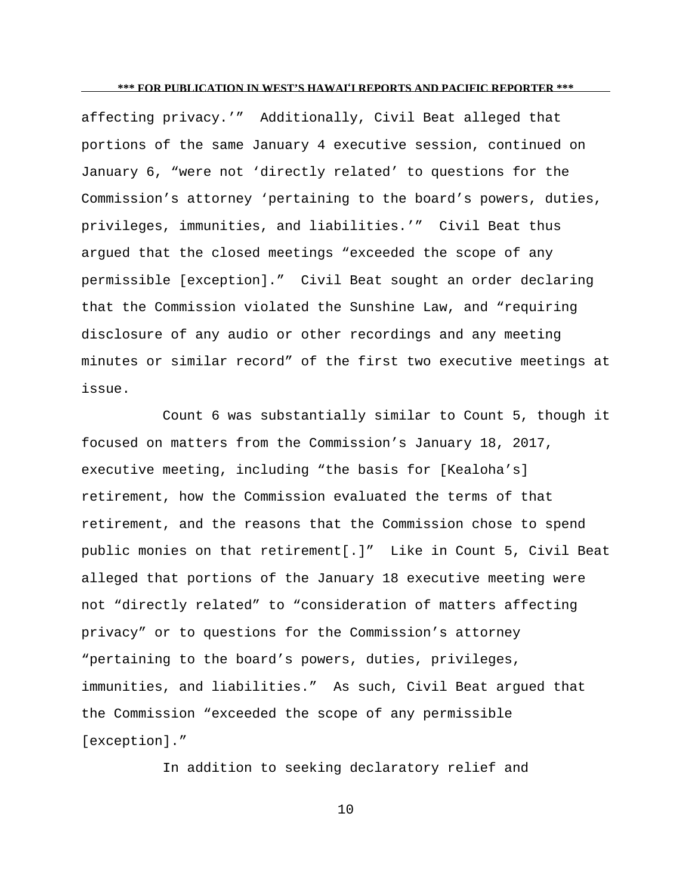affecting privacy.'" Additionally, Civil Beat alleged that portions of the same January 4 executive session, continued on January 6, "were not 'directly related' to questions for the Commission's attorney 'pertaining to the board's powers, duties, privileges, immunities, and liabilities.'" Civil Beat thus argued that the closed meetings "exceeded the scope of any permissible [exception]." Civil Beat sought an order declaring that the Commission violated the Sunshine Law, and "requiring disclosure of any audio or other recordings and any meeting minutes or similar record" of the first two executive meetings at issue.

Count 6 was substantially similar to Count 5, though it focused on matters from the Commission's January 18, 2017, executive meeting, including "the basis for [Kealoha's] retirement, how the Commission evaluated the terms of that retirement, and the reasons that the Commission chose to spend public monies on that retirement[.]" Like in Count 5, Civil Beat alleged that portions of the January 18 executive meeting were not "directly related" to "consideration of matters affecting privacy" or to questions for the Commission's attorney "pertaining to the board's powers, duties, privileges, immunities, and liabilities." As such, Civil Beat argued that the Commission "exceeded the scope of any permissible [exception]."

In addition to seeking declaratory relief and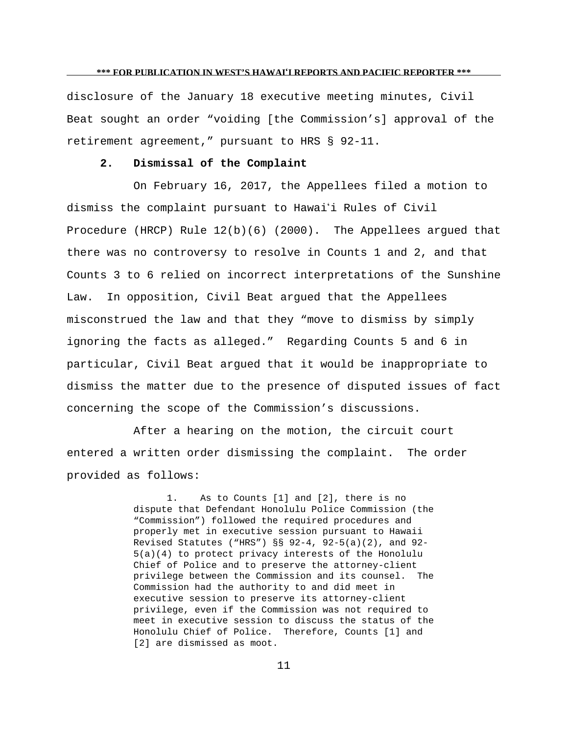disclosure of the January 18 executive meeting minutes, Civil Beat sought an order "voiding [the Commission's] approval of the retirement agreement," pursuant to HRS § 92-11.

**2. Dismissal of the Complaint**

On February 16, 2017, the Appellees filed a motion to dismiss the complaint pursuant to Hawaiʻi Rules of Civil Procedure (HRCP) Rule 12(b)(6) (2000). The Appellees argued that there was no controversy to resolve in Counts 1 and 2, and that Counts 3 to 6 relied on incorrect interpretations of the Sunshine Law. In opposition, Civil Beat argued that the Appellees misconstrued the law and that they "move to dismiss by simply ignoring the facts as alleged." Regarding Counts 5 and 6 in particular, Civil Beat argued that it would be inappropriate to dismiss the matter due to the presence of disputed issues of fact concerning the scope of the Commission's discussions.

After a hearing on the motion, the circuit court entered a written order dismissing the complaint. The order provided as follows:

> 1. As to Counts [1] and [2], there is no dispute that Defendant Honolulu Police Commission (the "Commission") followed the required procedures and properly met in executive session pursuant to Hawaii Revised Statutes ("HRS") §§ 92-4, 92-5(a)(2), and 92-5(a)(4) to protect privacy interests of the Honolulu Chief of Police and to preserve the attorney-client privilege between the Commission and its counsel. The Commission had the authority to and did meet in executive session to preserve its attorney-client privilege, even if the Commission was not required to meet in executive session to discuss the status of the Honolulu Chief of Police. Therefore, Counts [1] and [2] are dismissed as moot.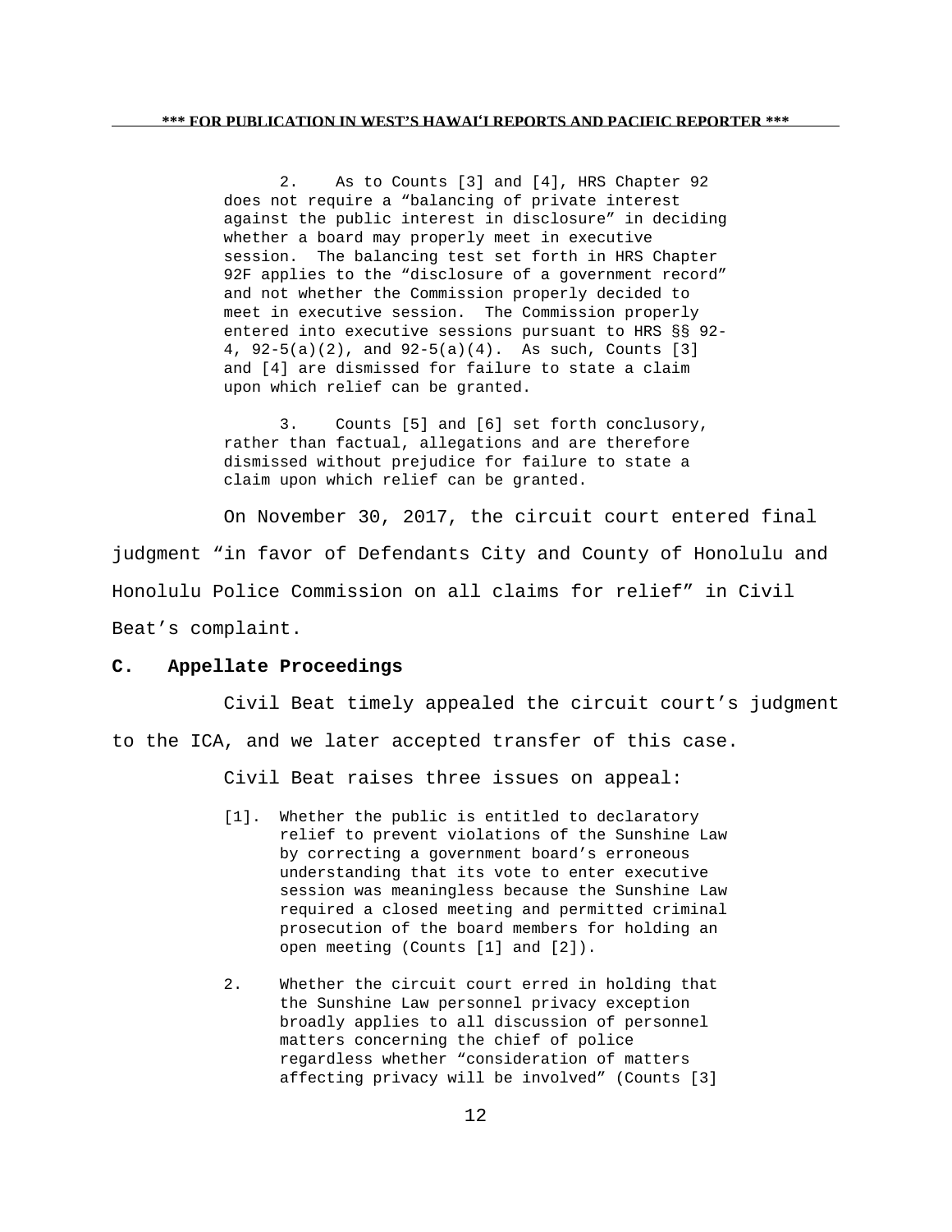> 2. As to Counts [3] and [4], HRS Chapter 92 does not require a "balancing of private interest against the public interest in disclosure" in deciding whether a board may properly meet in executive session. The balancing test set forth in HRS Chapter 92F applies to the "disclosure of a government record" and not whether the Commission properly decided to meet in executive session. The Commission properly entered into executive sessions pursuant to HRS §§ 92-4, 92-5(a)(2), and 92-5(a)(4). As such, Counts [3] and [4] are dismissed for failure to state a claim upon which relief can be granted.
>
> 3. Counts [5] and [6] set forth conclusory, rather than factual, allegations and are therefore dismissed without prejudice for failure to state a claim upon which relief can be granted.

On November 30, 2017, the circuit court entered final judgment "in favor of Defendants City and County of Honolulu and Honolulu Police Commission on all claims for relief" in Civil Beat's complaint.

### C. Appellate Proceedings

Civil Beat timely appealed the circuit court's judgment to the ICA, and we later accepted transfer of this case.

Civil Beat raises three issues on appeal:

> [1]. Whether the public is entitled to declaratory relief to prevent violations of the Sunshine Law by correcting a government board's erroneous understanding that its vote to enter executive session was meaningless because the Sunshine Law required a closed meeting and permitted criminal prosecution of the board members for holding an open meeting (Counts [1] and [2]).
>
> 2. Whether the circuit court erred in holding that the Sunshine Law personnel privacy exception broadly applies to all discussion of personnel matters concerning the chief of police regardless whether "consideration of matters affecting privacy will be involved" (Counts [3]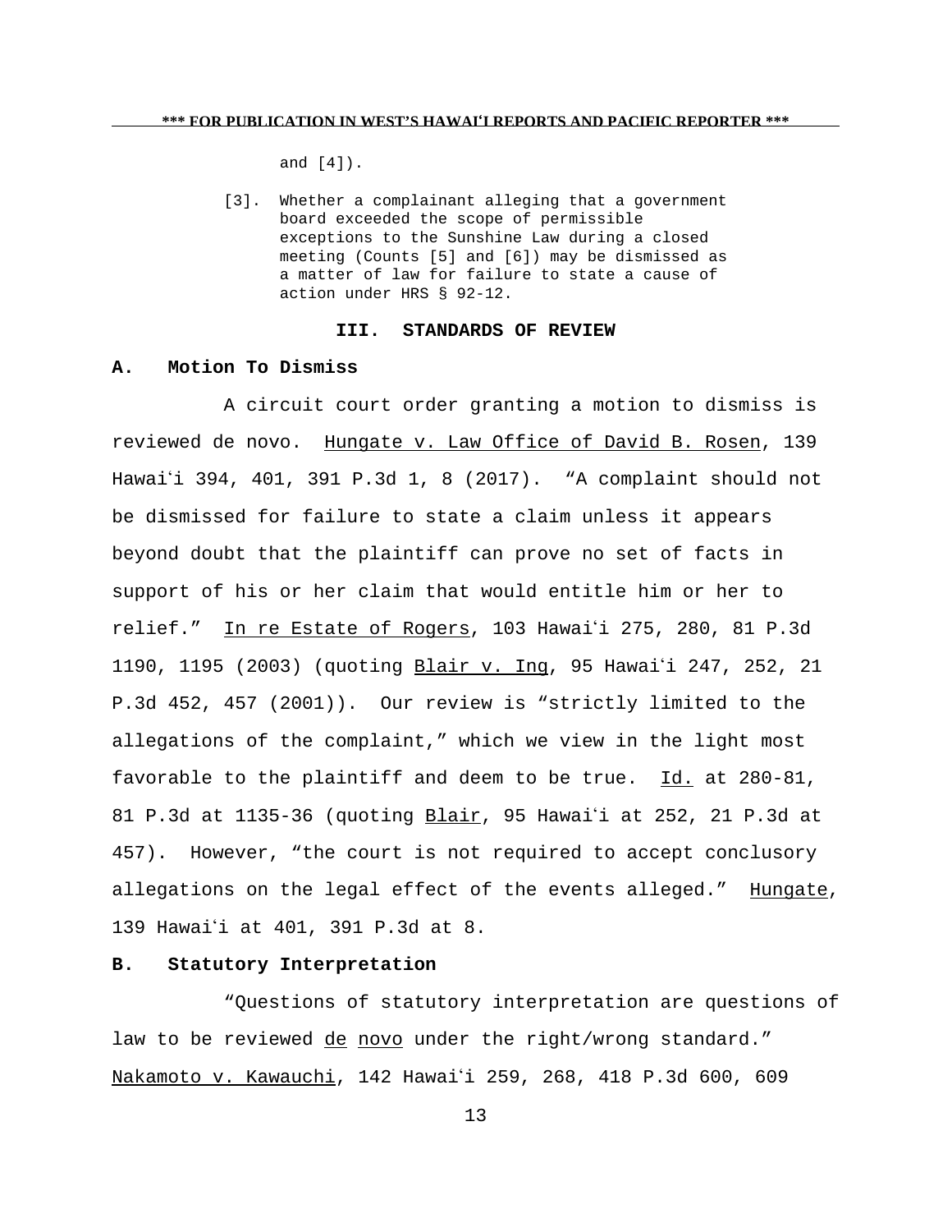and [4]).

[3]. Whether a complainant alleging that a government board exceeded the scope of permissible exceptions to the Sunshine Law during a closed meeting (Counts [5] and [6]) may be dismissed as a matter of law for failure to state a cause of action under HRS § 92-12.

## III. STANDARDS OF REVIEW

### A. Motion To Dismiss

A circuit court order granting a motion to dismiss is reviewed de novo. Hungate v. Law Office of David B. Rosen, 139 Hawaiʻi 394, 401, 391 P.3d 1, 8 (2017). "A complaint should not be dismissed for failure to state a claim unless it appears beyond doubt that the plaintiff can prove no set of facts in support of his or her claim that would entitle him or her to relief." In re Estate of Rogers, 103 Hawaiʻi 275, 280, 81 P.3d 1190, 1195 (2003) (quoting Blair v. Ing, 95 Hawaiʻi 247, 252, 21 P.3d 452, 457 (2001)). Our review is "strictly limited to the allegations of the complaint," which we view in the light most favorable to the plaintiff and deem to be true. Id. at 280-81, 81 P.3d at 1135-36 (quoting Blair, 95 Hawaiʻi at 252, 21 P.3d at 457). However, "the court is not required to accept conclusory allegations on the legal effect of the events alleged." Hungate, 139 Hawaiʻi at 401, 391 P.3d at 8.

### B. Statutory Interpretation

"Questions of statutory interpretation are questions of law to be reviewed de novo under the right/wrong standard." Nakamoto v. Kawauchi, 142 Hawaiʻi 259, 268, 418 P.3d 600, 609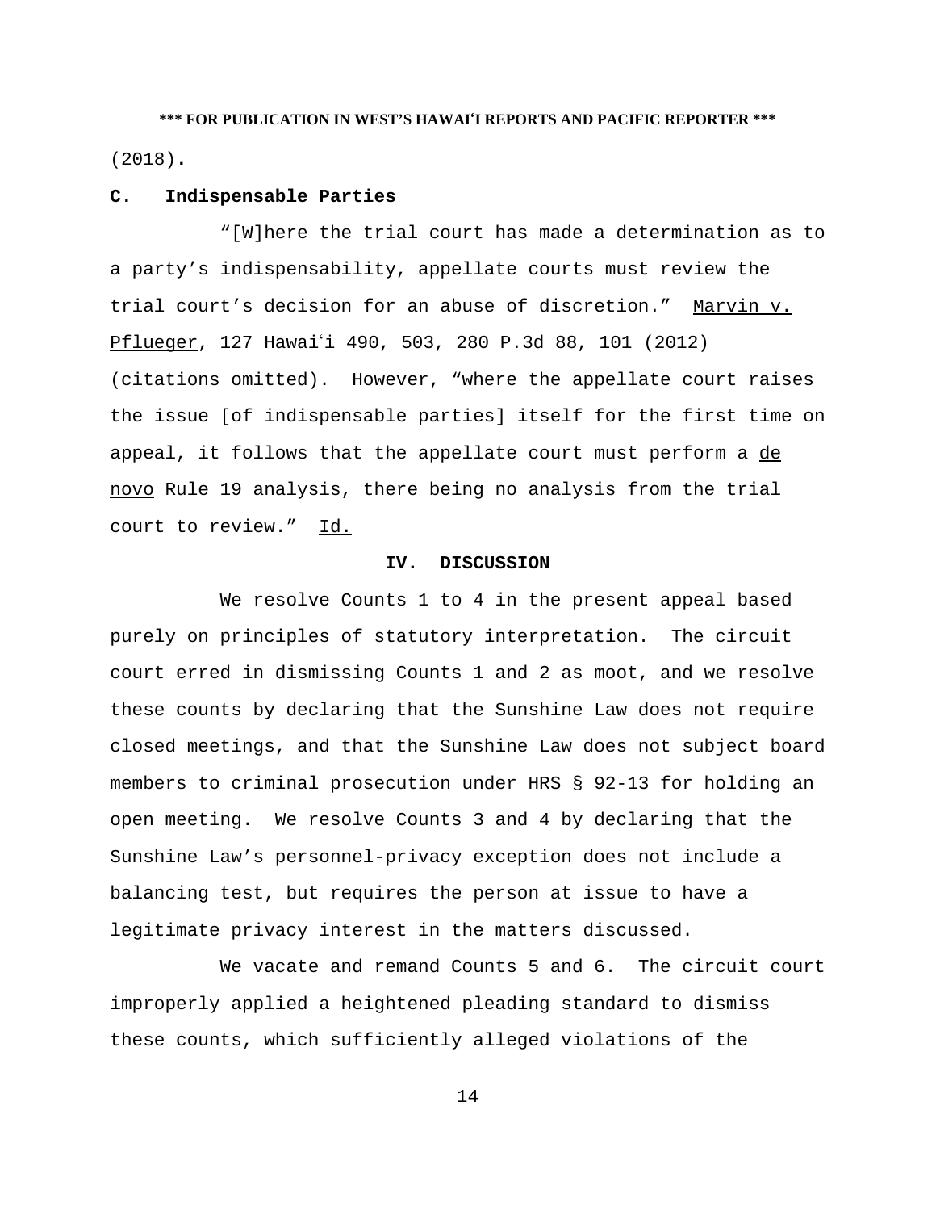(2018).

### C. Indispensable Parties

"[W]here the trial court has made a determination as to a party's indispensability, appellate courts must review the trial court's decision for an abuse of discretion." Marvin v. Pflueger, 127 Hawaiʻi 490, 503, 280 P.3d 88, 101 (2012) (citations omitted). However, "where the appellate court raises the issue [of indispensable parties] itself for the first time on appeal, it follows that the appellate court must perform a de novo Rule 19 analysis, there being no analysis from the trial court to review." Id.

## IV. DISCUSSION

We resolve Counts 1 to 4 in the present appeal based purely on principles of statutory interpretation. The circuit court erred in dismissing Counts 1 and 2 as moot, and we resolve these counts by declaring that the Sunshine Law does not require closed meetings, and that the Sunshine Law does not subject board members to criminal prosecution under HRS § 92-13 for holding an open meeting. We resolve Counts 3 and 4 by declaring that the Sunshine Law's personnel-privacy exception does not include a balancing test, but requires the person at issue to have a legitimate privacy interest in the matters discussed.

We vacate and remand Counts 5 and 6. The circuit court improperly applied a heightened pleading standard to dismiss these counts, which sufficiently alleged violations of the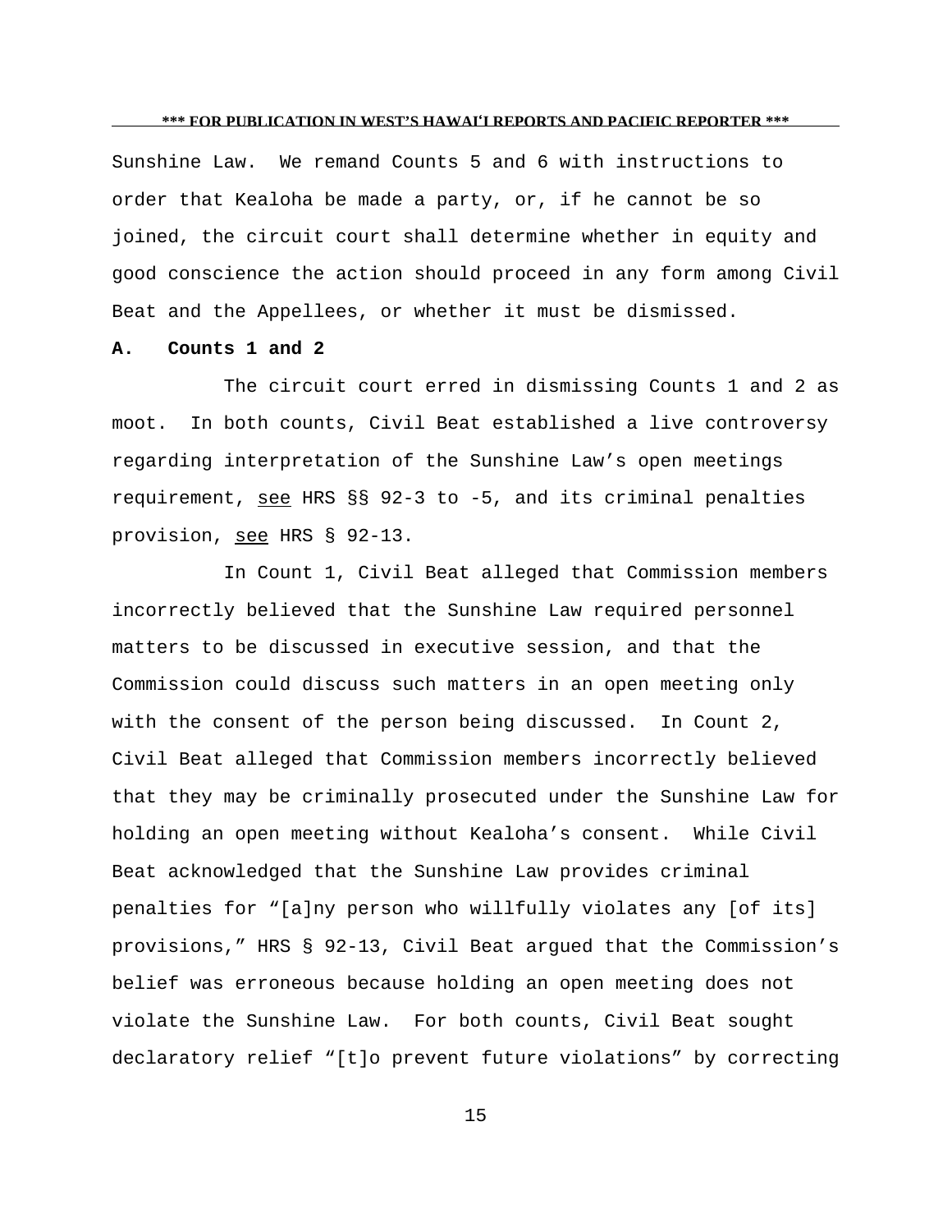Sunshine Law. We remand Counts 5 and 6 with instructions to order that Kealoha be made a party, or, if he cannot be so joined, the circuit court shall determine whether in equity and good conscience the action should proceed in any form among Civil Beat and the Appellees, or whether it must be dismissed.

**A. Counts 1 and 2**

The circuit court erred in dismissing Counts 1 and 2 as moot. In both counts, Civil Beat established a live controversy regarding interpretation of the Sunshine Law's open meetings requirement, see HRS §§ 92-3 to -5, and its criminal penalties provision, see HRS § 92-13.

In Count 1, Civil Beat alleged that Commission members incorrectly believed that the Sunshine Law required personnel matters to be discussed in executive session, and that the Commission could discuss such matters in an open meeting only with the consent of the person being discussed. In Count 2, Civil Beat alleged that Commission members incorrectly believed that they may be criminally prosecuted under the Sunshine Law for holding an open meeting without Kealoha's consent. While Civil Beat acknowledged that the Sunshine Law provides criminal penalties for "[a]ny person who willfully violates any [of its] provisions," HRS § 92-13, Civil Beat argued that the Commission's belief was erroneous because holding an open meeting does not violate the Sunshine Law. For both counts, Civil Beat sought declaratory relief "[t]o prevent future violations" by correcting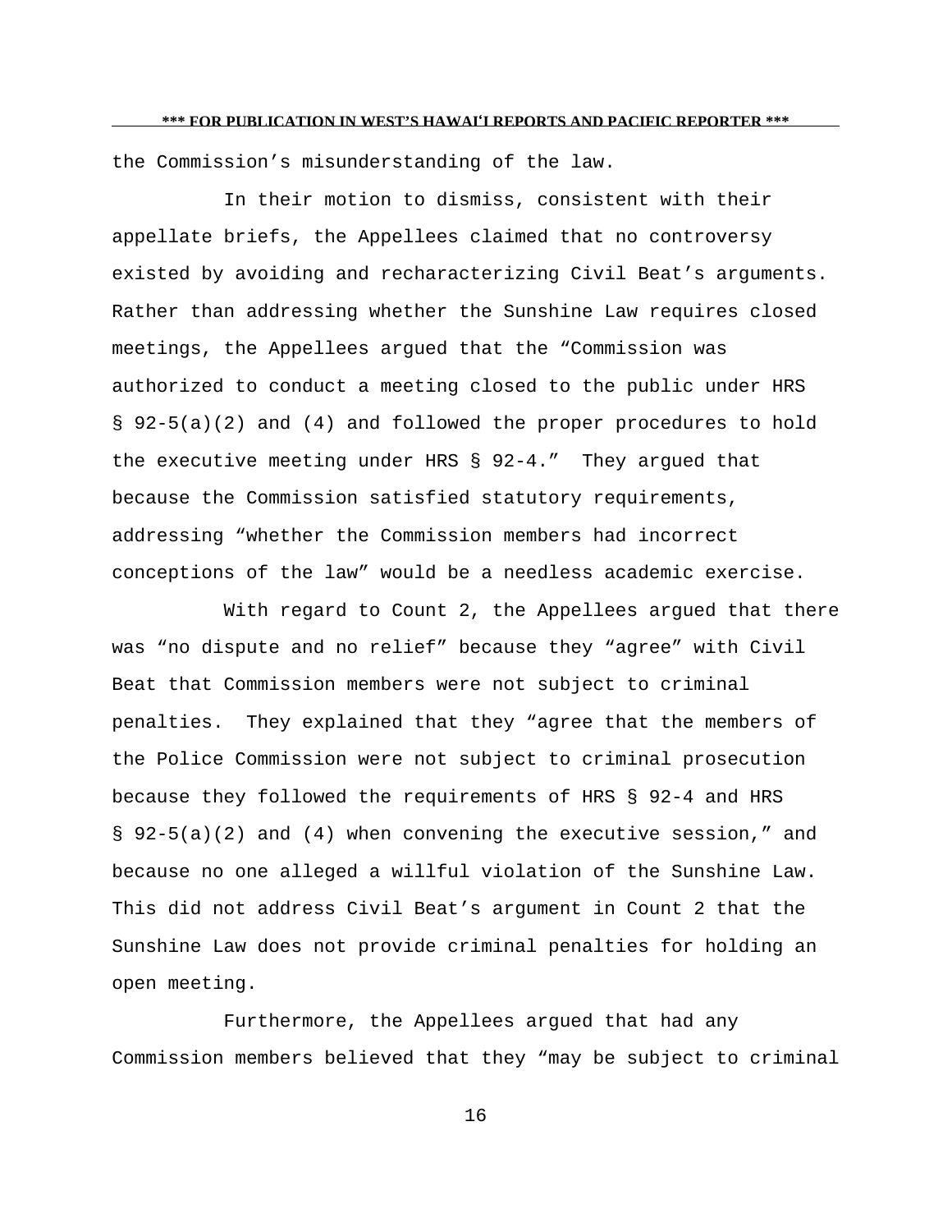the Commission's misunderstanding of the law.

In their motion to dismiss, consistent with their appellate briefs, the Appellees claimed that no controversy existed by avoiding and recharacterizing Civil Beat's arguments. Rather than addressing whether the Sunshine Law requires closed meetings, the Appellees argued that the "Commission was authorized to conduct a meeting closed to the public under HRS § 92-5(a)(2) and (4) and followed the proper procedures to hold the executive meeting under HRS § 92-4." They argued that because the Commission satisfied statutory requirements, addressing "whether the Commission members had incorrect conceptions of the law" would be a needless academic exercise.

With regard to Count 2, the Appellees argued that there was "no dispute and no relief" because they "agree" with Civil Beat that Commission members were not subject to criminal penalties. They explained that they "agree that the members of the Police Commission were not subject to criminal prosecution because they followed the requirements of HRS § 92-4 and HRS § 92-5(a)(2) and (4) when convening the executive session," and because no one alleged a willful violation of the Sunshine Law. This did not address Civil Beat's argument in Count 2 that the Sunshine Law does not provide criminal penalties for holding an open meeting.

Furthermore, the Appellees argued that had any Commission members believed that they "may be subject to criminal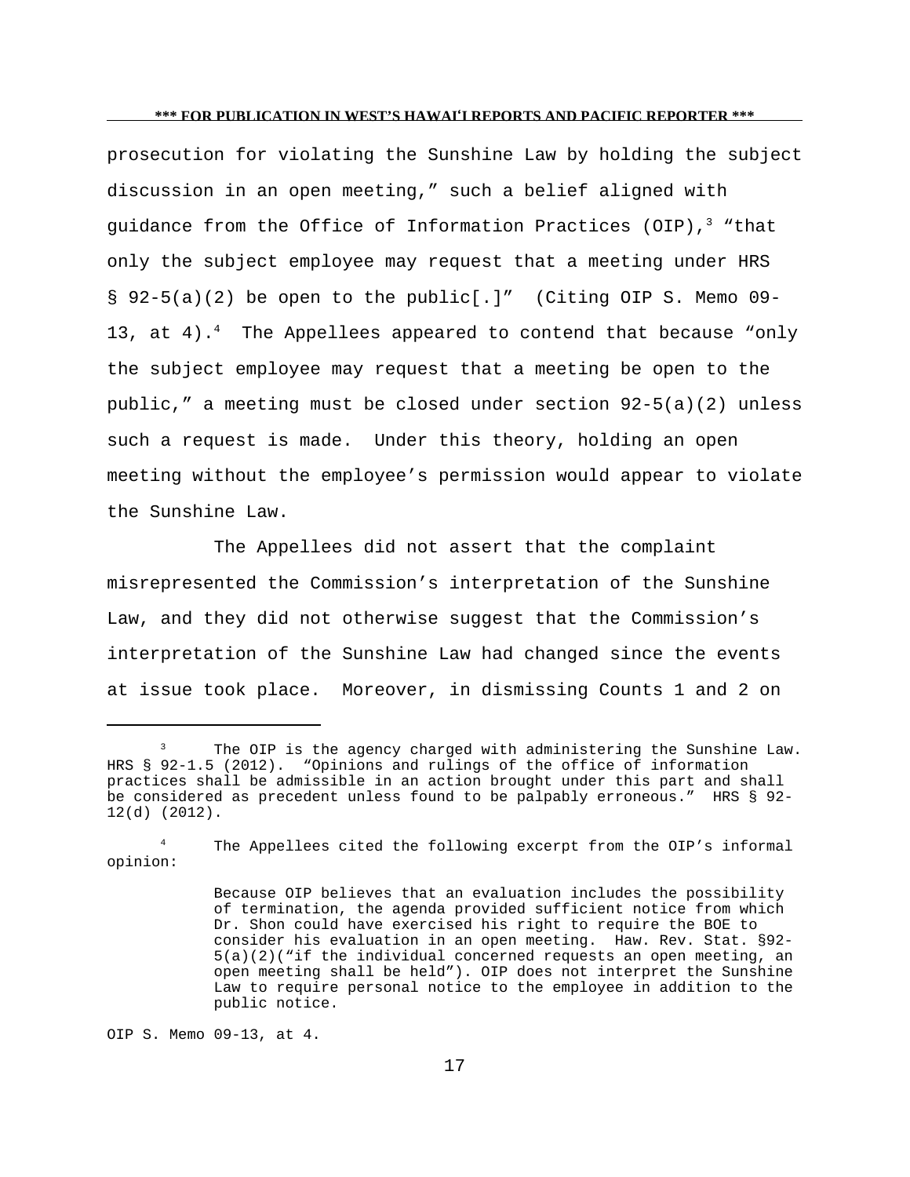prosecution for violating the Sunshine Law by holding the subject discussion in an open meeting," such a belief aligned with guidance from the Office of Information Practices (OIP),[3] "that only the subject employee may request that a meeting under HRS § 92-5(a)(2) be open to the public[.]" (Citing OIP S. Memo 09-13, at 4).[4] The Appellees appeared to contend that because "only the subject employee may request that a meeting be open to the public," a meeting must be closed under section 92-5(a)(2) unless such a request is made. Under this theory, holding an open meeting without the employee's permission would appear to violate the Sunshine Law.

The Appellees did not assert that the complaint misrepresented the Commission's interpretation of the Sunshine Law, and they did not otherwise suggest that the Commission's interpretation of the Sunshine Law had changed since the events at issue took place. Moreover, in dismissing Counts 1 and 2 on

---

[3] The OIP is the agency charged with administering the Sunshine Law. HRS § 92-1.5 (2012). "Opinions and rulings of the office of information practices shall be admissible in an action brought under this part and shall be considered as precedent unless found to be palpably erroneous." HRS § 92-12(d) (2012).

[4] The Appellees cited the following excerpt from the OIP's informal opinion:

> Because OIP believes that an evaluation includes the possibility of termination, the agenda provided sufficient notice from which Dr. Shon could have exercised his right to require the BOE to consider his evaluation in an open meeting. Haw. Rev. Stat. §92-5(a)(2)("if the individual concerned requests an open meeting, an open meeting shall be held"). OIP does not interpret the Sunshine Law to require personal notice to the employee in addition to the public notice.

OIP S. Memo 09-13, at 4.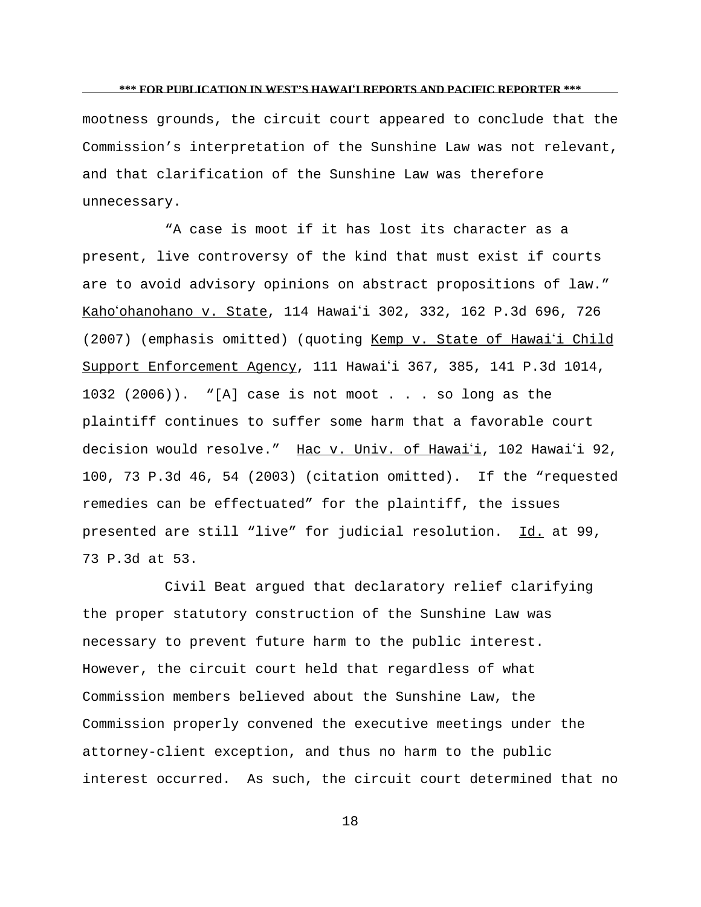mootness grounds, the circuit court appeared to conclude that the Commission's interpretation of the Sunshine Law was not relevant, and that clarification of the Sunshine Law was therefore unnecessary.

"A case is moot if it has lost its character as a present, live controversy of the kind that must exist if courts are to avoid advisory opinions on abstract propositions of law." Kahoʻohanohano v. State, 114 Hawaiʻi 302, 332, 162 P.3d 696, 726 (2007) (emphasis omitted) (quoting Kemp v. State of Hawaiʻi Child Support Enforcement Agency, 111 Hawaiʻi 367, 385, 141 P.3d 1014, 1032 (2006)). "[A] case is not moot . . . so long as the plaintiff continues to suffer some harm that a favorable court decision would resolve." Hac v. Univ. of Hawaiʻi, 102 Hawaiʻi 92, 100, 73 P.3d 46, 54 (2003) (citation omitted). If the "requested remedies can be effectuated" for the plaintiff, the issues presented are still "live" for judicial resolution. Id. at 99, 73 P.3d at 53.

Civil Beat argued that declaratory relief clarifying the proper statutory construction of the Sunshine Law was necessary to prevent future harm to the public interest. However, the circuit court held that regardless of what Commission members believed about the Sunshine Law, the Commission properly convened the executive meetings under the attorney-client exception, and thus no harm to the public interest occurred. As such, the circuit court determined that no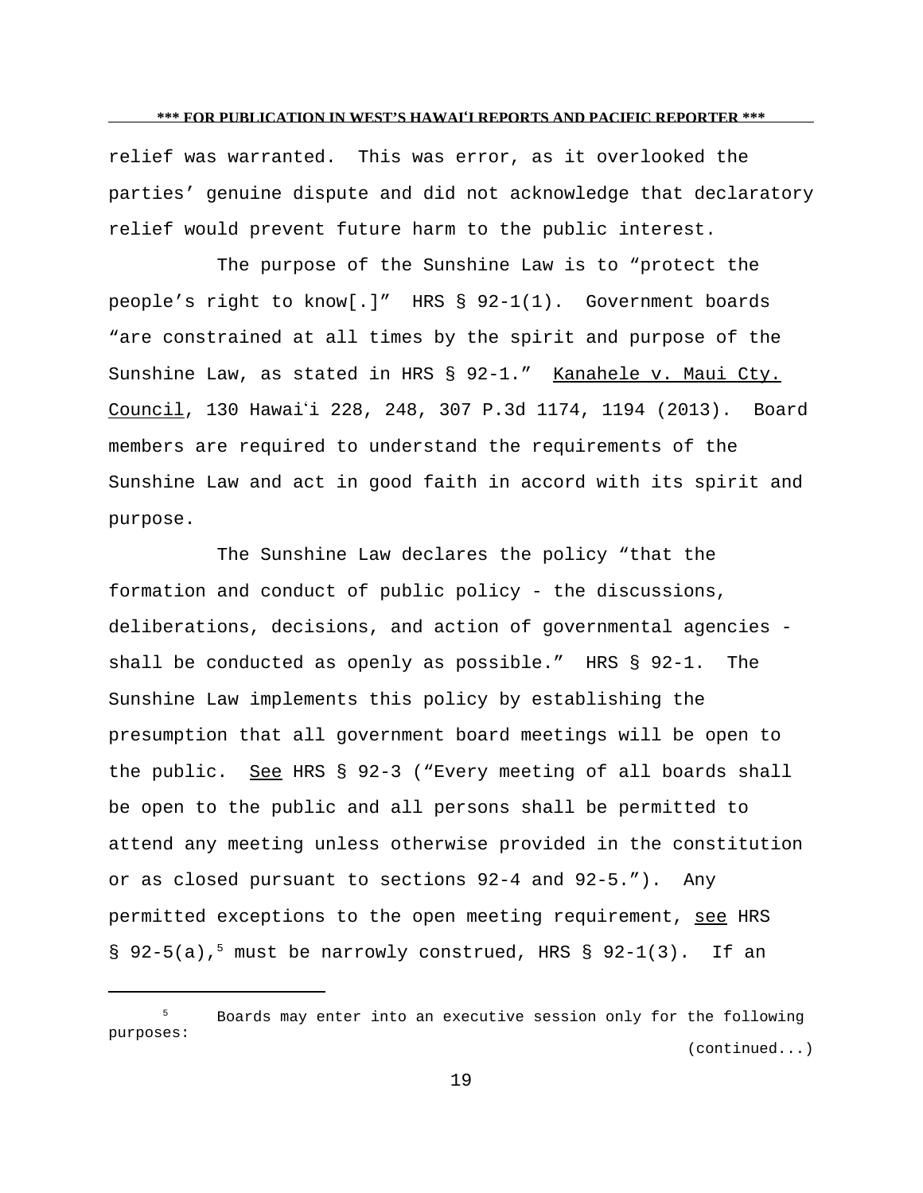relief was warranted. This was error, as it overlooked the parties' genuine dispute and did not acknowledge that declaratory relief would prevent future harm to the public interest.

The purpose of the Sunshine Law is to "protect the people's right to know[.]" HRS § 92-1(1). Government boards "are constrained at all times by the spirit and purpose of the Sunshine Law, as stated in HRS § 92-1." Kanahele v. Maui Cty. Council, 130 Hawaiʻi 228, 248, 307 P.3d 1174, 1194 (2013). Board members are required to understand the requirements of the Sunshine Law and act in good faith in accord with its spirit and purpose.

The Sunshine Law declares the policy "that the formation and conduct of public policy - the discussions, deliberations, decisions, and action of governmental agencies - shall be conducted as openly as possible." HRS § 92-1. The Sunshine Law implements this policy by establishing the presumption that all government board meetings will be open to the public. See HRS § 92-3 ("Every meeting of all boards shall be open to the public and all persons shall be permitted to attend any meeting unless otherwise provided in the constitution or as closed pursuant to sections 92-4 and 92-5."). Any permitted exceptions to the open meeting requirement, see HRS § 92-5(a),[5] must be narrowly construed, HRS § 92-1(3). If an

---

[5] Boards may enter into an executive session only for the following purposes:

(continued...)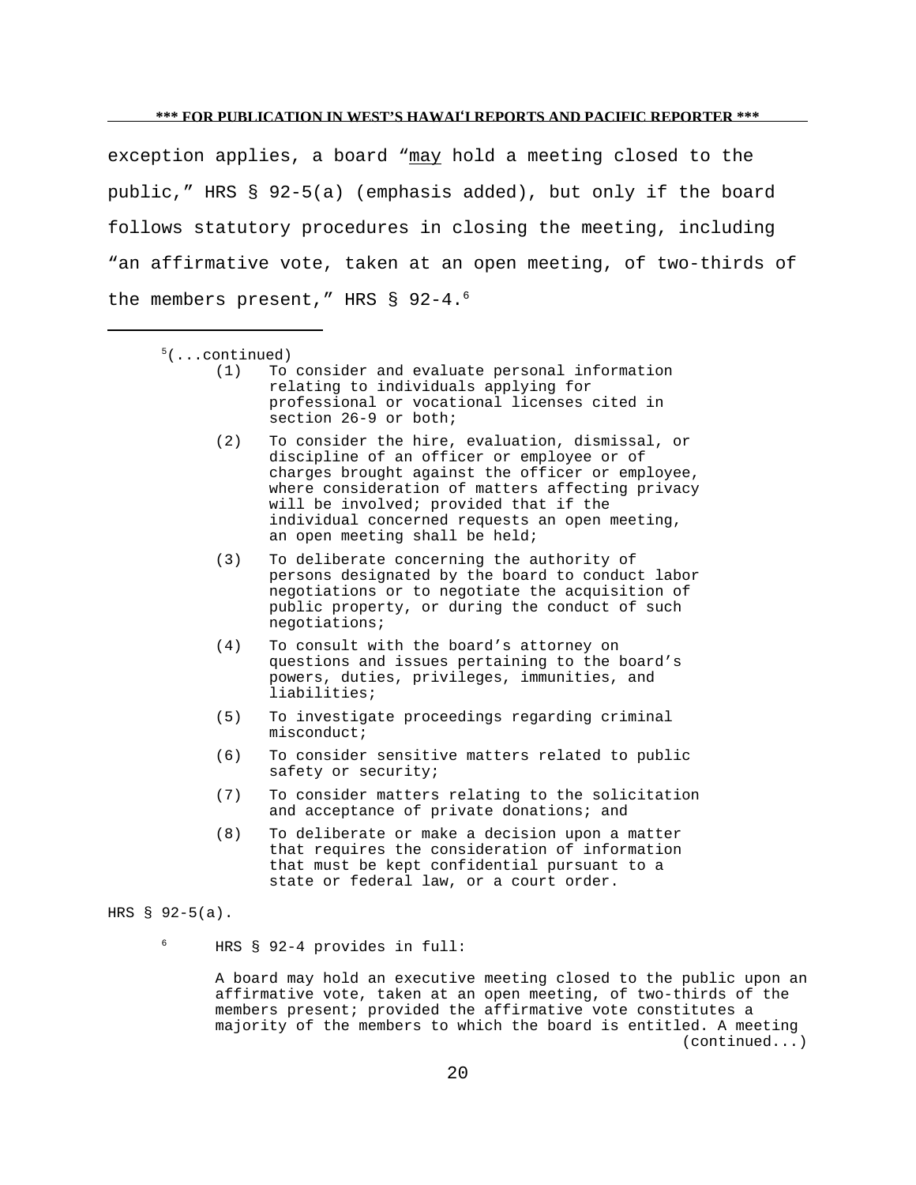exception applies, a board "may hold a meeting closed to the public," HRS § 92-5(a) (emphasis added), but only if the board follows statutory procedures in closing the meeting, including "an affirmative vote, taken at an open meeting, of two-thirds of the members present," HRS § 92-4.[6]

---

[5](...continued)

> (1) To consider and evaluate personal information relating to individuals applying for professional or vocational licenses cited in section 26-9 or both;
>
> (2) To consider the hire, evaluation, dismissal, or discipline of an officer or employee or of charges brought against the officer or employee, where consideration of matters affecting privacy will be involved; provided that if the individual concerned requests an open meeting, an open meeting shall be held;
>
> (3) To deliberate concerning the authority of persons designated by the board to conduct labor negotiations or to negotiate the acquisition of public property, or during the conduct of such negotiations;
>
> (4) To consult with the board's attorney on questions and issues pertaining to the board's powers, duties, privileges, immunities, and liabilities;
>
> (5) To investigate proceedings regarding criminal misconduct;
>
> (6) To consider sensitive matters related to public safety or security;
>
> (7) To consider matters relating to the solicitation and acceptance of private donations; and
>
> (8) To deliberate or make a decision upon a matter that requires the consideration of information that must be kept confidential pursuant to a state or federal law, or a court order.

HRS § 92-5(a).

[6] HRS § 92-4 provides in full:

> A board may hold an executive meeting closed to the public upon an affirmative vote, taken at an open meeting, of two-thirds of the members present; provided the affirmative vote constitutes a majority of the members to which the board is entitled. A meeting (continued...)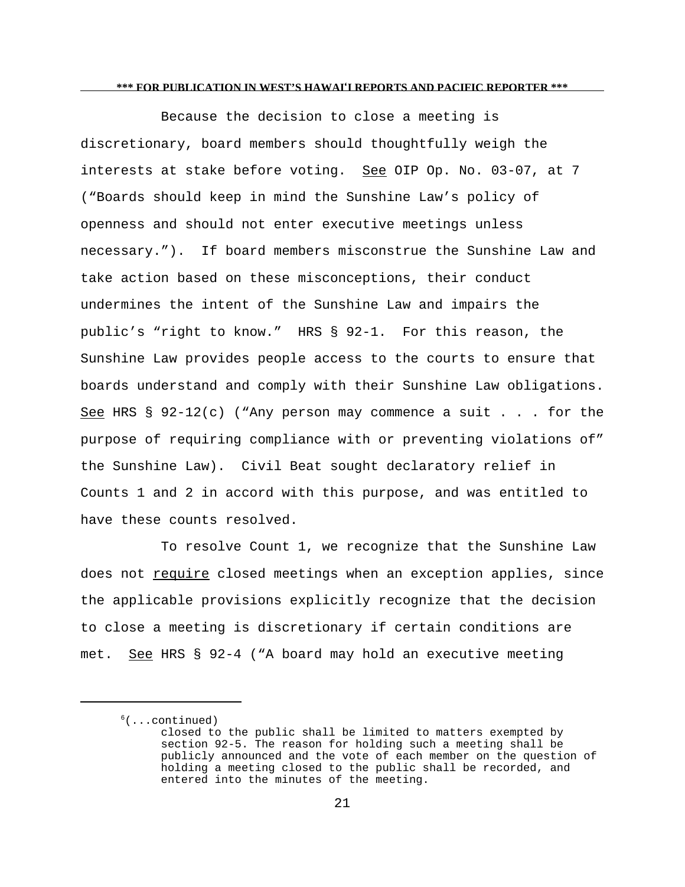Because the decision to close a meeting is discretionary, board members should thoughtfully weigh the interests at stake before voting. <u>See</u> OIP Op. No. 03-07, at 7 ("Boards should keep in mind the Sunshine Law's policy of openness and should not enter executive meetings unless necessary."). If board members misconstrue the Sunshine Law and take action based on these misconceptions, their conduct undermines the intent of the Sunshine Law and impairs the public's "right to know." HRS § 92-1. For this reason, the Sunshine Law provides people access to the courts to ensure that boards understand and comply with their Sunshine Law obligations. <u>See</u> HRS § 92-12(c) ("Any person may commence a suit . . . for the purpose of requiring compliance with or preventing violations of" the Sunshine Law). Civil Beat sought declaratory relief in Counts 1 and 2 in accord with this purpose, and was entitled to have these counts resolved.

To resolve Count 1, we recognize that the Sunshine Law does not <u>require</u> closed meetings when an exception applies, since the applicable provisions explicitly recognize that the decision to close a meeting is discretionary if certain conditions are met. <u>See</u> HRS § 92-4 ("A board may hold an executive meeting

---

[6](...continued)

closed to the public shall be limited to matters exempted by section 92-5. The reason for holding such a meeting shall be publicly announced and the vote of each member on the question of holding a meeting closed to the public shall be recorded, and entered into the minutes of the meeting.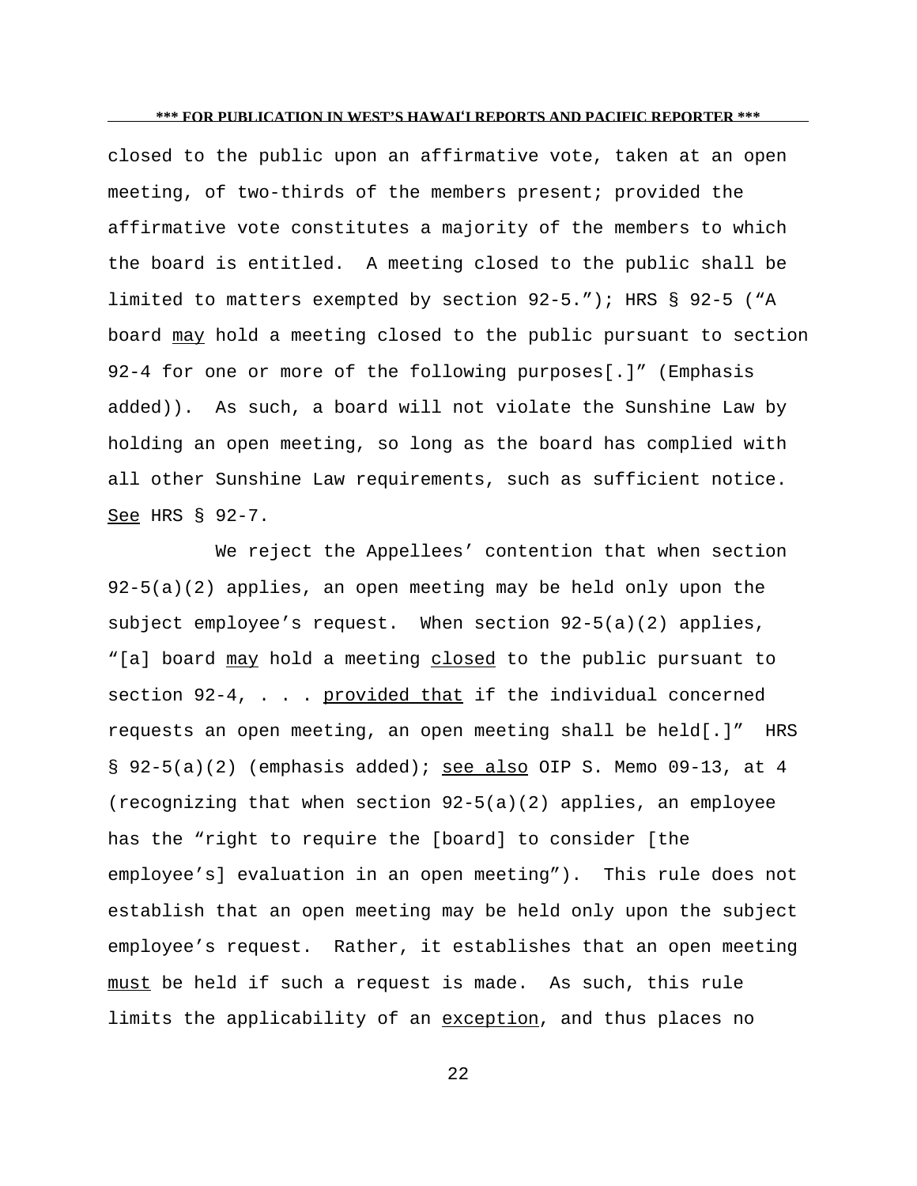closed to the public upon an affirmative vote, taken at an open meeting, of two-thirds of the members present; provided the affirmative vote constitutes a majority of the members to which the board is entitled. A meeting closed to the public shall be limited to matters exempted by section 92-5."); HRS § 92-5 ("A board <u>may</u> hold a meeting closed to the public pursuant to section 92-4 for one or more of the following purposes[.]" (Emphasis added)). As such, a board will not violate the Sunshine Law by holding an open meeting, so long as the board has complied with all other Sunshine Law requirements, such as sufficient notice. <u>See</u> HRS § 92-7.

We reject the Appellees' contention that when section 92-5(a)(2) applies, an open meeting may be held only upon the subject employee's request. When section 92-5(a)(2) applies, "[a] board <u>may</u> hold a meeting <u>closed</u> to the public pursuant to section 92-4, . . . <u>provided that</u> if the individual concerned requests an open meeting, an open meeting shall be held[.]" HRS § 92-5(a)(2) (emphasis added); <u>see also</u> OIP S. Memo 09-13, at 4 (recognizing that when section 92-5(a)(2) applies, an employee has the "right to require the [board] to consider [the employee's] evaluation in an open meeting"). This rule does not establish that an open meeting may be held only upon the subject employee's request. Rather, it establishes that an open meeting <u>must</u> be held if such a request is made. As such, this rule limits the applicability of an <u>exception</u>, and thus places no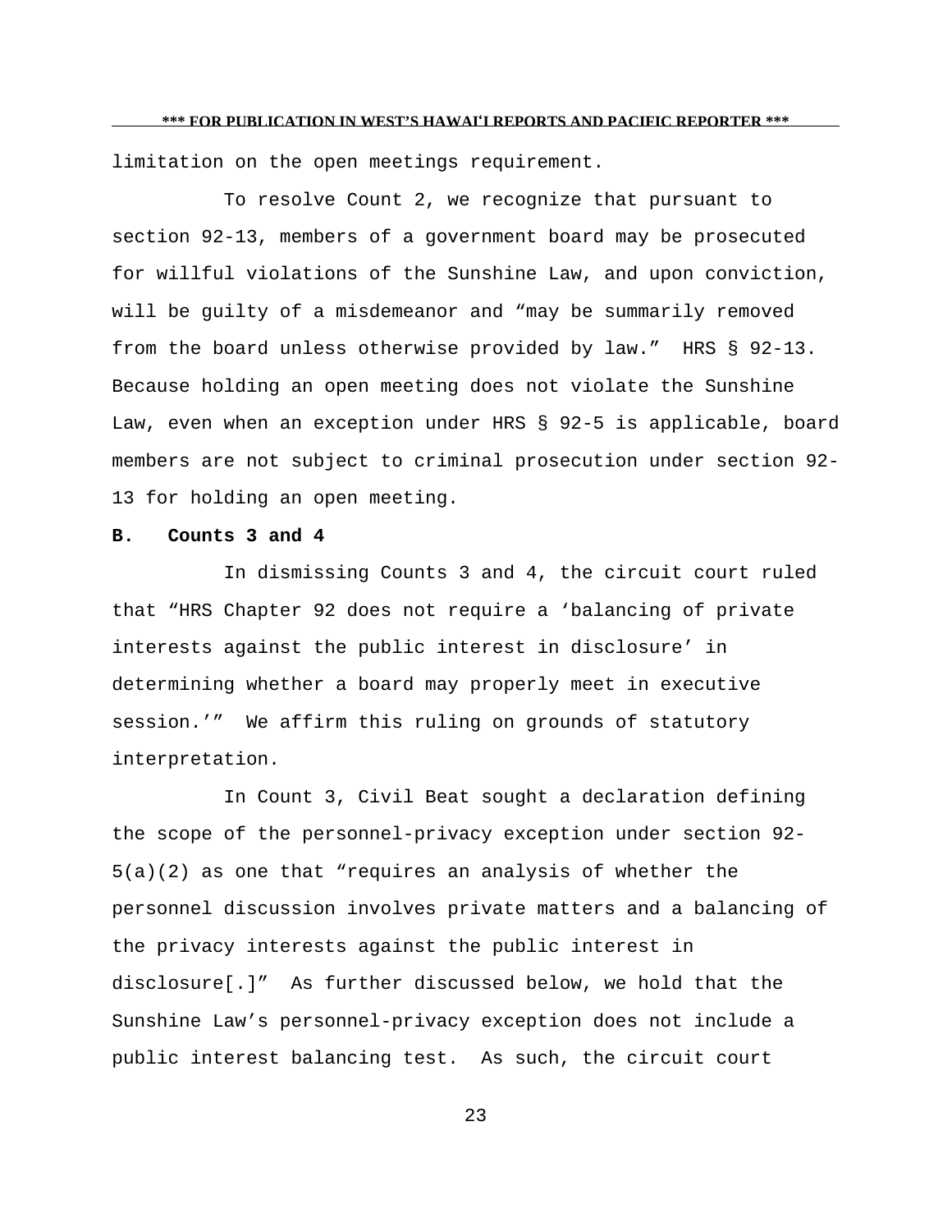limitation on the open meetings requirement.

To resolve Count 2, we recognize that pursuant to section 92-13, members of a government board may be prosecuted for willful violations of the Sunshine Law, and upon conviction, will be guilty of a misdemeanor and "may be summarily removed from the board unless otherwise provided by law." HRS § 92-13. Because holding an open meeting does not violate the Sunshine Law, even when an exception under HRS § 92-5 is applicable, board members are not subject to criminal prosecution under section 92-13 for holding an open meeting.

**B. Counts 3 and 4**

In dismissing Counts 3 and 4, the circuit court ruled that "HRS Chapter 92 does not require a 'balancing of private interests against the public interest in disclosure' in determining whether a board may properly meet in executive session.'" We affirm this ruling on grounds of statutory interpretation.

In Count 3, Civil Beat sought a declaration defining the scope of the personnel-privacy exception under section 92-5(a)(2) as one that "requires an analysis of whether the personnel discussion involves private matters and a balancing of the privacy interests against the public interest in disclosure[.]" As further discussed below, we hold that the Sunshine Law's personnel-privacy exception does not include a public interest balancing test. As such, the circuit court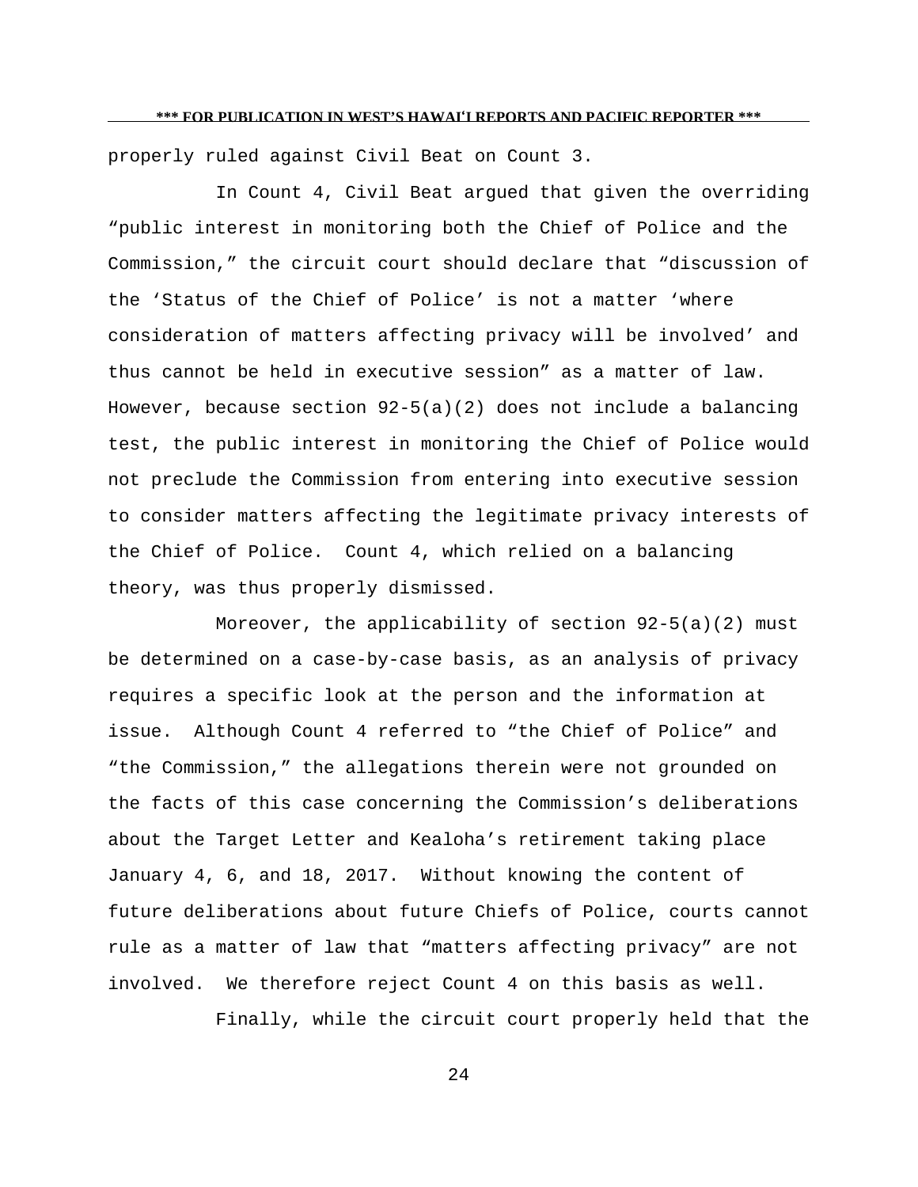properly ruled against Civil Beat on Count 3.

In Count 4, Civil Beat argued that given the overriding "public interest in monitoring both the Chief of Police and the Commission," the circuit court should declare that "discussion of the 'Status of the Chief of Police' is not a matter 'where consideration of matters affecting privacy will be involved' and thus cannot be held in executive session" as a matter of law. However, because section 92-5(a)(2) does not include a balancing test, the public interest in monitoring the Chief of Police would not preclude the Commission from entering into executive session to consider matters affecting the legitimate privacy interests of the Chief of Police. Count 4, which relied on a balancing theory, was thus properly dismissed.

Moreover, the applicability of section 92-5(a)(2) must be determined on a case-by-case basis, as an analysis of privacy requires a specific look at the person and the information at issue. Although Count 4 referred to "the Chief of Police" and "the Commission," the allegations therein were not grounded on the facts of this case concerning the Commission's deliberations about the Target Letter and Kealoha's retirement taking place January 4, 6, and 18, 2017. Without knowing the content of future deliberations about future Chiefs of Police, courts cannot rule as a matter of law that "matters affecting privacy" are not involved. We therefore reject Count 4 on this basis as well.

Finally, while the circuit court properly held that the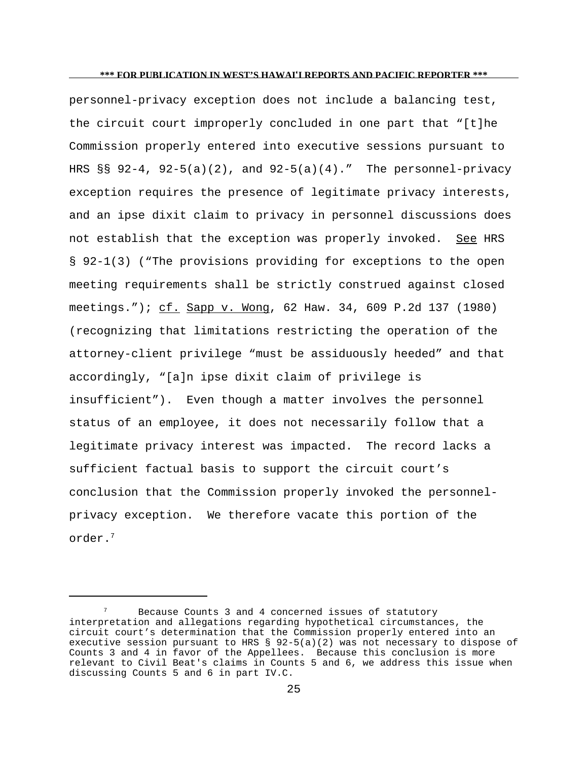personnel-privacy exception does not include a balancing test, the circuit court improperly concluded in one part that "[t]he Commission properly entered into executive sessions pursuant to HRS §§ 92-4, 92-5(a)(2), and 92-5(a)(4)." The personnel-privacy exception requires the presence of legitimate privacy interests, and an ipse dixit claim to privacy in personnel discussions does not establish that the exception was properly invoked. See HRS § 92-1(3) ("The provisions providing for exceptions to the open meeting requirements shall be strictly construed against closed meetings."); cf. Sapp v. Wong, 62 Haw. 34, 609 P.2d 137 (1980) (recognizing that limitations restricting the operation of the attorney-client privilege "must be assiduously heeded" and that accordingly, "[a]n ipse dixit claim of privilege is insufficient"). Even though a matter involves the personnel status of an employee, it does not necessarily follow that a legitimate privacy interest was impacted. The record lacks a sufficient factual basis to support the circuit court's conclusion that the Commission properly invoked the personnel-privacy exception. We therefore vacate this portion of the order.[7]

---

[7] Because Counts 3 and 4 concerned issues of statutory interpretation and allegations regarding hypothetical circumstances, the circuit court's determination that the Commission properly entered into an executive session pursuant to HRS § 92-5(a)(2) was not necessary to dispose of Counts 3 and 4 in favor of the Appellees. Because this conclusion is more relevant to Civil Beat's claims in Counts 5 and 6, we address this issue when discussing Counts 5 and 6 in part IV.C.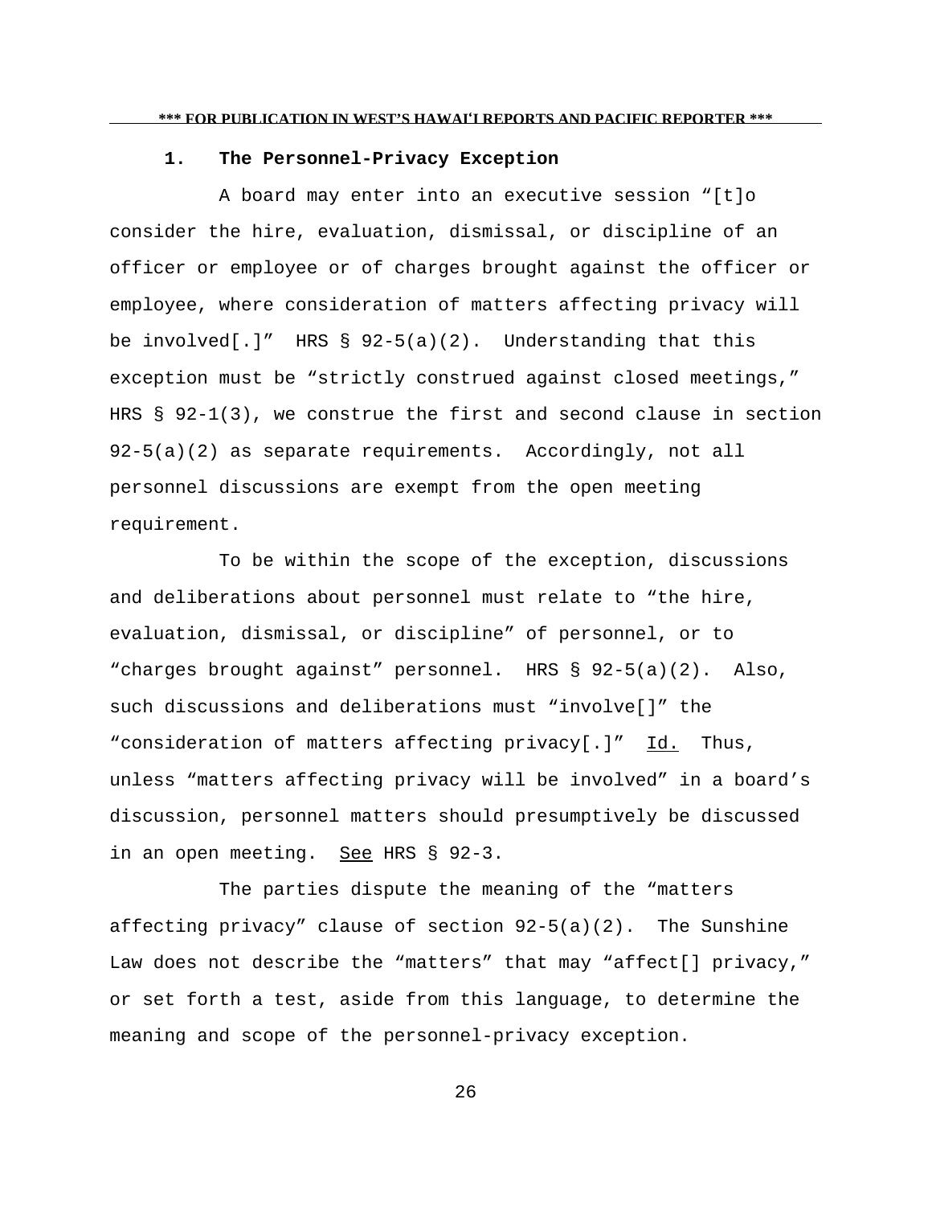### 1. The Personnel-Privacy Exception

A board may enter into an executive session "[t]o consider the hire, evaluation, dismissal, or discipline of an officer or employee or of charges brought against the officer or employee, where consideration of matters affecting privacy will be involved[.]" HRS § 92-5(a)(2). Understanding that this exception must be "strictly construed against closed meetings," HRS § 92-1(3), we construe the first and second clause in section 92-5(a)(2) as separate requirements. Accordingly, not all personnel discussions are exempt from the open meeting requirement.

To be within the scope of the exception, discussions and deliberations about personnel must relate to "the hire, evaluation, dismissal, or discipline" of personnel, or to "charges brought against" personnel. HRS § 92-5(a)(2). Also, such discussions and deliberations must "involve[]" the "consideration of matters affecting privacy[.]" Id. Thus, unless "matters affecting privacy will be involved" in a board's discussion, personnel matters should presumptively be discussed in an open meeting. See HRS § 92-3.

The parties dispute the meaning of the "matters affecting privacy" clause of section 92-5(a)(2). The Sunshine Law does not describe the "matters" that may "affect[] privacy," or set forth a test, aside from this language, to determine the meaning and scope of the personnel-privacy exception.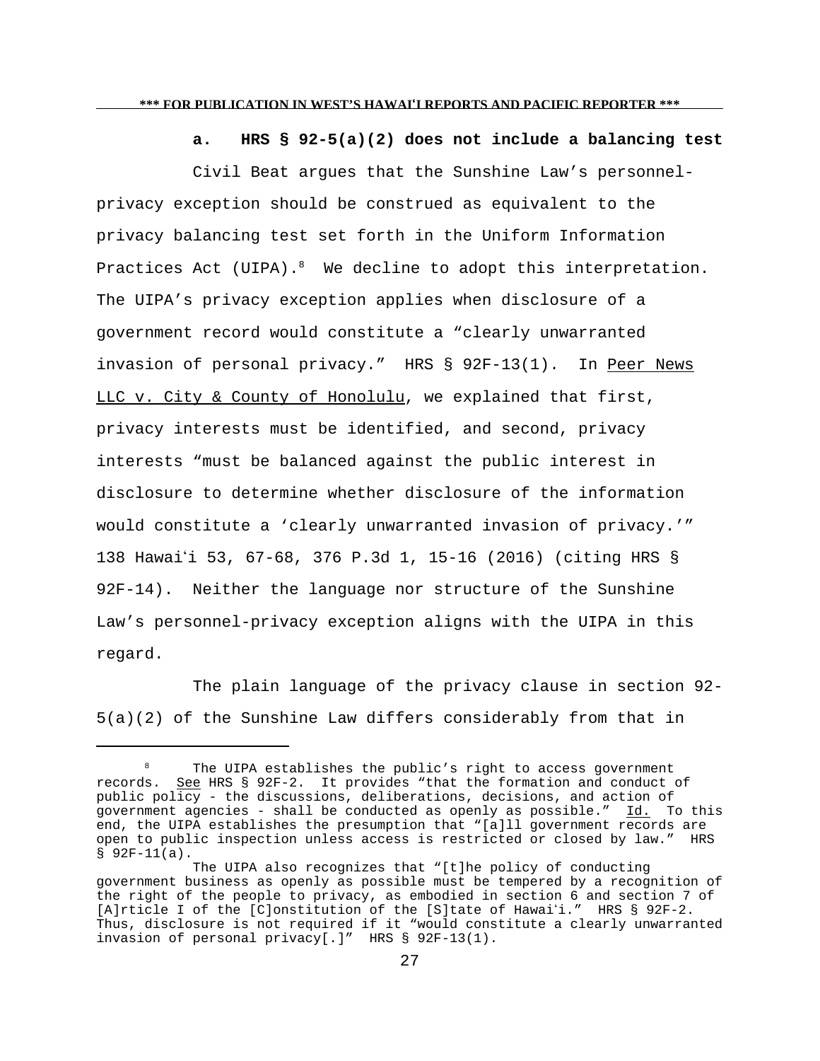### a. HRS § 92-5(a)(2) does not include a balancing test

Civil Beat argues that the Sunshine Law's personnel-privacy exception should be construed as equivalent to the privacy balancing test set forth in the Uniform Information Practices Act (UIPA).[8] We decline to adopt this interpretation. The UIPA's privacy exception applies when disclosure of a government record would constitute a "clearly unwarranted invasion of personal privacy." HRS § 92F-13(1). In Peer News LLC v. City & County of Honolulu, we explained that first, privacy interests must be identified, and second, privacy interests "must be balanced against the public interest in disclosure to determine whether disclosure of the information would constitute a 'clearly unwarranted invasion of privacy.'" 138 Hawaiʻi 53, 67-68, 376 P.3d 1, 15-16 (2016) (citing HRS § 92F-14). Neither the language nor structure of the Sunshine Law's personnel-privacy exception aligns with the UIPA in this regard.

The plain language of the privacy clause in section 92-5(a)(2) of the Sunshine Law differs considerably from that in

---

[8] The UIPA establishes the public's right to access government records. See HRS § 92F-2. It provides "that the formation and conduct of public policy - the discussions, deliberations, decisions, and action of government agencies - shall be conducted as openly as possible." Id. To this end, the UIPA establishes the presumption that "[a]ll government records are open to public inspection unless access is restricted or closed by law." HRS § 92F-11(a).

The UIPA also recognizes that "[t]he policy of conducting government business as openly as possible must be tempered by a recognition of the right of the people to privacy, as embodied in section 6 and section 7 of [A]rticle I of the [C]onstitution of the [S]tate of Hawaiʻi." HRS § 92F-2. Thus, disclosure is not required if it "would constitute a clearly unwarranted invasion of personal privacy[.]" HRS § 92F-13(1).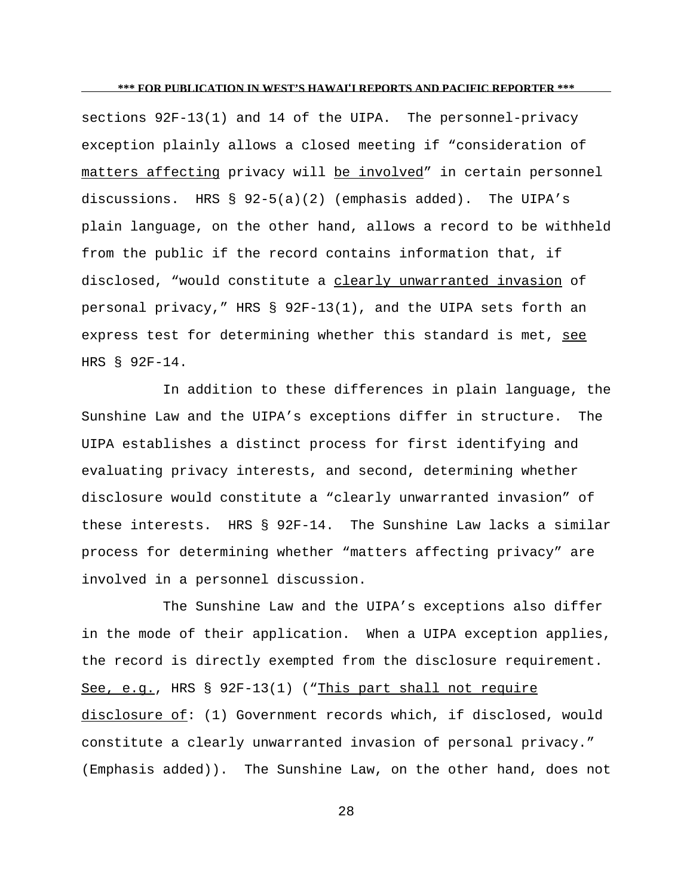sections 92F-13(1) and 14 of the UIPA. The personnel-privacy exception plainly allows a closed meeting if "consideration of <u>matters affecting</u> privacy will <u>be involved</u>" in certain personnel discussions. HRS § 92-5(a)(2) (emphasis added). The UIPA's plain language, on the other hand, allows a record to be withheld from the public if the record contains information that, if disclosed, "would constitute a <u>clearly unwarranted invasion</u> of personal privacy," HRS § 92F-13(1), and the UIPA sets forth an express test for determining whether this standard is met, <u>see</u> HRS § 92F-14.

In addition to these differences in plain language, the Sunshine Law and the UIPA's exceptions differ in structure. The UIPA establishes a distinct process for first identifying and evaluating privacy interests, and second, determining whether disclosure would constitute a "clearly unwarranted invasion" of these interests. HRS § 92F-14. The Sunshine Law lacks a similar process for determining whether "matters affecting privacy" are involved in a personnel discussion.

The Sunshine Law and the UIPA's exceptions also differ in the mode of their application. When a UIPA exception applies, the record is directly exempted from the disclosure requirement. <u>See, e.g.</u>, HRS § 92F-13(1) ("<u>This part shall not require disclosure of</u>: (1) Government records which, if disclosed, would constitute a clearly unwarranted invasion of personal privacy." (Emphasis added)). The Sunshine Law, on the other hand, does not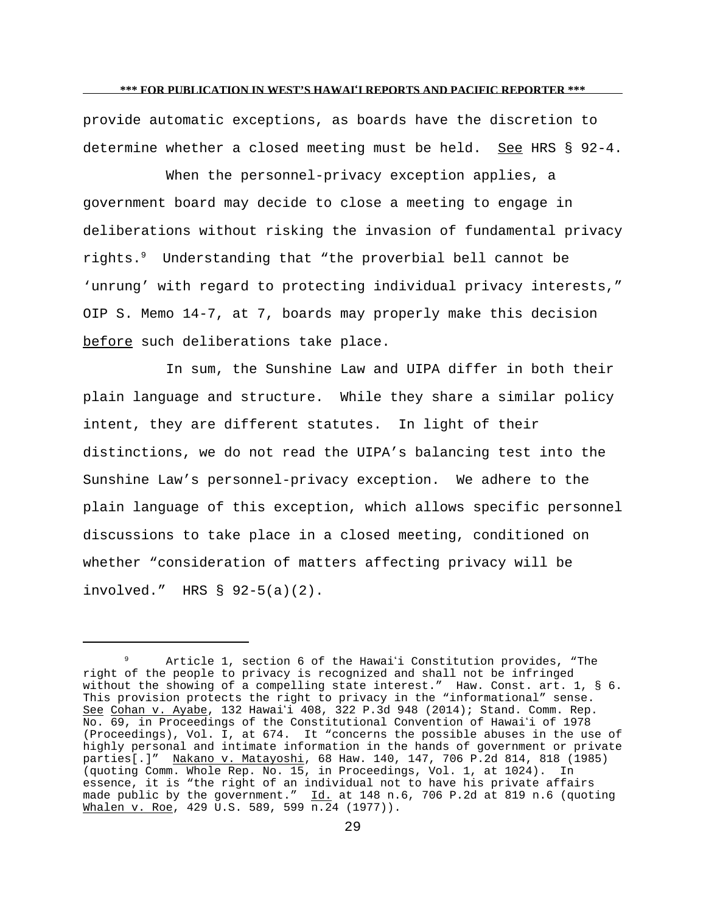provide automatic exceptions, as boards have the discretion to determine whether a closed meeting must be held.  See HRS § 92-4.

When the personnel-privacy exception applies, a government board may decide to close a meeting to engage in deliberations without risking the invasion of fundamental privacy rights.[9]  Understanding that "the proverbial bell cannot be 'unrung' with regard to protecting individual privacy interests," OIP S. Memo 14-7, at 7, boards may properly make this decision before such deliberations take place.

In sum, the Sunshine Law and UIPA differ in both their plain language and structure.  While they share a similar policy intent, they are different statutes.  In light of their distinctions, we do not read the UIPA's balancing test into the Sunshine Law's personnel-privacy exception.  We adhere to the plain language of this exception, which allows specific personnel discussions to take place in a closed meeting, conditioned on whether "consideration of matters affecting privacy will be involved."  HRS § 92-5(a)(2).

---

[9] Article 1, section 6 of the Hawaiʻi Constitution provides, "The right of the people to privacy is recognized and shall not be infringed without the showing of a compelling state interest."  Haw. Const. art. 1, § 6.  This provision protects the right to privacy in the "informational" sense.  See Cohan v. Ayabe, 132 Hawaiʻi 408, 322 P.3d 948 (2014); Stand. Comm. Rep. No. 69, in Proceedings of the Constitutional Convention of Hawaiʻi of 1978 (Proceedings), Vol. I, at 674.  It "concerns the possible abuses in the use of highly personal and intimate information in the hands of government or private parties[.]"  Nakano v. Matayoshi, 68 Haw. 140, 147, 706 P.2d 814, 818 (1985) (quoting Comm. Whole Rep. No. 15, in Proceedings, Vol. 1, at 1024).  In essence, it is "the right of an individual not to have his private affairs made public by the government."  Id. at 148 n.6, 706 P.2d at 819 n.6 (quoting Whalen v. Roe, 429 U.S. 589, 599 n.24 (1977)).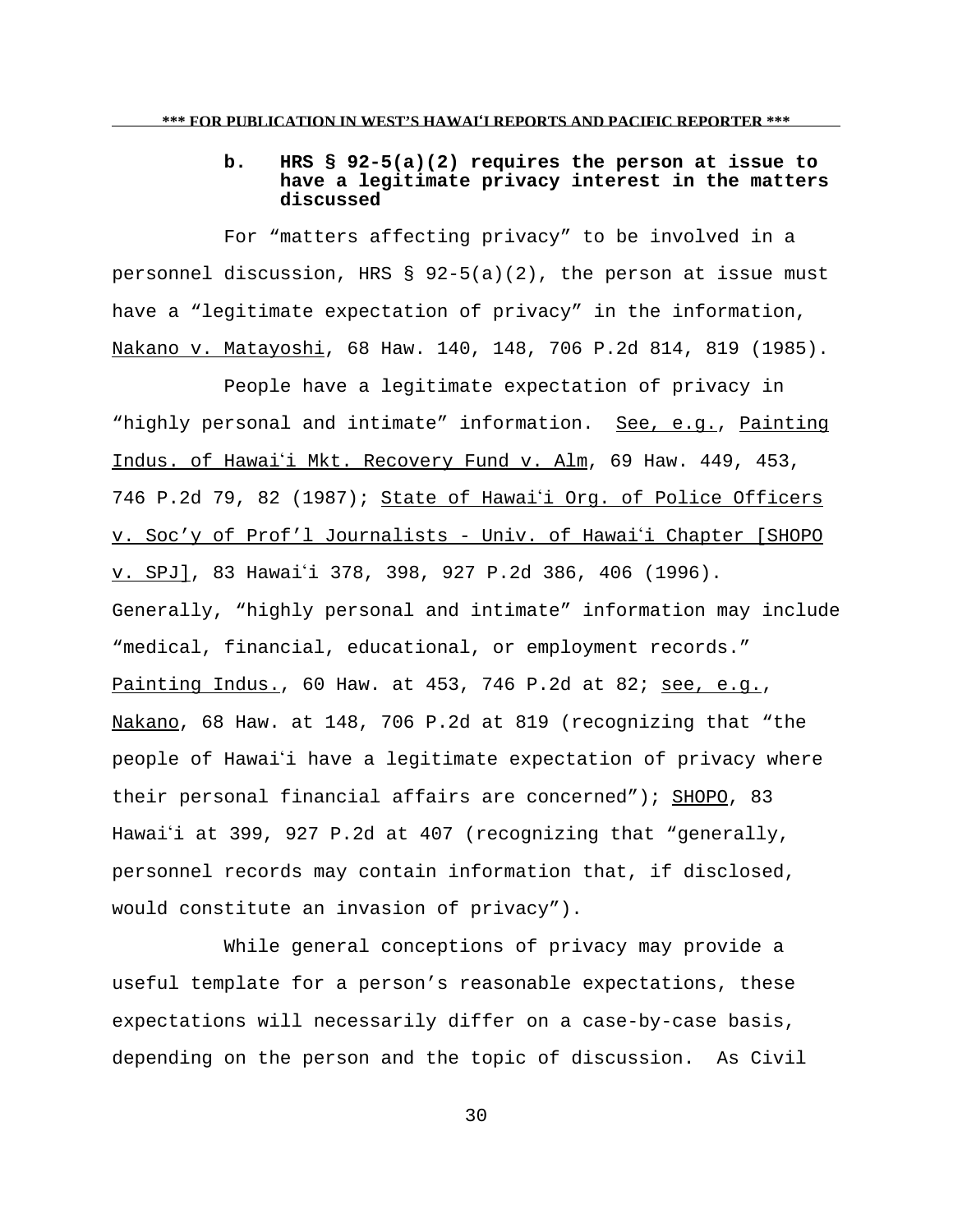**b. HRS § 92-5(a)(2) requires the person at issue to have a legitimate privacy interest in the matters discussed**

For "matters affecting privacy" to be involved in a personnel discussion, HRS § 92-5(a)(2), the person at issue must have a "legitimate expectation of privacy" in the information, Nakano v. Matayoshi, 68 Haw. 140, 148, 706 P.2d 814, 819 (1985).

People have a legitimate expectation of privacy in "highly personal and intimate" information. See, e.g., Painting Indus. of Hawaiʻi Mkt. Recovery Fund v. Alm, 69 Haw. 449, 453, 746 P.2d 79, 82 (1987); State of Hawaiʻi Org. of Police Officers v. Soc'y of Prof'l Journalists - Univ. of Hawaiʻi Chapter [SHOPO v. SPJ], 83 Hawaiʻi 378, 398, 927 P.2d 386, 406 (1996). Generally, "highly personal and intimate" information may include "medical, financial, educational, or employment records." Painting Indus., 60 Haw. at 453, 746 P.2d at 82; see, e.g., Nakano, 68 Haw. at 148, 706 P.2d at 819 (recognizing that "the people of Hawaiʻi have a legitimate expectation of privacy where their personal financial affairs are concerned"); SHOPO, 83 Hawaiʻi at 399, 927 P.2d at 407 (recognizing that "generally, personnel records may contain information that, if disclosed, would constitute an invasion of privacy").

While general conceptions of privacy may provide a useful template for a person's reasonable expectations, these expectations will necessarily differ on a case-by-case basis, depending on the person and the topic of discussion. As Civil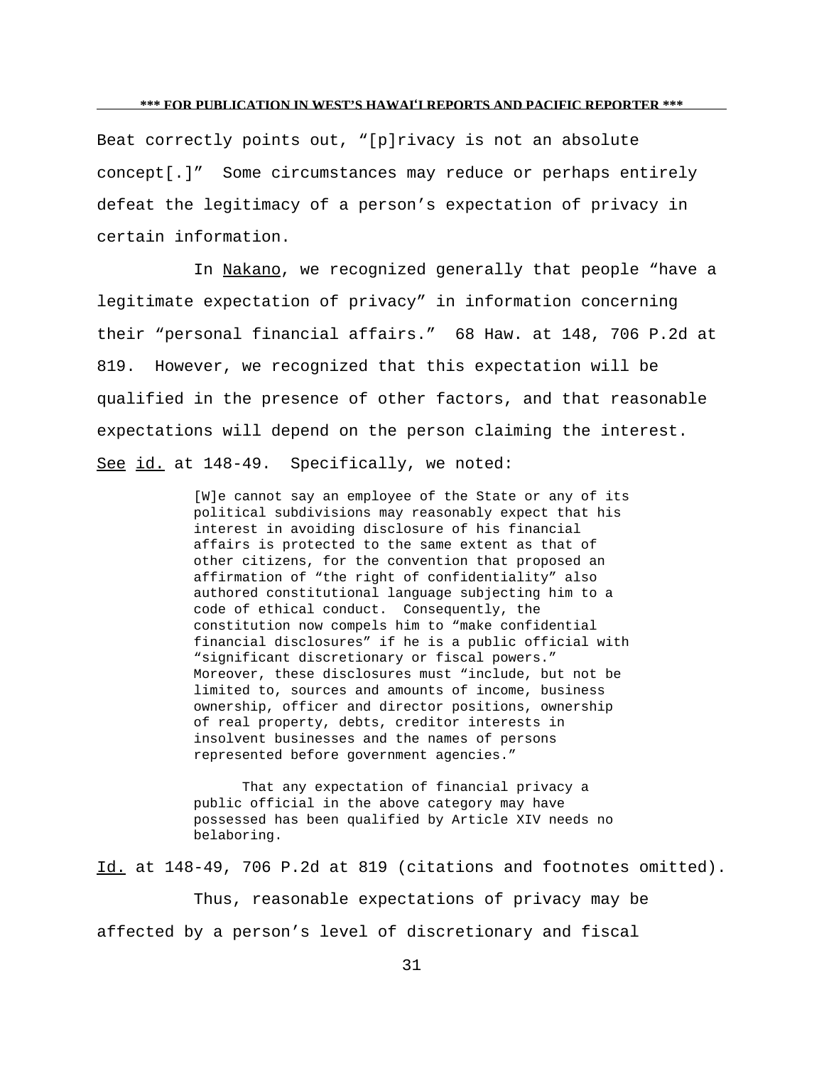Beat correctly points out, "[p]rivacy is not an absolute concept[.]" Some circumstances may reduce or perhaps entirely defeat the legitimacy of a person's expectation of privacy in certain information.

In Nakano, we recognized generally that people "have a legitimate expectation of privacy" in information concerning their "personal financial affairs." 68 Haw. at 148, 706 P.2d at 819. However, we recognized that this expectation will be qualified in the presence of other factors, and that reasonable expectations will depend on the person claiming the interest. See id. at 148-49. Specifically, we noted:

> [W]e cannot say an employee of the State or any of its political subdivisions may reasonably expect that his interest in avoiding disclosure of his financial affairs is protected to the same extent as that of other citizens, for the convention that proposed an affirmation of "the right of confidentiality" also authored constitutional language subjecting him to a code of ethical conduct. Consequently, the constitution now compels him to "make confidential financial disclosures" if he is a public official with "significant discretionary or fiscal powers." Moreover, these disclosures must "include, but not be limited to, sources and amounts of income, business ownership, officer and director positions, ownership of real property, debts, creditor interests in insolvent businesses and the names of persons represented before government agencies."
>
> That any expectation of financial privacy a public official in the above category may have possessed has been qualified by Article XIV needs no belaboring.

Id. at 148-49, 706 P.2d at 819 (citations and footnotes omitted).

Thus, reasonable expectations of privacy may be affected by a person's level of discretionary and fiscal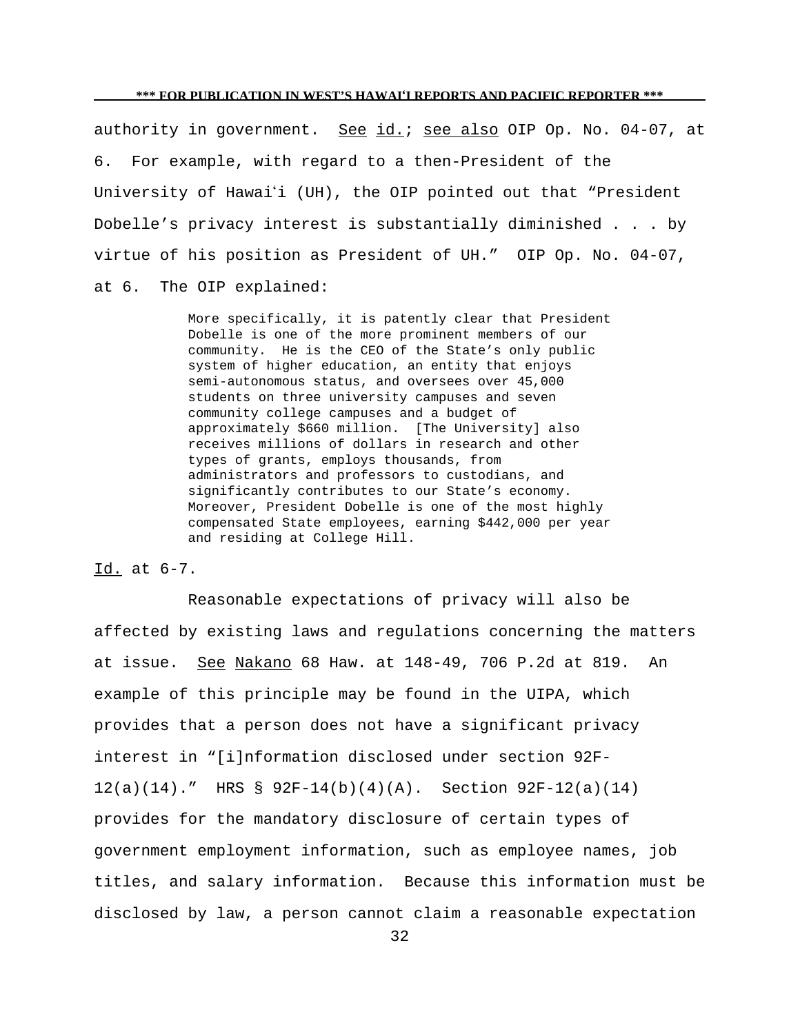authority in government. See id.; see also OIP Op. No. 04-07, at 6. For example, with regard to a then-President of the University of Hawaiʻi (UH), the OIP pointed out that "President Dobelle's privacy interest is substantially diminished . . . by virtue of his position as President of UH." OIP Op. No. 04-07, at 6. The OIP explained:

> More specifically, it is patently clear that President Dobelle is one of the more prominent members of our community. He is the CEO of the State's only public system of higher education, an entity that enjoys semi-autonomous status, and oversees over 45,000 students on three university campuses and seven community college campuses and a budget of approximately $660 million. [The University] also receives millions of dollars in research and other types of grants, employs thousands, from administrators and professors to custodians, and significantly contributes to our State's economy. Moreover, President Dobelle is one of the most highly compensated State employees, earning $442,000 per year and residing at College Hill.

Id. at 6-7.

Reasonable expectations of privacy will also be affected by existing laws and regulations concerning the matters at issue. See Nakano 68 Haw. at 148-49, 706 P.2d at 819. An example of this principle may be found in the UIPA, which provides that a person does not have a significant privacy interest in "[i]nformation disclosed under section 92F-12(a)(14)." HRS § 92F-14(b)(4)(A). Section 92F-12(a)(14) provides for the mandatory disclosure of certain types of government employment information, such as employee names, job titles, and salary information. Because this information must be disclosed by law, a person cannot claim a reasonable expectation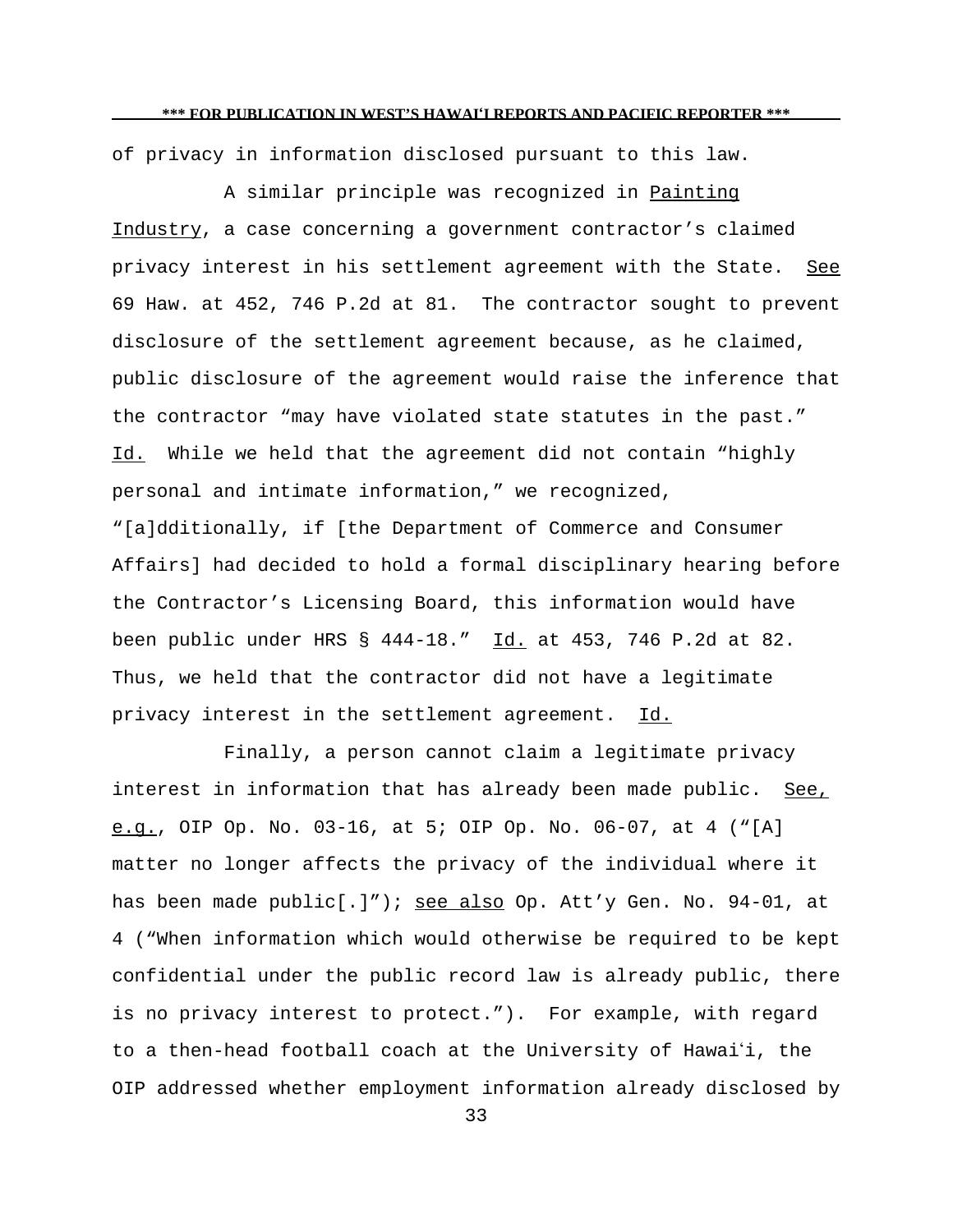of privacy in information disclosed pursuant to this law.

A similar principle was recognized in Painting Industry, a case concerning a government contractor's claimed privacy interest in his settlement agreement with the State. See 69 Haw. at 452, 746 P.2d at 81. The contractor sought to prevent disclosure of the settlement agreement because, as he claimed, public disclosure of the agreement would raise the inference that the contractor "may have violated state statutes in the past." Id. While we held that the agreement did not contain "highly personal and intimate information," we recognized, "[a]dditionally, if [the Department of Commerce and Consumer Affairs] had decided to hold a formal disciplinary hearing before the Contractor's Licensing Board, this information would have been public under HRS § 444-18." Id. at 453, 746 P.2d at 82. Thus, we held that the contractor did not have a legitimate privacy interest in the settlement agreement. Id.

Finally, a person cannot claim a legitimate privacy interest in information that has already been made public. See, e.g., OIP Op. No. 03-16, at 5; OIP Op. No. 06-07, at 4 ("[A] matter no longer affects the privacy of the individual where it has been made public[.]"); see also Op. Att'y Gen. No. 94-01, at 4 ("When information which would otherwise be required to be kept confidential under the public record law is already public, there is no privacy interest to protect."). For example, with regard to a then-head football coach at the University of Hawaiʻi, the OIP addressed whether employment information already disclosed by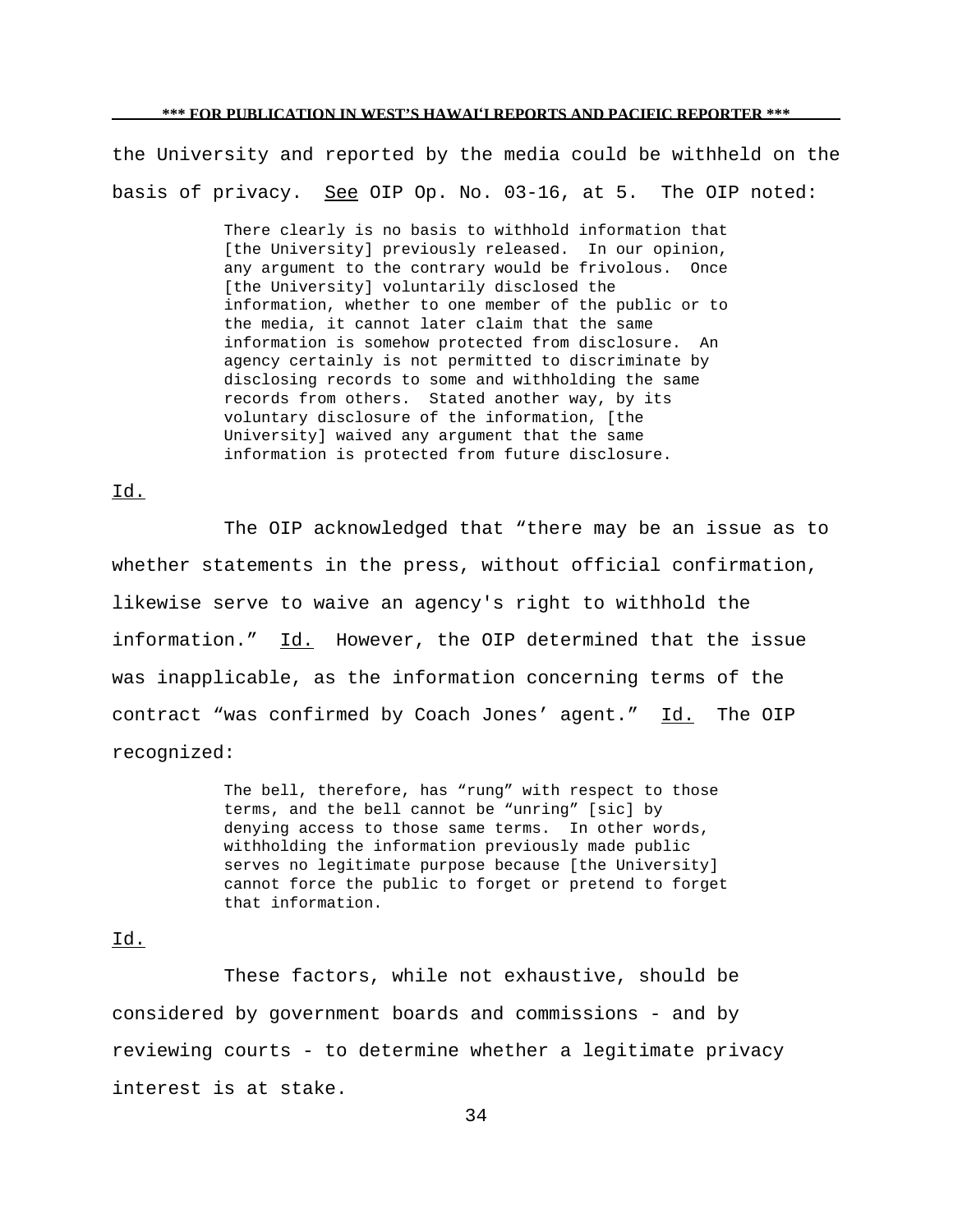the University and reported by the media could be withheld on the basis of privacy. See OIP Op. No. 03-16, at 5. The OIP noted:

> There clearly is no basis to withhold information that [the University] previously released. In our opinion, any argument to the contrary would be frivolous. Once [the University] voluntarily disclosed the information, whether to one member of the public or to the media, it cannot later claim that the same information is somehow protected from disclosure. An agency certainly is not permitted to discriminate by disclosing records to some and withholding the same records from others. Stated another way, by its voluntary disclosure of the information, [the University] waived any argument that the same information is protected from future disclosure.

Id.

The OIP acknowledged that "there may be an issue as to whether statements in the press, without official confirmation, likewise serve to waive an agency's right to withhold the information." Id. However, the OIP determined that the issue was inapplicable, as the information concerning terms of the contract "was confirmed by Coach Jones' agent." Id. The OIP recognized:

> The bell, therefore, has "rung" with respect to those terms, and the bell cannot be "unring" [sic] by denying access to those same terms. In other words, withholding the information previously made public serves no legitimate purpose because [the University] cannot force the public to forget or pretend to forget that information.

Id.

These factors, while not exhaustive, should be considered by government boards and commissions - and by reviewing courts - to determine whether a legitimate privacy interest is at stake.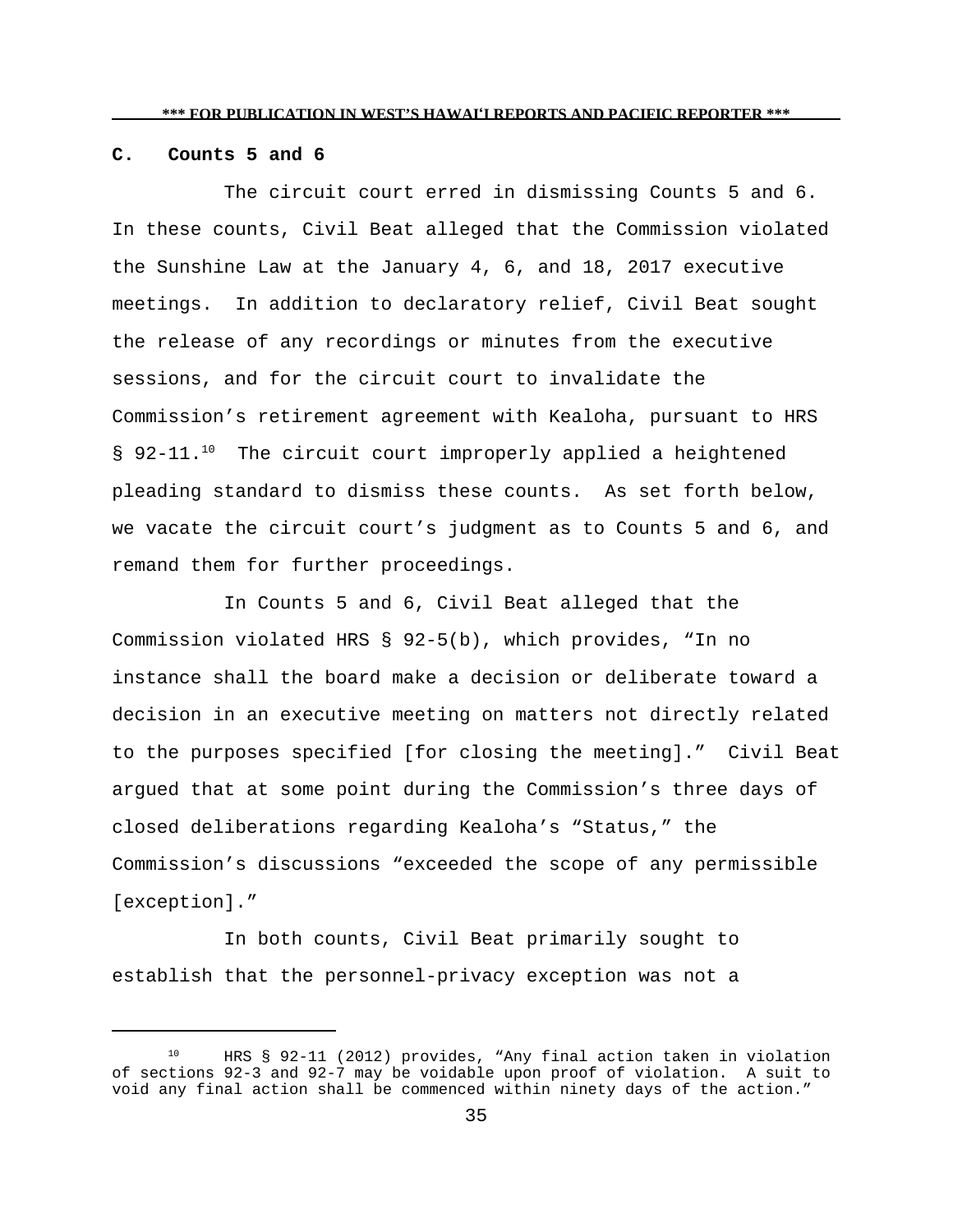### C. Counts 5 and 6

The circuit court erred in dismissing Counts 5 and 6. In these counts, Civil Beat alleged that the Commission violated the Sunshine Law at the January 4, 6, and 18, 2017 executive meetings. In addition to declaratory relief, Civil Beat sought the release of any recordings or minutes from the executive sessions, and for the circuit court to invalidate the Commission's retirement agreement with Kealoha, pursuant to HRS § 92-11.[10] The circuit court improperly applied a heightened pleading standard to dismiss these counts. As set forth below, we vacate the circuit court's judgment as to Counts 5 and 6, and remand them for further proceedings.

In Counts 5 and 6, Civil Beat alleged that the Commission violated HRS § 92-5(b), which provides, "In no instance shall the board make a decision or deliberate toward a decision in an executive meeting on matters not directly related to the purposes specified [for closing the meeting]." Civil Beat argued that at some point during the Commission's three days of closed deliberations regarding Kealoha's "Status," the Commission's discussions "exceeded the scope of any permissible [exception]."

In both counts, Civil Beat primarily sought to establish that the personnel-privacy exception was not a

---

[10] HRS § 92-11 (2012) provides, "Any final action taken in violation of sections 92-3 and 92-7 may be voidable upon proof of violation. A suit to void any final action shall be commenced within ninety days of the action."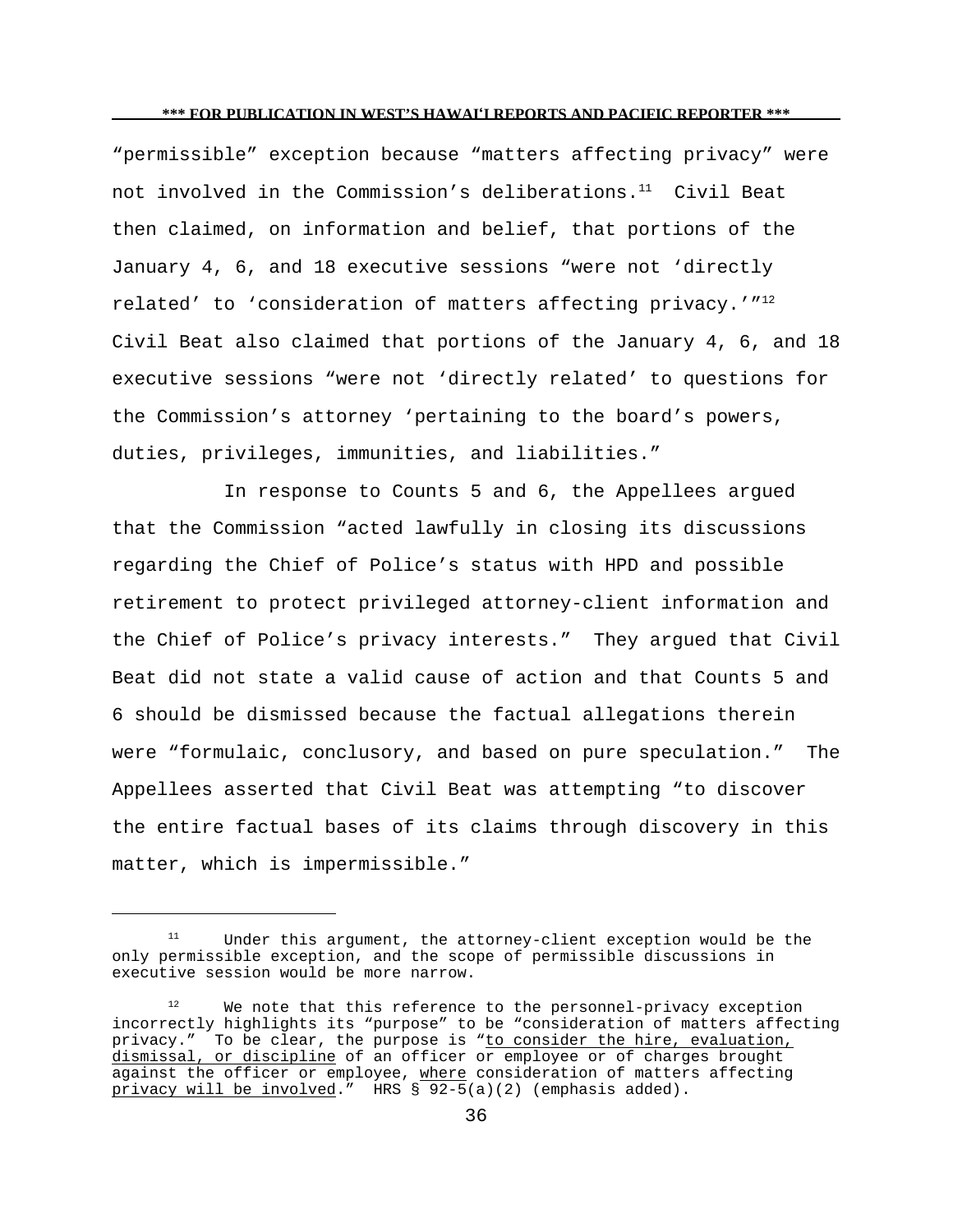"permissible" exception because "matters affecting privacy" were not involved in the Commission's deliberations.[11] Civil Beat then claimed, on information and belief, that portions of the January 4, 6, and 18 executive sessions "were not 'directly related' to 'consideration of matters affecting privacy.'"[12] Civil Beat also claimed that portions of the January 4, 6, and 18 executive sessions "were not 'directly related' to questions for the Commission's attorney 'pertaining to the board's powers, duties, privileges, immunities, and liabilities."

In response to Counts 5 and 6, the Appellees argued that the Commission "acted lawfully in closing its discussions regarding the Chief of Police's status with HPD and possible retirement to protect privileged attorney-client information and the Chief of Police's privacy interests." They argued that Civil Beat did not state a valid cause of action and that Counts 5 and 6 should be dismissed because the factual allegations therein were "formulaic, conclusory, and based on pure speculation." The Appellees asserted that Civil Beat was attempting "to discover the entire factual bases of its claims through discovery in this matter, which is impermissible."

---

[11] Under this argument, the attorney-client exception would be the only permissible exception, and the scope of permissible discussions in executive session would be more narrow.

[12] We note that this reference to the personnel-privacy exception incorrectly highlights its "purpose" to be "consideration of matters affecting privacy." To be clear, the purpose is "<u>to consider the hire, evaluation, dismissal, or discipline</u> of an officer or employee or of charges brought against the officer or employee, <u>where</u> consideration of matters affecting <u>privacy will be involved</u>." HRS § 92-5(a)(2) (emphasis added).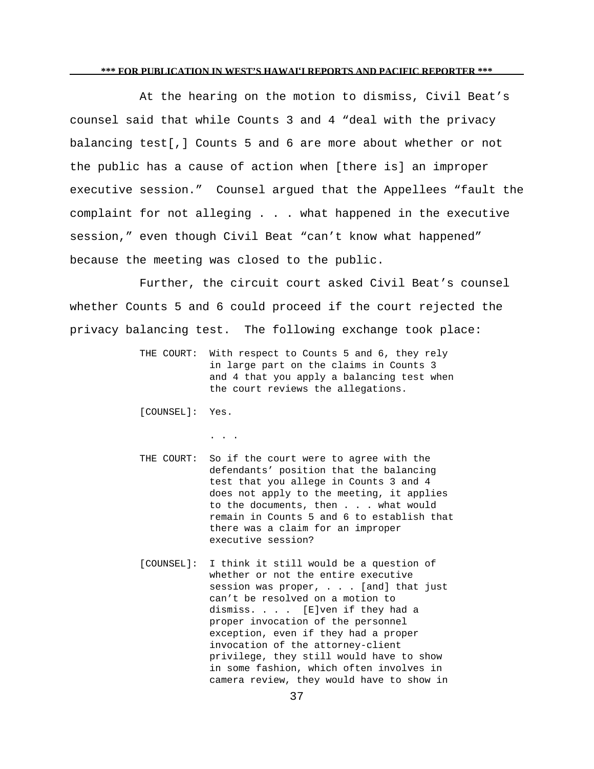At the hearing on the motion to dismiss, Civil Beat's counsel said that while Counts 3 and 4 "deal with the privacy balancing test[,] Counts 5 and 6 are more about whether or not the public has a cause of action when [there is] an improper executive session." Counsel argued that the Appellees "fault the complaint for not alleging . . . what happened in the executive session," even though Civil Beat "can't know what happened" because the meeting was closed to the public.

Further, the circuit court asked Civil Beat's counsel whether Counts 5 and 6 could proceed if the court rejected the privacy balancing test. The following exchange took place:

> THE COURT: With respect to Counts 5 and 6, they rely in large part on the claims in Counts 3 and 4 that you apply a balancing test when the court reviews the allegations.
>
> [COUNSEL]: Yes.
>
> . . .
>
> THE COURT: So if the court were to agree with the defendants' position that the balancing test that you allege in Counts 3 and 4 does not apply to the meeting, it applies to the documents, then . . . what would remain in Counts 5 and 6 to establish that there was a claim for an improper executive session?
>
> [COUNSEL]: I think it still would be a question of whether or not the entire executive session was proper, . . . [and] that just can't be resolved on a motion to dismiss. . . . [E]ven if they had a proper invocation of the personnel exception, even if they had a proper invocation of the attorney-client privilege, they still would have to show in some fashion, which often involves in camera review, they would have to show in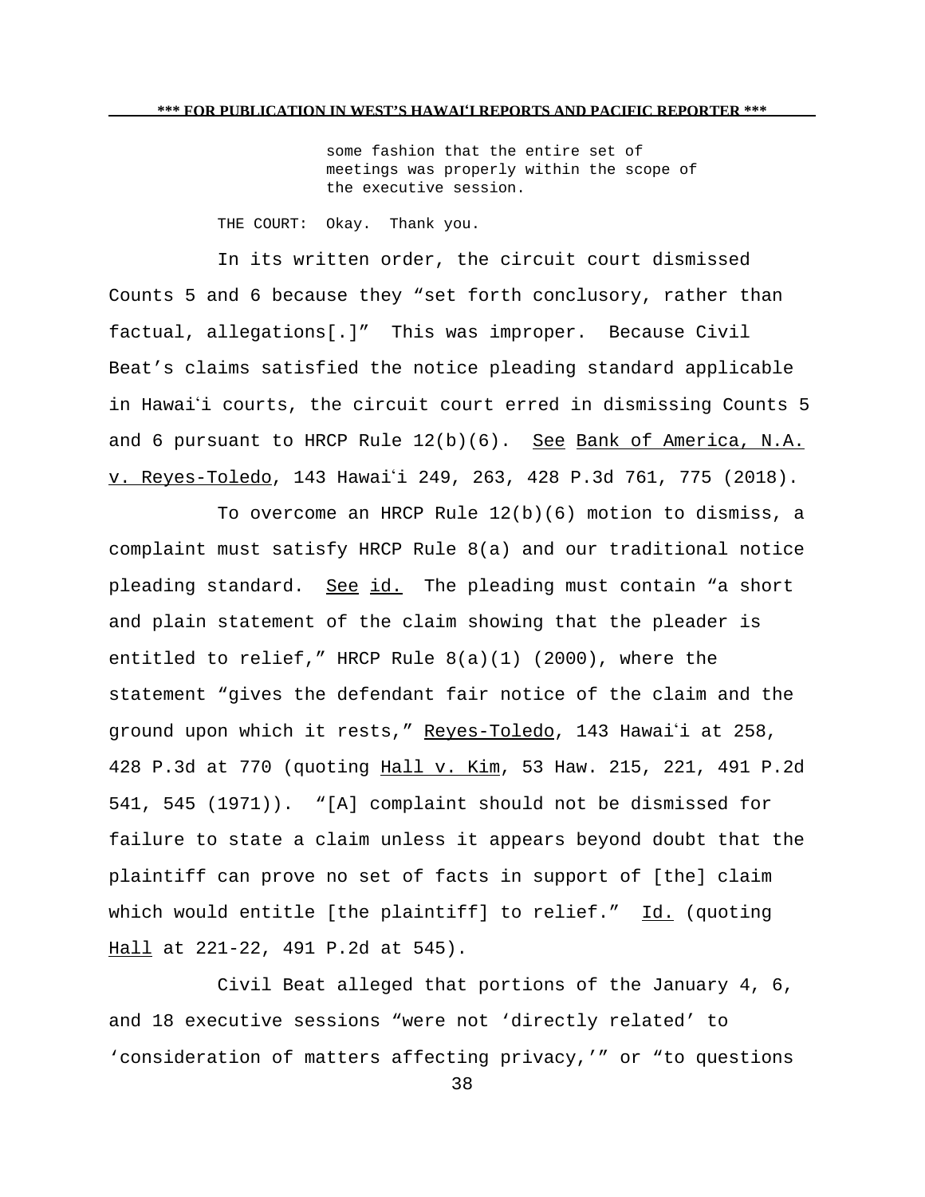> some fashion that the entire set of meetings was properly within the scope of the executive session.

THE COURT: Okay. Thank you.

In its written order, the circuit court dismissed Counts 5 and 6 because they "set forth conclusory, rather than factual, allegations[.]" This was improper. Because Civil Beat's claims satisfied the notice pleading standard applicable in Hawaiʻi courts, the circuit court erred in dismissing Counts 5 and 6 pursuant to HRCP Rule 12(b)(6). See Bank of America, N.A. v. Reyes-Toledo, 143 Hawaiʻi 249, 263, 428 P.3d 761, 775 (2018).

To overcome an HRCP Rule 12(b)(6) motion to dismiss, a complaint must satisfy HRCP Rule 8(a) and our traditional notice pleading standard. See id. The pleading must contain "a short and plain statement of the claim showing that the pleader is entitled to relief," HRCP Rule 8(a)(1) (2000), where the statement "gives the defendant fair notice of the claim and the ground upon which it rests," Reyes-Toledo, 143 Hawaiʻi at 258, 428 P.3d at 770 (quoting Hall v. Kim, 53 Haw. 215, 221, 491 P.2d 541, 545 (1971)). "[A] complaint should not be dismissed for failure to state a claim unless it appears beyond doubt that the plaintiff can prove no set of facts in support of [the] claim which would entitle [the plaintiff] to relief." Id. (quoting Hall at 221-22, 491 P.2d at 545).

Civil Beat alleged that portions of the January 4, 6, and 18 executive sessions "were not 'directly related' to 'consideration of matters affecting privacy,'" or "to questions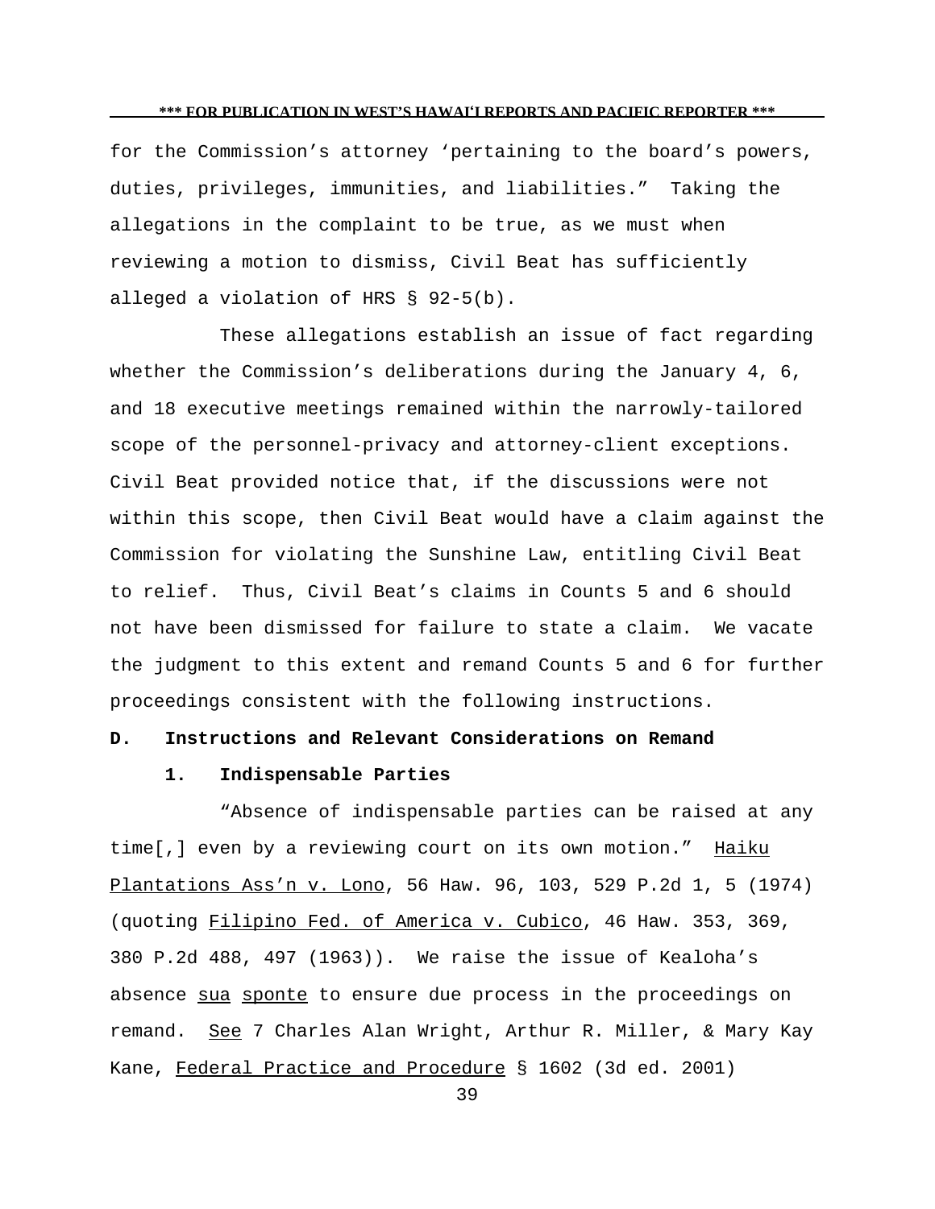for the Commission's attorney 'pertaining to the board's powers, duties, privileges, immunities, and liabilities." Taking the allegations in the complaint to be true, as we must when reviewing a motion to dismiss, Civil Beat has sufficiently alleged a violation of HRS § 92-5(b).

These allegations establish an issue of fact regarding whether the Commission's deliberations during the January 4, 6, and 18 executive meetings remained within the narrowly-tailored scope of the personnel-privacy and attorney-client exceptions. Civil Beat provided notice that, if the discussions were not within this scope, then Civil Beat would have a claim against the Commission for violating the Sunshine Law, entitling Civil Beat to relief. Thus, Civil Beat's claims in Counts 5 and 6 should not have been dismissed for failure to state a claim. We vacate the judgment to this extent and remand Counts 5 and 6 for further proceedings consistent with the following instructions.

**D. Instructions and Relevant Considerations on Remand**

**1. Indispensable Parties**

"Absence of indispensable parties can be raised at any time[,] even by a reviewing court on its own motion." Haiku Plantations Ass'n v. Lono, 56 Haw. 96, 103, 529 P.2d 1, 5 (1974) (quoting Filipino Fed. of America v. Cubico, 46 Haw. 353, 369, 380 P.2d 488, 497 (1963)). We raise the issue of Kealoha's absence *sua sponte* to ensure due process in the proceedings on remand. *See* 7 Charles Alan Wright, Arthur R. Miller, & Mary Kay Kane, Federal Practice and Procedure § 1602 (3d ed. 2001)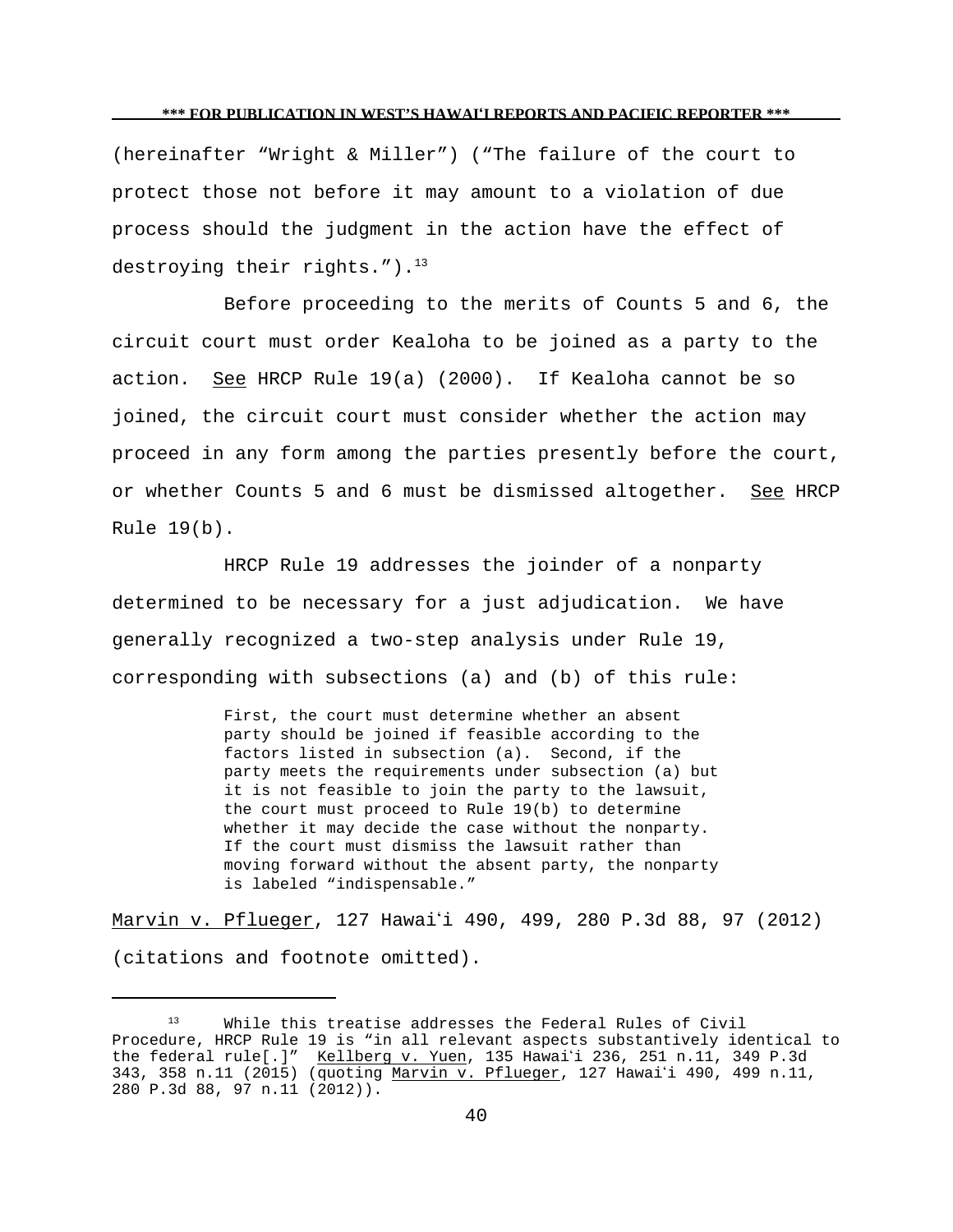(hereinafter "Wright & Miller") ("The failure of the court to protect those not before it may amount to a violation of due process should the judgment in the action have the effect of destroying their rights.").[13]

Before proceeding to the merits of Counts 5 and 6, the circuit court must order Kealoha to be joined as a party to the action. See HRCP Rule 19(a) (2000). If Kealoha cannot be so joined, the circuit court must consider whether the action may proceed in any form among the parties presently before the court, or whether Counts 5 and 6 must be dismissed altogether. See HRCP Rule 19(b).

HRCP Rule 19 addresses the joinder of a nonparty determined to be necessary for a just adjudication. We have generally recognized a two-step analysis under Rule 19, corresponding with subsections (a) and (b) of this rule:

> First, the court must determine whether an absent party should be joined if feasible according to the factors listed in subsection (a). Second, if the party meets the requirements under subsection (a) but it is not feasible to join the party to the lawsuit, the court must proceed to Rule 19(b) to determine whether it may decide the case without the nonparty. If the court must dismiss the lawsuit rather than moving forward without the absent party, the nonparty is labeled "indispensable."

Marvin v. Pflueger, 127 Hawaiʻi 490, 499, 280 P.3d 88, 97 (2012) (citations and footnote omitted).

---

[13] While this treatise addresses the Federal Rules of Civil Procedure, HRCP Rule 19 is "in all relevant aspects substantively identical to the federal rule[.]" Kellberg v. Yuen, 135 Hawaiʻi 236, 251 n.11, 349 P.3d 343, 358 n.11 (2015) (quoting Marvin v. Pflueger, 127 Hawaiʻi 490, 499 n.11, 280 P.3d 88, 97 n.11 (2012)).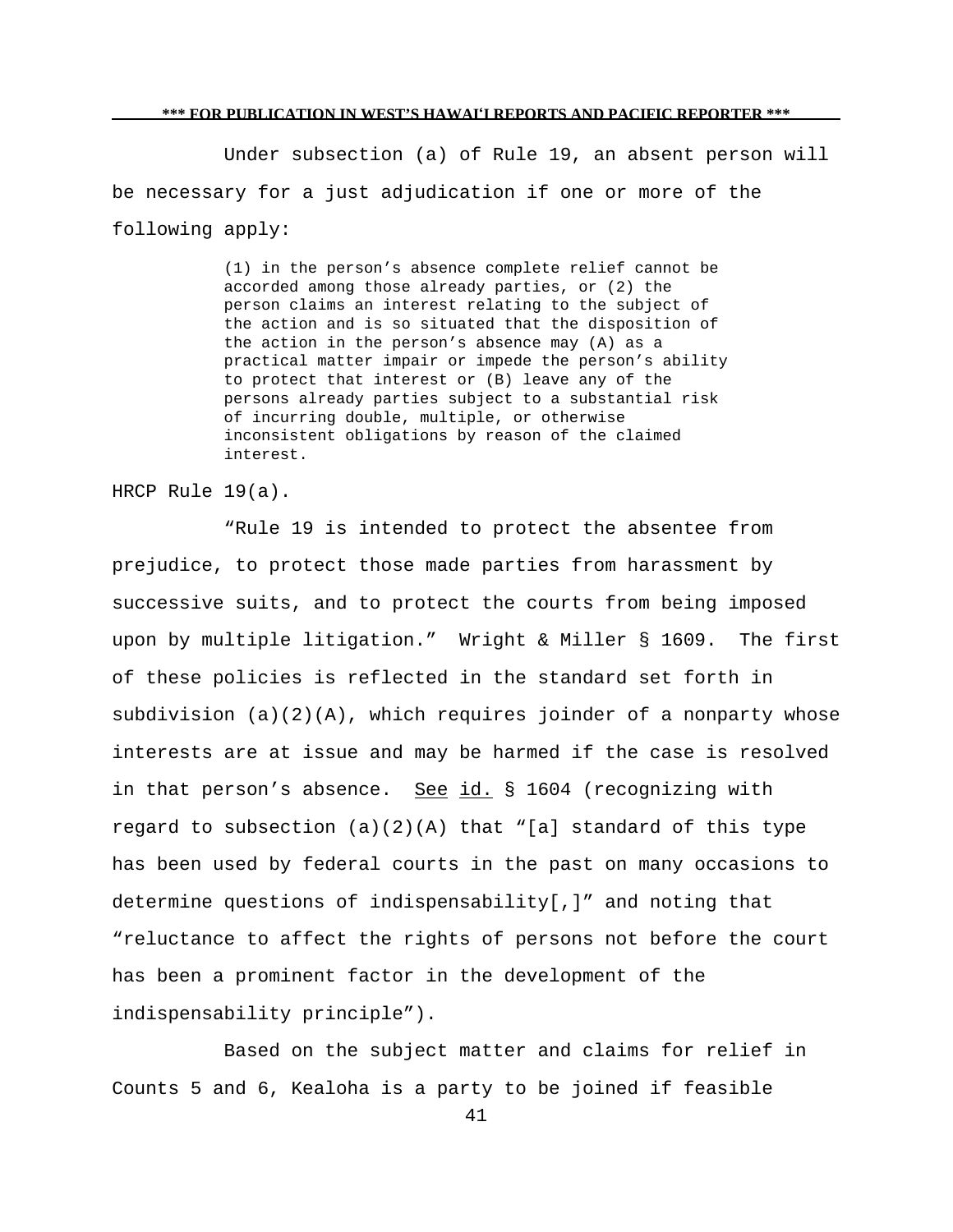Under subsection (a) of Rule 19, an absent person will be necessary for a just adjudication if one or more of the following apply:

> (1) in the person's absence complete relief cannot be accorded among those already parties, or (2) the person claims an interest relating to the subject of the action and is so situated that the disposition of the action in the person's absence may (A) as a practical matter impair or impede the person's ability to protect that interest or (B) leave any of the persons already parties subject to a substantial risk of incurring double, multiple, or otherwise inconsistent obligations by reason of the claimed interest.

HRCP Rule 19(a).

"Rule 19 is intended to protect the absentee from prejudice, to protect those made parties from harassment by successive suits, and to protect the courts from being imposed upon by multiple litigation." Wright & Miller § 1609. The first of these policies is reflected in the standard set forth in subdivision (a)(2)(A), which requires joinder of a nonparty whose interests are at issue and may be harmed if the case is resolved in that person's absence. See id. § 1604 (recognizing with regard to subsection (a)(2)(A) that "[a] standard of this type has been used by federal courts in the past on many occasions to determine questions of indispensability[,]" and noting that "reluctance to affect the rights of persons not before the court has been a prominent factor in the development of the indispensability principle").

Based on the subject matter and claims for relief in Counts 5 and 6, Kealoha is a party to be joined if feasible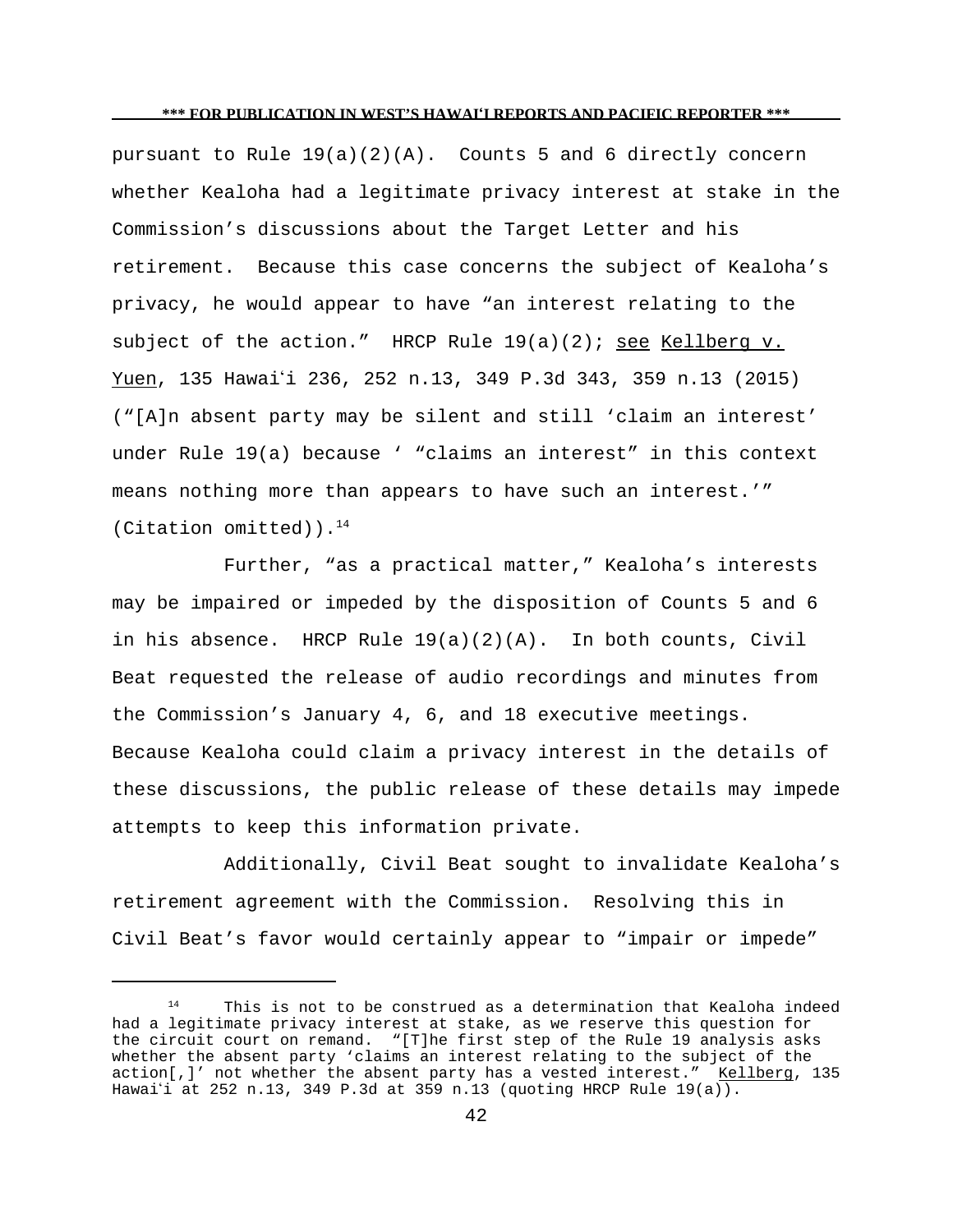pursuant to Rule 19(a)(2)(A). Counts 5 and 6 directly concern whether Kealoha had a legitimate privacy interest at stake in the Commission's discussions about the Target Letter and his retirement. Because this case concerns the subject of Kealoha's privacy, he would appear to have "an interest relating to the subject of the action." HRCP Rule 19(a)(2); see Kellberg v. Yuen, 135 Hawaiʻi 236, 252 n.13, 349 P.3d 343, 359 n.13 (2015) ("[A]n absent party may be silent and still 'claim an interest' under Rule 19(a) because ' "claims an interest" in this context means nothing more than appears to have such an interest.'" (Citation omitted)).[14]

Further, "as a practical matter," Kealoha's interests may be impaired or impeded by the disposition of Counts 5 and 6 in his absence. HRCP Rule 19(a)(2)(A). In both counts, Civil Beat requested the release of audio recordings and minutes from the Commission's January 4, 6, and 18 executive meetings. Because Kealoha could claim a privacy interest in the details of these discussions, the public release of these details may impede attempts to keep this information private.

Additionally, Civil Beat sought to invalidate Kealoha's retirement agreement with the Commission. Resolving this in Civil Beat's favor would certainly appear to "impair or impede"

---

[14] This is not to be construed as a determination that Kealoha indeed had a legitimate privacy interest at stake, as we reserve this question for the circuit court on remand. "[T]he first step of the Rule 19 analysis asks whether the absent party 'claims an interest relating to the subject of the action[,]' not whether the absent party has a vested interest." Kellberg, 135 Hawaiʻi at 252 n.13, 349 P.3d at 359 n.13 (quoting HRCP Rule 19(a)).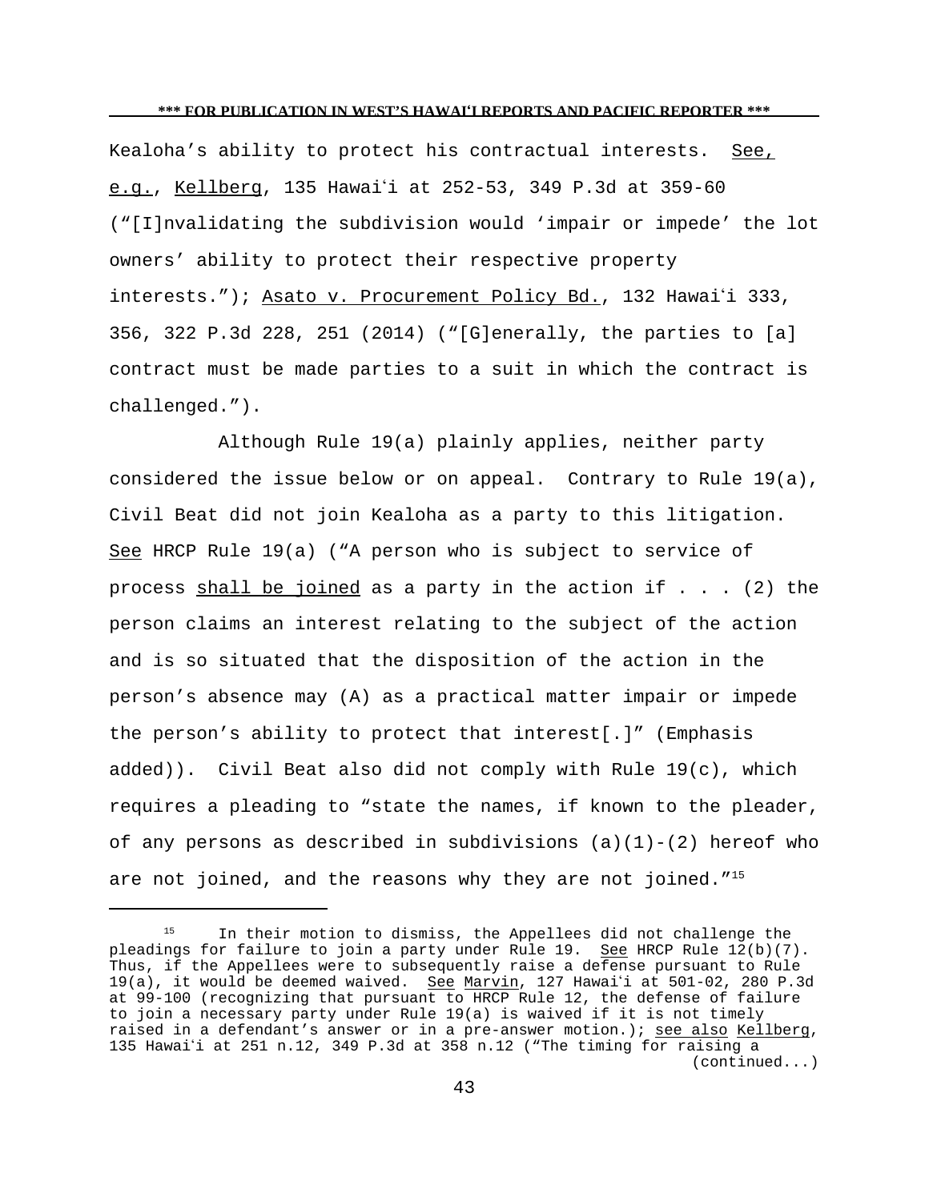Kealoha's ability to protect his contractual interests. See, e.g., Kellberg, 135 Hawaiʻi at 252-53, 349 P.3d at 359-60 ("[I]nvalidating the subdivision would 'impair or impede' the lot owners' ability to protect their respective property interests."); Asato v. Procurement Policy Bd., 132 Hawaiʻi 333, 356, 322 P.3d 228, 251 (2014) ("[G]enerally, the parties to [a] contract must be made parties to a suit in which the contract is challenged.").

Although Rule 19(a) plainly applies, neither party considered the issue below or on appeal. Contrary to Rule 19(a), Civil Beat did not join Kealoha as a party to this litigation. See HRCP Rule 19(a) ("A person who is subject to service of process shall be joined as a party in the action if . . . (2) the person claims an interest relating to the subject of the action and is so situated that the disposition of the action in the person's absence may (A) as a practical matter impair or impede the person's ability to protect that interest[.]" (Emphasis added)). Civil Beat also did not comply with Rule 19(c), which requires a pleading to "state the names, if known to the pleader, of any persons as described in subdivisions (a)(1)-(2) hereof who are not joined, and the reasons why they are not joined."[15]

---

[15] In their motion to dismiss, the Appellees did not challenge the pleadings for failure to join a party under Rule 19. See HRCP Rule 12(b)(7). Thus, if the Appellees were to subsequently raise a defense pursuant to Rule 19(a), it would be deemed waived. See Marvin, 127 Hawaiʻi at 501-02, 280 P.3d at 99-100 (recognizing that pursuant to HRCP Rule 12, the defense of failure to join a necessary party under Rule 19(a) is waived if it is not timely raised in a defendant's answer or in a pre-answer motion.); see also Kellberg, 135 Hawaiʻi at 251 n.12, 349 P.3d at 358 n.12 ("The timing for raising a (continued...)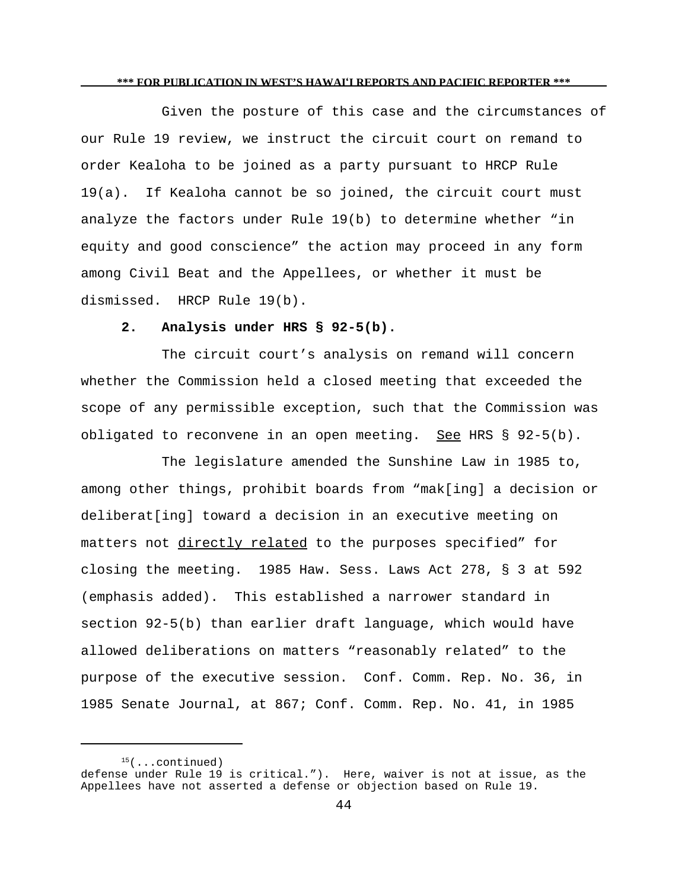Given the posture of this case and the circumstances of our Rule 19 review, we instruct the circuit court on remand to order Kealoha to be joined as a party pursuant to HRCP Rule 19(a). If Kealoha cannot be so joined, the circuit court must analyze the factors under Rule 19(b) to determine whether "in equity and good conscience" the action may proceed in any form among Civil Beat and the Appellees, or whether it must be dismissed. HRCP Rule 19(b).

**2. Analysis under HRS § 92-5(b).**

The circuit court's analysis on remand will concern whether the Commission held a closed meeting that exceeded the scope of any permissible exception, such that the Commission was obligated to reconvene in an open meeting. See HRS § 92-5(b).

The legislature amended the Sunshine Law in 1985 to, among other things, prohibit boards from "mak[ing] a decision or deliberat[ing] toward a decision in an executive meeting on matters not directly related to the purposes specified" for closing the meeting. 1985 Haw. Sess. Laws Act 278, § 3 at 592 (emphasis added). This established a narrower standard in section 92-5(b) than earlier draft language, which would have allowed deliberations on matters "reasonably related" to the purpose of the executive session. Conf. Comm. Rep. No. 36, in 1985 Senate Journal, at 867; Conf. Comm. Rep. No. 41, in 1985

---

[15](...continued)
defense under Rule 19 is critical."). Here, waiver is not at issue, as the Appellees have not asserted a defense or objection based on Rule 19.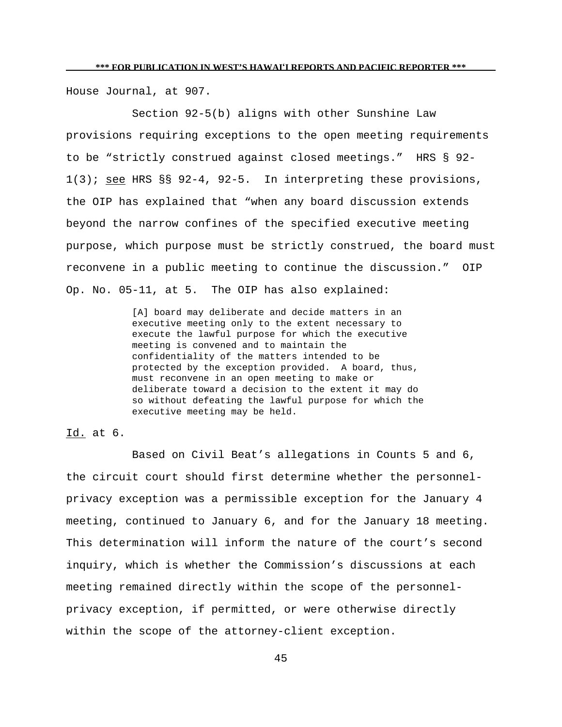House Journal, at 907.

Section 92-5(b) aligns with other Sunshine Law provisions requiring exceptions to the open meeting requirements to be "strictly construed against closed meetings." HRS § 92-1(3); see HRS §§ 92-4, 92-5. In interpreting these provisions, the OIP has explained that "when any board discussion extends beyond the narrow confines of the specified executive meeting purpose, which purpose must be strictly construed, the board must reconvene in a public meeting to continue the discussion." OIP Op. No. 05-11, at 5. The OIP has also explained:

> [A] board may deliberate and decide matters in an executive meeting only to the extent necessary to execute the lawful purpose for which the executive meeting is convened and to maintain the confidentiality of the matters intended to be protected by the exception provided. A board, thus, must reconvene in an open meeting to make or deliberate toward a decision to the extent it may do so without defeating the lawful purpose for which the executive meeting may be held.

Id. at 6.

Based on Civil Beat's allegations in Counts 5 and 6, the circuit court should first determine whether the personnel-privacy exception was a permissible exception for the January 4 meeting, continued to January 6, and for the January 18 meeting. This determination will inform the nature of the court's second inquiry, which is whether the Commission's discussions at each meeting remained directly within the scope of the personnel-privacy exception, if permitted, or were otherwise directly within the scope of the attorney-client exception.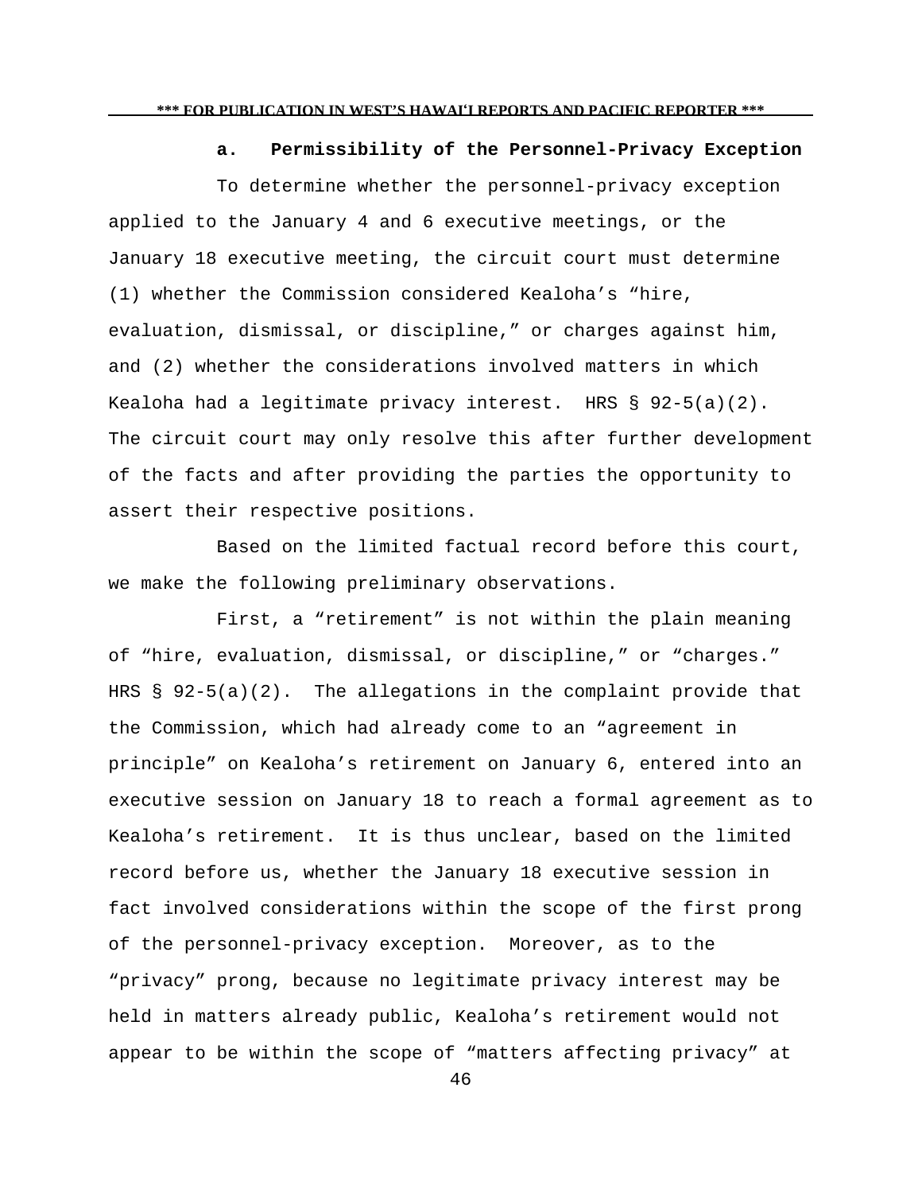### a. Permissibility of the Personnel-Privacy Exception

To determine whether the personnel-privacy exception applied to the January 4 and 6 executive meetings, or the January 18 executive meeting, the circuit court must determine (1) whether the Commission considered Kealoha's "hire, evaluation, dismissal, or discipline," or charges against him, and (2) whether the considerations involved matters in which Kealoha had a legitimate privacy interest. HRS § 92-5(a)(2). The circuit court may only resolve this after further development of the facts and after providing the parties the opportunity to assert their respective positions.

Based on the limited factual record before this court, we make the following preliminary observations.

First, a "retirement" is not within the plain meaning of "hire, evaluation, dismissal, or discipline," or "charges." HRS § 92-5(a)(2). The allegations in the complaint provide that the Commission, which had already come to an "agreement in principle" on Kealoha's retirement on January 6, entered into an executive session on January 18 to reach a formal agreement as to Kealoha's retirement. It is thus unclear, based on the limited record before us, whether the January 18 executive session in fact involved considerations within the scope of the first prong of the personnel-privacy exception. Moreover, as to the "privacy" prong, because no legitimate privacy interest may be held in matters already public, Kealoha's retirement would not appear to be within the scope of "matters affecting privacy" at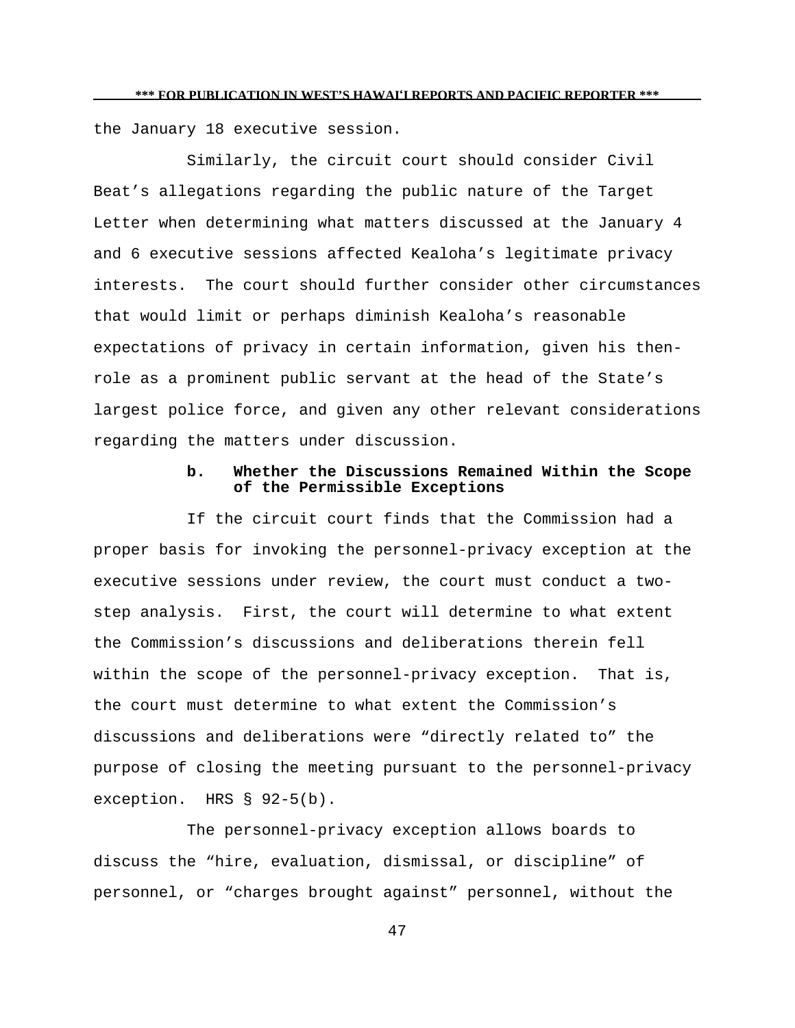the January 18 executive session.

Similarly, the circuit court should consider Civil Beat's allegations regarding the public nature of the Target Letter when determining what matters discussed at the January 4 and 6 executive sessions affected Kealoha's legitimate privacy interests. The court should further consider other circumstances that would limit or perhaps diminish Kealoha's reasonable expectations of privacy in certain information, given his then-role as a prominent public servant at the head of the State's largest police force, and given any other relevant considerations regarding the matters under discussion.

#### b. Whether the Discussions Remained Within the Scope of the Permissible Exceptions

If the circuit court finds that the Commission had a proper basis for invoking the personnel-privacy exception at the executive sessions under review, the court must conduct a two-step analysis. First, the court will determine to what extent the Commission's discussions and deliberations therein fell within the scope of the personnel-privacy exception. That is, the court must determine to what extent the Commission's discussions and deliberations were "directly related to" the purpose of closing the meeting pursuant to the personnel-privacy exception. HRS § 92-5(b).

The personnel-privacy exception allows boards to discuss the "hire, evaluation, dismissal, or discipline" of personnel, or "charges brought against" personnel, without the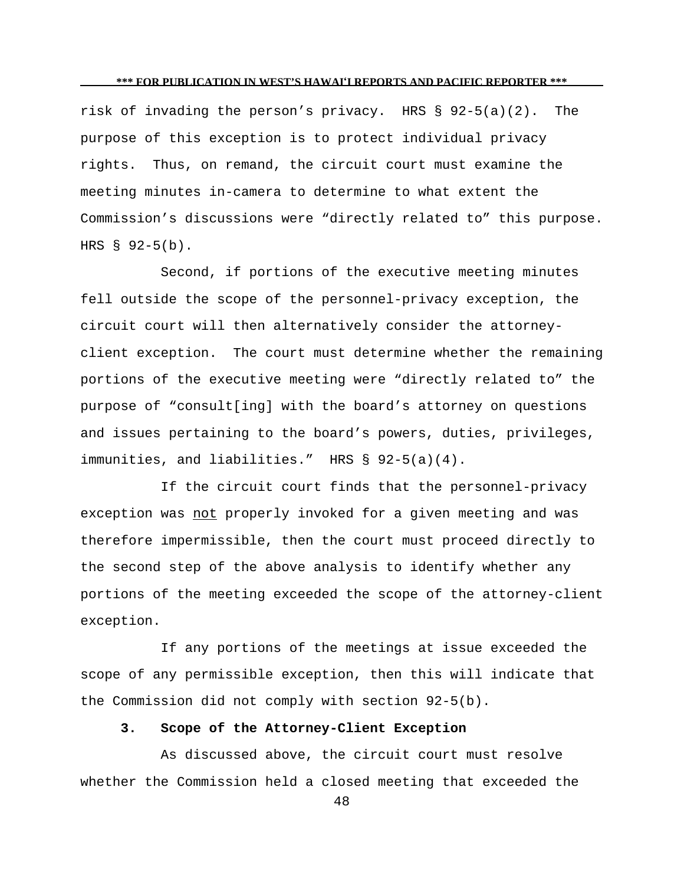risk of invading the person's privacy. HRS § 92-5(a)(2). The purpose of this exception is to protect individual privacy rights. Thus, on remand, the circuit court must examine the meeting minutes in-camera to determine to what extent the Commission's discussions were "directly related to" this purpose. HRS § 92-5(b).

Second, if portions of the executive meeting minutes fell outside the scope of the personnel-privacy exception, the circuit court will then alternatively consider the attorney-client exception. The court must determine whether the remaining portions of the executive meeting were "directly related to" the purpose of "consult[ing] with the board's attorney on questions and issues pertaining to the board's powers, duties, privileges, immunities, and liabilities." HRS § 92-5(a)(4).

If the circuit court finds that the personnel-privacy exception was not properly invoked for a given meeting and was therefore impermissible, then the court must proceed directly to the second step of the above analysis to identify whether any portions of the meeting exceeded the scope of the attorney-client exception.

If any portions of the meetings at issue exceeded the scope of any permissible exception, then this will indicate that the Commission did not comply with section 92-5(b).

### 3. Scope of the Attorney-Client Exception

As discussed above, the circuit court must resolve whether the Commission held a closed meeting that exceeded the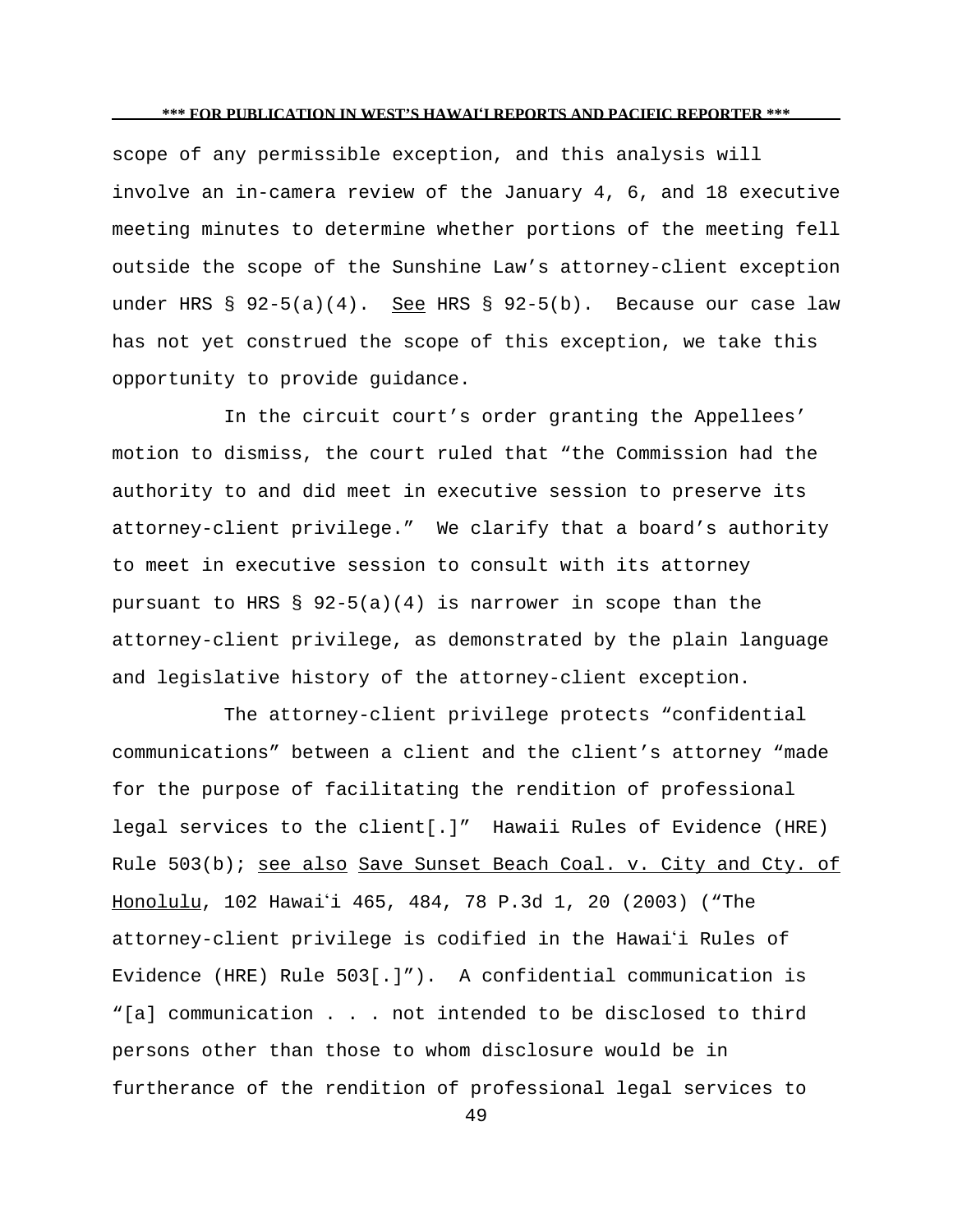scope of any permissible exception, and this analysis will involve an in-camera review of the January 4, 6, and 18 executive meeting minutes to determine whether portions of the meeting fell outside the scope of the Sunshine Law's attorney-client exception under HRS § 92-5(a)(4). See HRS § 92-5(b). Because our case law has not yet construed the scope of this exception, we take this opportunity to provide guidance.

In the circuit court's order granting the Appellees' motion to dismiss, the court ruled that "the Commission had the authority to and did meet in executive session to preserve its attorney-client privilege." We clarify that a board's authority to meet in executive session to consult with its attorney pursuant to HRS § 92-5(a)(4) is narrower in scope than the attorney-client privilege, as demonstrated by the plain language and legislative history of the attorney-client exception.

The attorney-client privilege protects "confidential communications" between a client and the client's attorney "made for the purpose of facilitating the rendition of professional legal services to the client[.]" Hawaii Rules of Evidence (HRE) Rule 503(b); see also Save Sunset Beach Coal. v. City and Cty. of Honolulu, 102 Hawaiʻi 465, 484, 78 P.3d 1, 20 (2003) ("The attorney-client privilege is codified in the Hawaiʻi Rules of Evidence (HRE) Rule 503[.]"). A confidential communication is "[a] communication . . . not intended to be disclosed to third persons other than those to whom disclosure would be in furtherance of the rendition of professional legal services to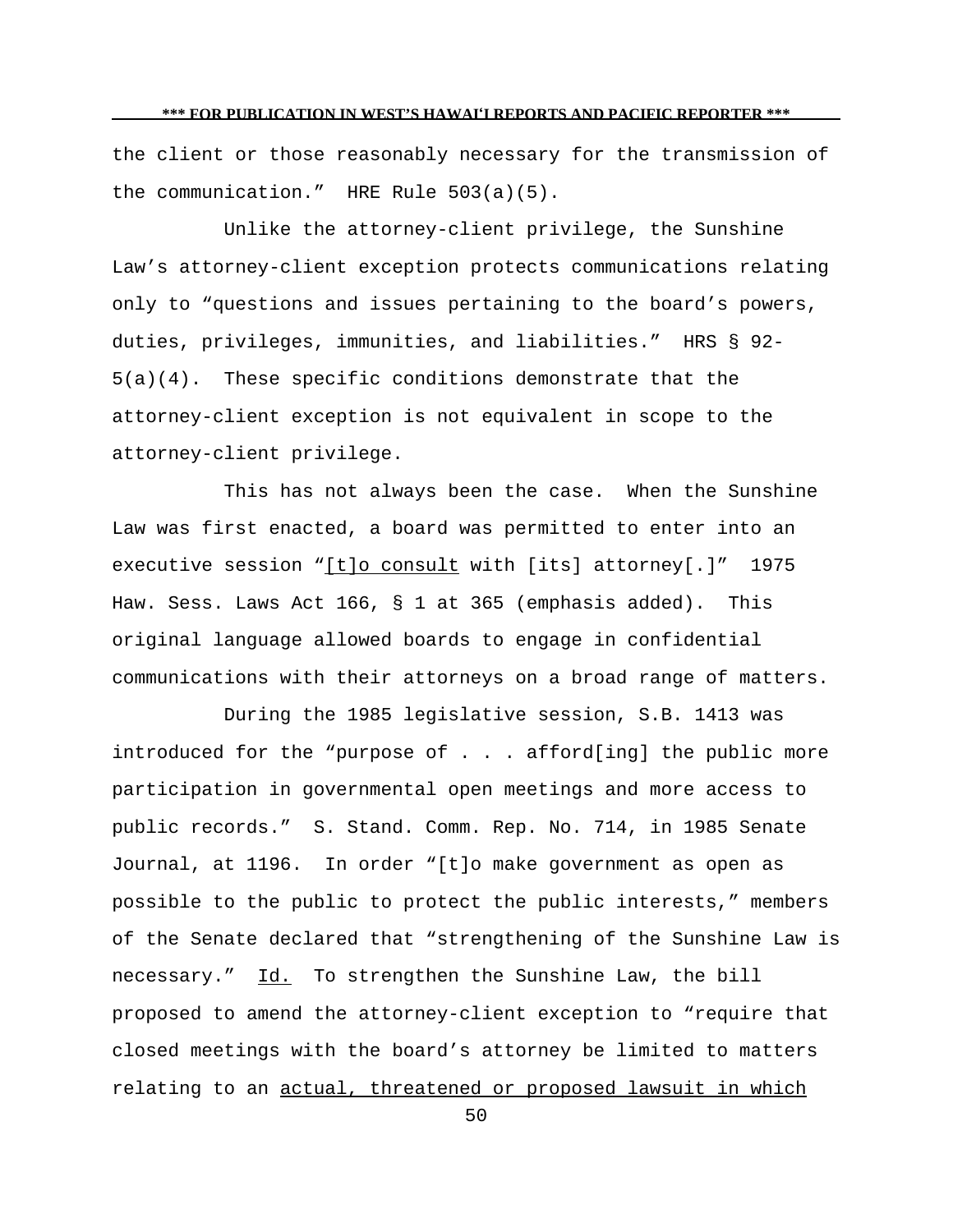the client or those reasonably necessary for the transmission of the communication." HRE Rule 503(a)(5).

Unlike the attorney-client privilege, the Sunshine Law's attorney-client exception protects communications relating only to "questions and issues pertaining to the board's powers, duties, privileges, immunities, and liabilities." HRS § 92-5(a)(4). These specific conditions demonstrate that the attorney-client exception is not equivalent in scope to the attorney-client privilege.

This has not always been the case. When the Sunshine Law was first enacted, a board was permitted to enter into an executive session "<u>[t]o consult</u> with [its] attorney[.]" 1975 Haw. Sess. Laws Act 166, § 1 at 365 (emphasis added). This original language allowed boards to engage in confidential communications with their attorneys on a broad range of matters.

During the 1985 legislative session, S.B. 1413 was introduced for the "purpose of . . . afford[ing] the public more participation in governmental open meetings and more access to public records." S. Stand. Comm. Rep. No. 714, in 1985 Senate Journal, at 1196. In order "[t]o make government as open as possible to the public to protect the public interests," members of the Senate declared that "strengthening of the Sunshine Law is necessary." <u>Id.</u> To strengthen the Sunshine Law, the bill proposed to amend the attorney-client exception to "require that closed meetings with the board's attorney be limited to matters relating to an <u>actual, threatened or proposed lawsuit in which</u>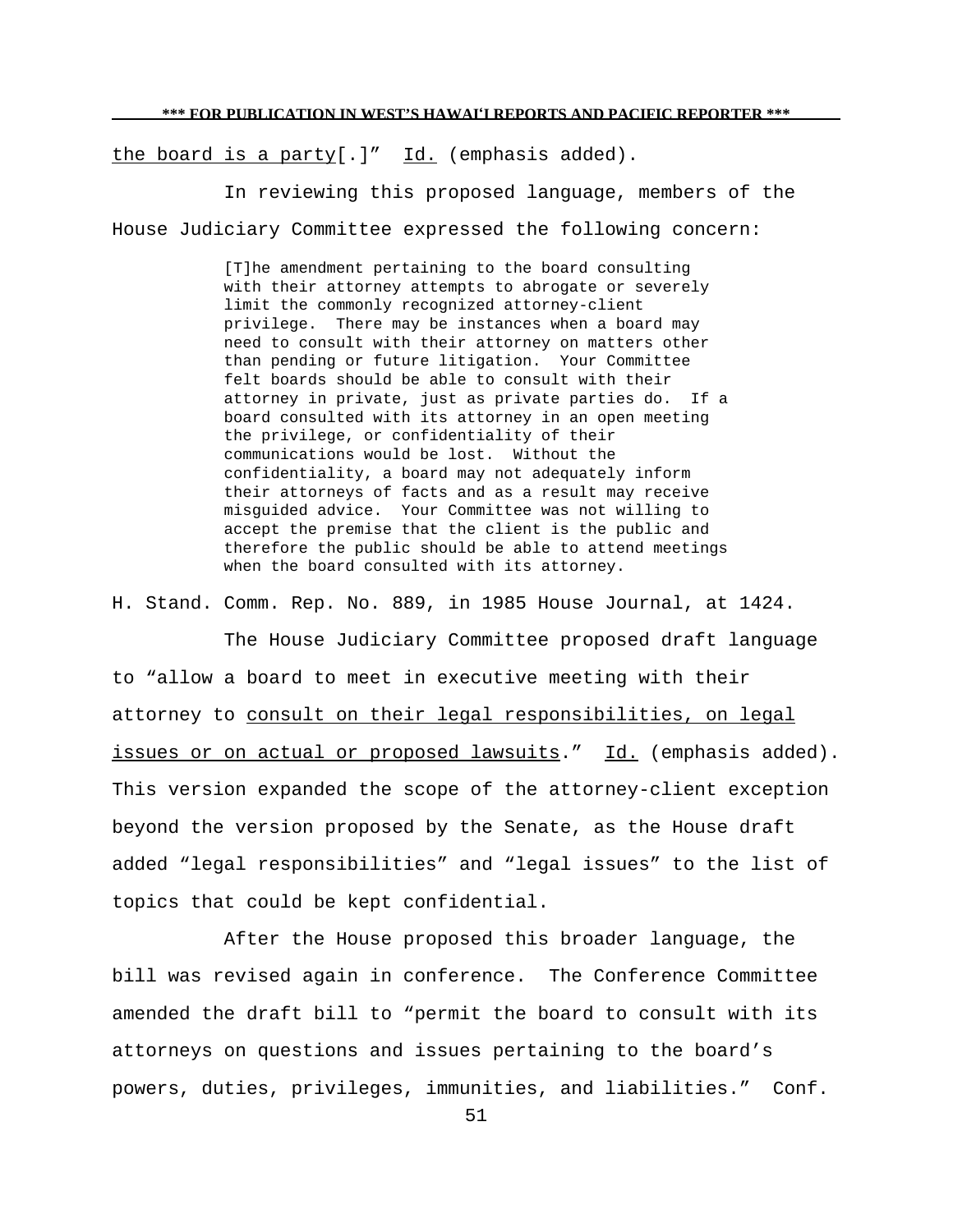<u>the board is a party</u>[.]" <u>Id.</u> (emphasis added).

In reviewing this proposed language, members of the House Judiciary Committee expressed the following concern:

> [T]he amendment pertaining to the board consulting with their attorney attempts to abrogate or severely limit the commonly recognized attorney-client privilege. There may be instances when a board may need to consult with their attorney on matters other than pending or future litigation. Your Committee felt boards should be able to consult with their attorney in private, just as private parties do. If a board consulted with its attorney in an open meeting the privilege, or confidentiality of their communications would be lost. Without the confidentiality, a board may not adequately inform their attorneys of facts and as a result may receive misguided advice. Your Committee was not willing to accept the premise that the client is the public and therefore the public should be able to attend meetings when the board consulted with its attorney.

H. Stand. Comm. Rep. No. 889, in 1985 House Journal, at 1424.

The House Judiciary Committee proposed draft language to "allow a board to meet in executive meeting with their attorney to <u>consult on their legal responsibilities, on legal issues or on actual or proposed lawsuits</u>." <u>Id.</u> (emphasis added). This version expanded the scope of the attorney-client exception beyond the version proposed by the Senate, as the House draft added "legal responsibilities" and "legal issues" to the list of topics that could be kept confidential.

After the House proposed this broader language, the bill was revised again in conference. The Conference Committee amended the draft bill to "permit the board to consult with its attorneys on questions and issues pertaining to the board's powers, duties, privileges, immunities, and liabilities." Conf.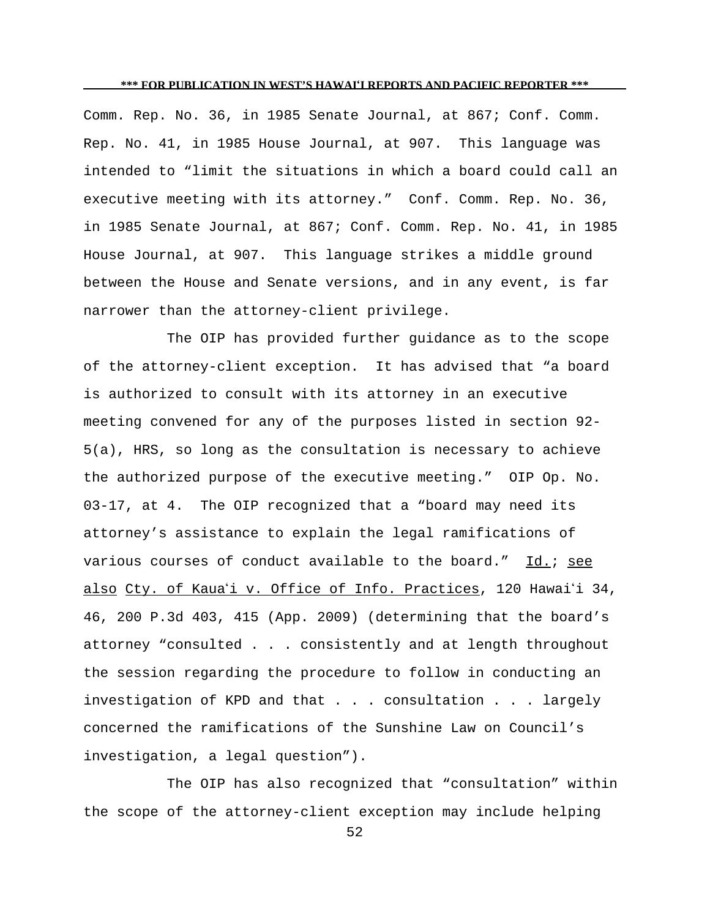Comm. Rep. No. 36, in 1985 Senate Journal, at 867; Conf. Comm. Rep. No. 41, in 1985 House Journal, at 907. This language was intended to "limit the situations in which a board could call an executive meeting with its attorney." Conf. Comm. Rep. No. 36, in 1985 Senate Journal, at 867; Conf. Comm. Rep. No. 41, in 1985 House Journal, at 907. This language strikes a middle ground between the House and Senate versions, and in any event, is far narrower than the attorney-client privilege.

The OIP has provided further guidance as to the scope of the attorney-client exception. It has advised that "a board is authorized to consult with its attorney in an executive meeting convened for any of the purposes listed in section 92-5(a), HRS, so long as the consultation is necessary to achieve the authorized purpose of the executive meeting." OIP Op. No. 03-17, at 4. The OIP recognized that a "board may need its attorney's assistance to explain the legal ramifications of various courses of conduct available to the board." Id.; see also Cty. of Kauaʻi v. Office of Info. Practices, 120 Hawaiʻi 34, 46, 200 P.3d 403, 415 (App. 2009) (determining that the board's attorney "consulted . . . consistently and at length throughout the session regarding the procedure to follow in conducting an investigation of KPD and that . . . consultation . . . largely concerned the ramifications of the Sunshine Law on Council's investigation, a legal question").

The OIP has also recognized that "consultation" within the scope of the attorney-client exception may include helping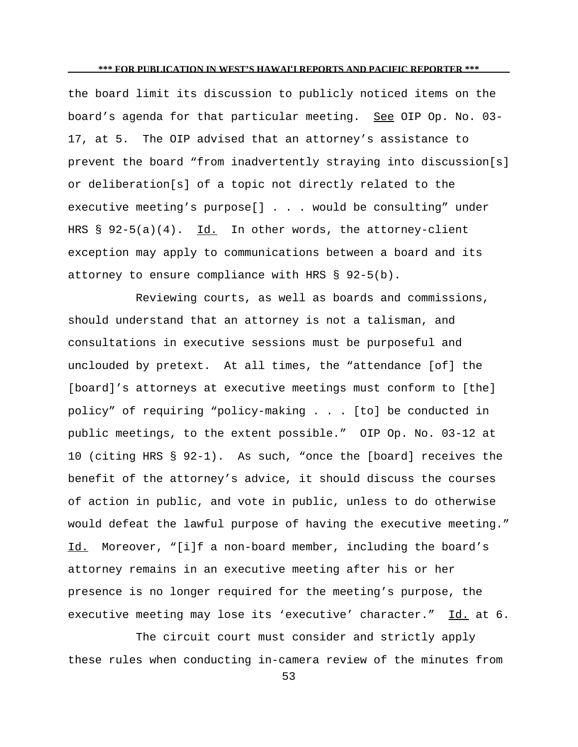the board limit its discussion to publicly noticed items on the board's agenda for that particular meeting. See OIP Op. No. 03-17, at 5. The OIP advised that an attorney's assistance to prevent the board "from inadvertently straying into discussion[s] or deliberation[s] of a topic not directly related to the executive meeting's purpose[] . . . would be consulting" under HRS § 92-5(a)(4). Id. In other words, the attorney-client exception may apply to communications between a board and its attorney to ensure compliance with HRS § 92-5(b).

Reviewing courts, as well as boards and commissions, should understand that an attorney is not a talisman, and consultations in executive sessions must be purposeful and unclouded by pretext. At all times, the "attendance [of] the [board]'s attorneys at executive meetings must conform to [the] policy" of requiring "policy-making . . . [to] be conducted in public meetings, to the extent possible." OIP Op. No. 03-12 at 10 (citing HRS § 92-1). As such, "once the [board] receives the benefit of the attorney's advice, it should discuss the courses of action in public, and vote in public, unless to do otherwise would defeat the lawful purpose of having the executive meeting." Id. Moreover, "[i]f a non-board member, including the board's attorney remains in an executive meeting after his or her presence is no longer required for the meeting's purpose, the executive meeting may lose its 'executive' character." Id. at 6.

The circuit court must consider and strictly apply these rules when conducting in-camera review of the minutes from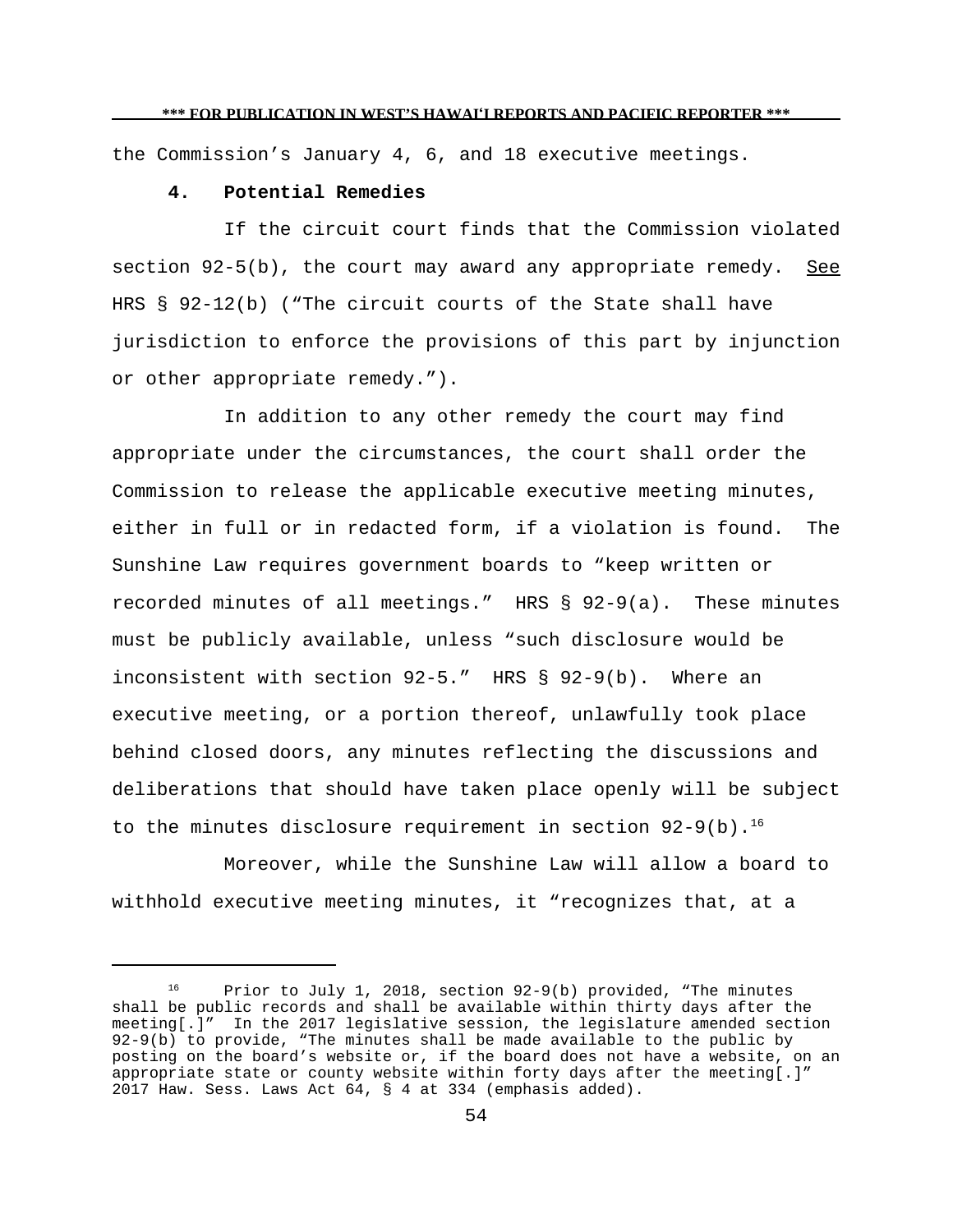the Commission's January 4, 6, and 18 executive meetings.

**4. Potential Remedies**

If the circuit court finds that the Commission violated section 92-5(b), the court may award any appropriate remedy. See HRS § 92-12(b) ("The circuit courts of the State shall have jurisdiction to enforce the provisions of this part by injunction or other appropriate remedy.").

In addition to any other remedy the court may find appropriate under the circumstances, the court shall order the Commission to release the applicable executive meeting minutes, either in full or in redacted form, if a violation is found. The Sunshine Law requires government boards to "keep written or recorded minutes of all meetings." HRS § 92-9(a). These minutes must be publicly available, unless "such disclosure would be inconsistent with section 92-5." HRS § 92-9(b). Where an executive meeting, or a portion thereof, unlawfully took place behind closed doors, any minutes reflecting the discussions and deliberations that should have taken place openly will be subject to the minutes disclosure requirement in section 92-9(b).[16]

Moreover, while the Sunshine Law will allow a board to withhold executive meeting minutes, it "recognizes that, at a

---

[16] Prior to July 1, 2018, section 92-9(b) provided, "The minutes shall be public records and shall be available within thirty days after the meeting[.]" In the 2017 legislative session, the legislature amended section 92-9(b) to provide, "The minutes shall be made available to the public by posting on the board's website or, if the board does not have a website, on an appropriate state or county website within forty days after the meeting[.]" 2017 Haw. Sess. Laws Act 64, § 4 at 334 (emphasis added).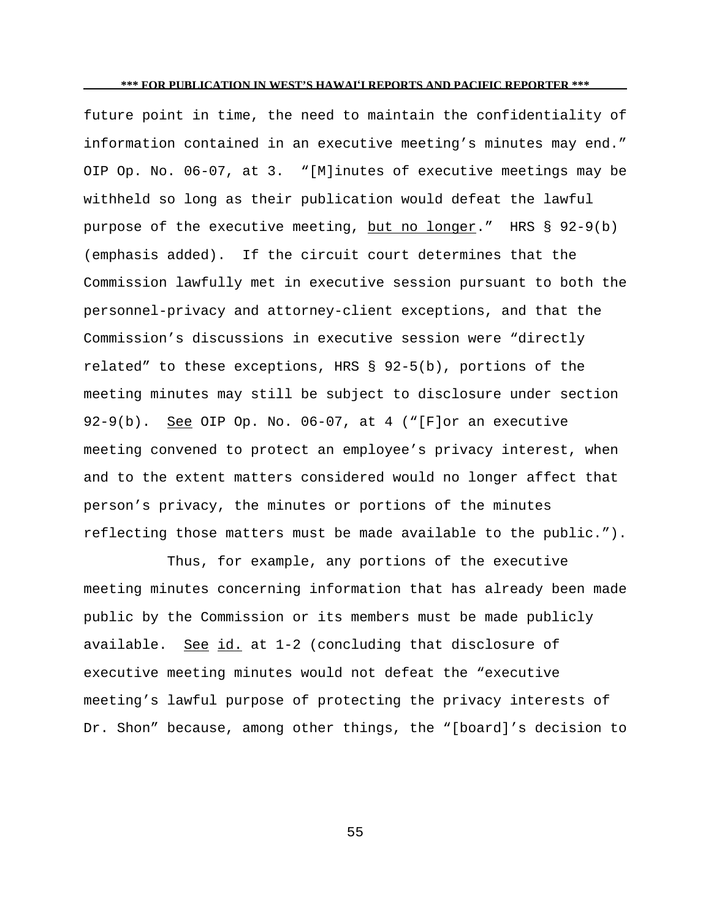future point in time, the need to maintain the confidentiality of information contained in an executive meeting's minutes may end." OIP Op. No. 06-07, at 3. "[M]inutes of executive meetings may be withheld so long as their publication would defeat the lawful purpose of the executive meeting, but no longer." HRS § 92-9(b) (emphasis added). If the circuit court determines that the Commission lawfully met in executive session pursuant to both the personnel-privacy and attorney-client exceptions, and that the Commission's discussions in executive session were "directly related" to these exceptions, HRS § 92-5(b), portions of the meeting minutes may still be subject to disclosure under section 92-9(b). See OIP Op. No. 06-07, at 4 ("[F]or an executive meeting convened to protect an employee's privacy interest, when and to the extent matters considered would no longer affect that person's privacy, the minutes or portions of the minutes reflecting those matters must be made available to the public.").

Thus, for example, any portions of the executive meeting minutes concerning information that has already been made public by the Commission or its members must be made publicly available. See id. at 1-2 (concluding that disclosure of executive meeting minutes would not defeat the "executive meeting's lawful purpose of protecting the privacy interests of Dr. Shon" because, among other things, the "[board]'s decision to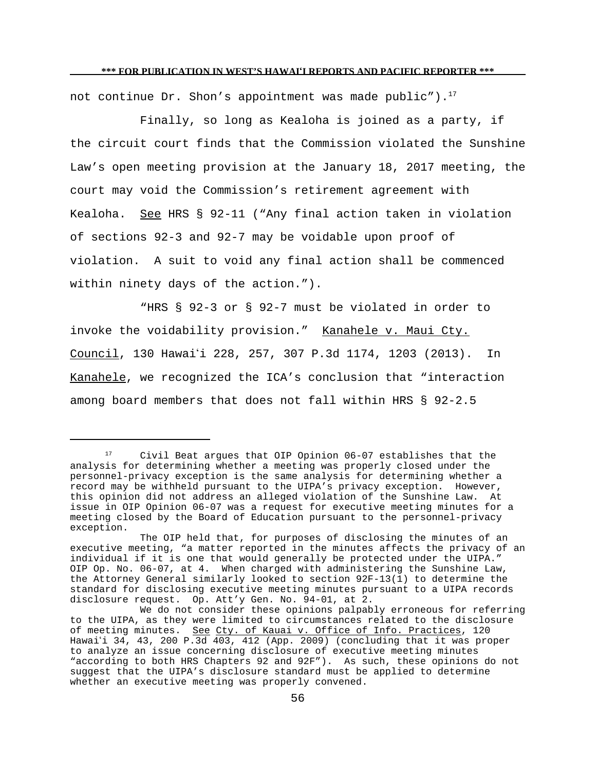not continue Dr. Shon's appointment was made public").[17]

Finally, so long as Kealoha is joined as a party, if the circuit court finds that the Commission violated the Sunshine Law's open meeting provision at the January 18, 2017 meeting, the court may void the Commission's retirement agreement with Kealoha. See HRS § 92-11 ("Any final action taken in violation of sections 92-3 and 92-7 may be voidable upon proof of violation. A suit to void any final action shall be commenced within ninety days of the action.").

"HRS § 92-3 or § 92-7 must be violated in order to invoke the voidability provision." Kanahele v. Maui Cty. Council, 130 Hawaiʻi 228, 257, 307 P.3d 1174, 1203 (2013). In Kanahele, we recognized the ICA's conclusion that "interaction among board members that does not fall within HRS § 92-2.5

---

[17] Civil Beat argues that OIP Opinion 06-07 establishes that the analysis for determining whether a meeting was properly closed under the personnel-privacy exception is the same analysis for determining whether a record may be withheld pursuant to the UIPA's privacy exception. However, this opinion did not address an alleged violation of the Sunshine Law. At issue in OIP Opinion 06-07 was a request for executive meeting minutes for a meeting closed by the Board of Education pursuant to the personnel-privacy exception.

The OIP held that, for purposes of disclosing the minutes of an executive meeting, "a matter reported in the minutes affects the privacy of an individual if it is one that would generally be protected under the UIPA." OIP Op. No. 06-07, at 4. When charged with administering the Sunshine Law, the Attorney General similarly looked to section 92F-13(1) to determine the standard for disclosing executive meeting minutes pursuant to a UIPA records disclosure request. Op. Att'y Gen. No. 94-01, at 2.

We do not consider these opinions palpably erroneous for referring to the UIPA, as they were limited to circumstances related to the disclosure of meeting minutes. See Cty. of Kauai v. Office of Info. Practices, 120 Hawaiʻi 34, 43, 200 P.3d 403, 412 (App. 2009) (concluding that it was proper to analyze an issue concerning disclosure of executive meeting minutes "according to both HRS Chapters 92 and 92F"). As such, these opinions do not suggest that the UIPA's disclosure standard must be applied to determine whether an executive meeting was properly convened.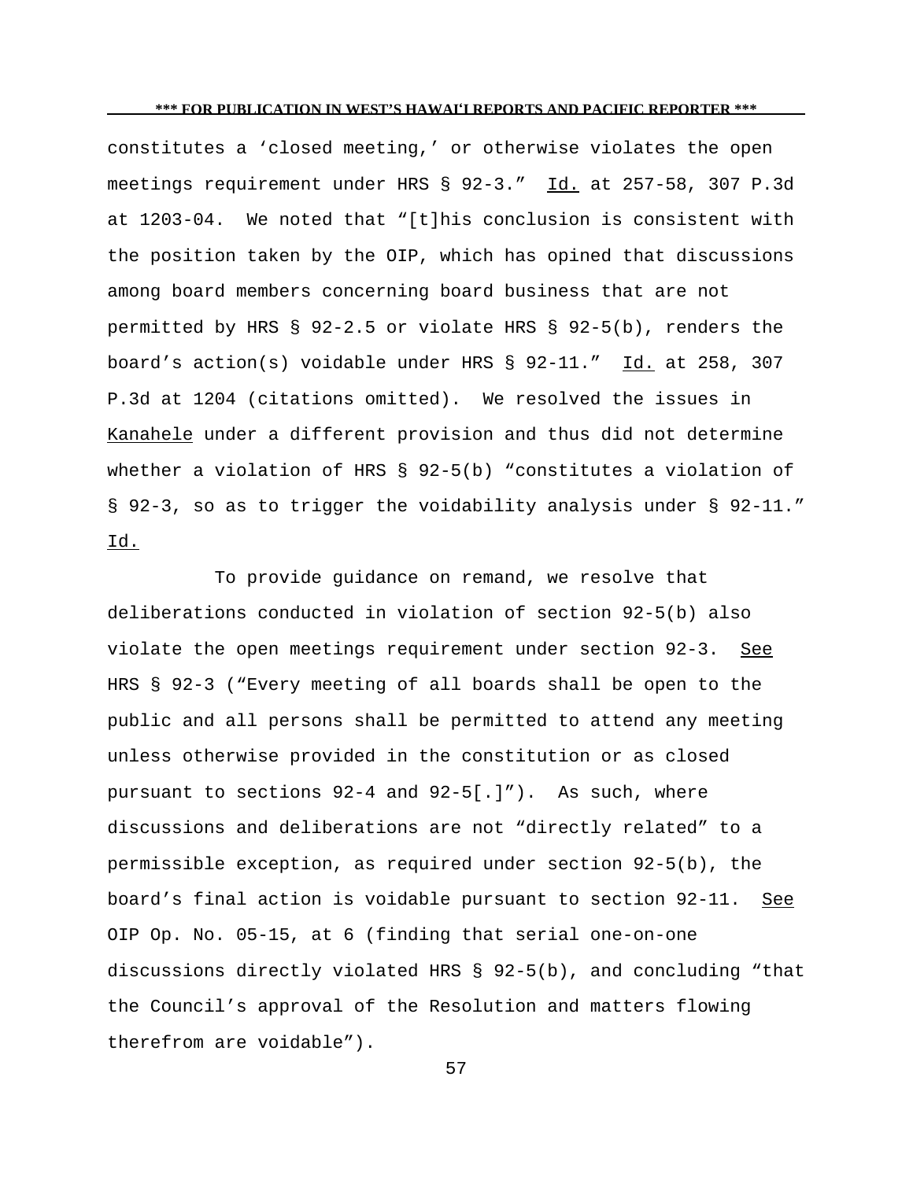constitutes a ‘closed meeting,’ or otherwise violates the open meetings requirement under HRS § 92-3.” Id. at 257-58, 307 P.3d at 1203-04. We noted that “[t]his conclusion is consistent with the position taken by the OIP, which has opined that discussions among board members concerning board business that are not permitted by HRS § 92-2.5 or violate HRS § 92-5(b), renders the board’s action(s) voidable under HRS § 92-11.” Id. at 258, 307 P.3d at 1204 (citations omitted). We resolved the issues in Kanahele under a different provision and thus did not determine whether a violation of HRS § 92-5(b) “constitutes a violation of § 92-3, so as to trigger the voidability analysis under § 92-11.” Id.

To provide guidance on remand, we resolve that deliberations conducted in violation of section 92-5(b) also violate the open meetings requirement under section 92-3. See HRS § 92-3 (“Every meeting of all boards shall be open to the public and all persons shall be permitted to attend any meeting unless otherwise provided in the constitution or as closed pursuant to sections 92-4 and 92-5[.]”). As such, where discussions and deliberations are not “directly related” to a permissible exception, as required under section 92-5(b), the board’s final action is voidable pursuant to section 92-11. See OIP Op. No. 05-15, at 6 (finding that serial one-on-one discussions directly violated HRS § 92-5(b), and concluding “that the Council’s approval of the Resolution and matters flowing therefrom are voidable”).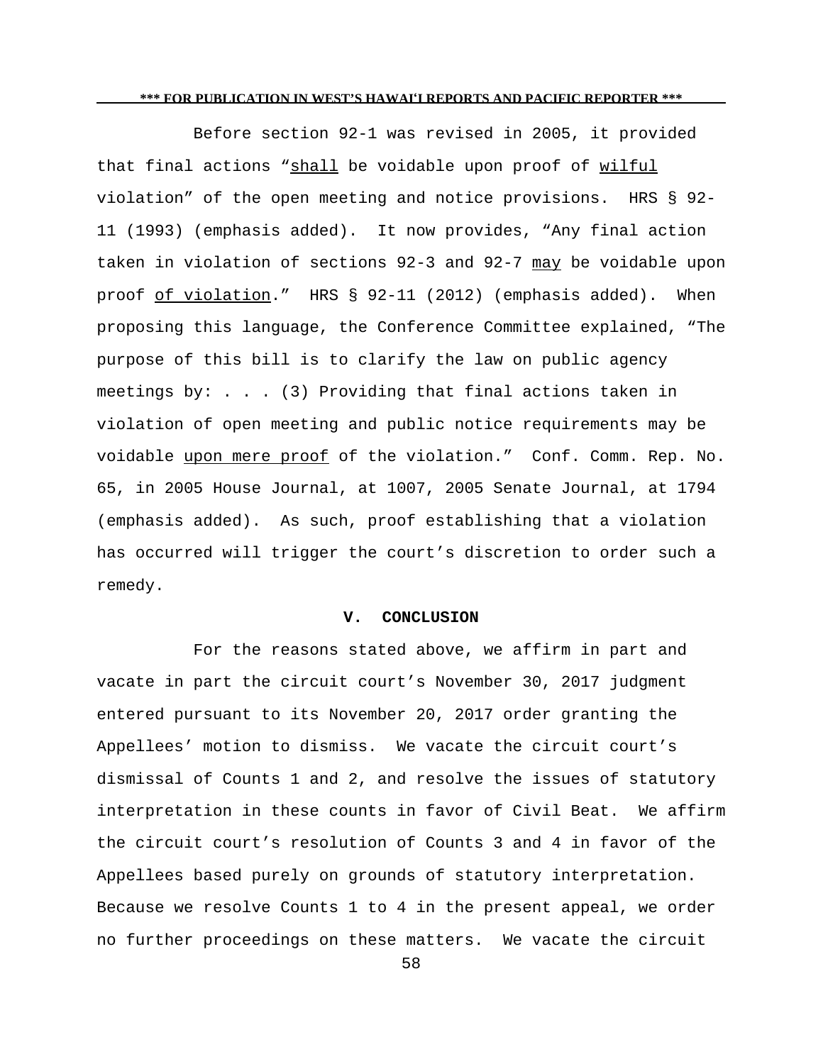Before section 92-1 was revised in 2005, it provided that final actions "shall be voidable upon proof of wilful violation" of the open meeting and notice provisions. HRS § 92-11 (1993) (emphasis added). It now provides, "Any final action taken in violation of sections 92-3 and 92-7 may be voidable upon proof of violation." HRS § 92-11 (2012) (emphasis added). When proposing this language, the Conference Committee explained, "The purpose of this bill is to clarify the law on public agency meetings by: . . . (3) Providing that final actions taken in violation of open meeting and public notice requirements may be voidable upon mere proof of the violation." Conf. Comm. Rep. No. 65, in 2005 House Journal, at 1007, 2005 Senate Journal, at 1794 (emphasis added). As such, proof establishing that a violation has occurred will trigger the court's discretion to order such a remedy.

## V. CONCLUSION

For the reasons stated above, we affirm in part and vacate in part the circuit court's November 30, 2017 judgment entered pursuant to its November 20, 2017 order granting the Appellees' motion to dismiss. We vacate the circuit court's dismissal of Counts 1 and 2, and resolve the issues of statutory interpretation in these counts in favor of Civil Beat. We affirm the circuit court's resolution of Counts 3 and 4 in favor of the Appellees based purely on grounds of statutory interpretation. Because we resolve Counts 1 to 4 in the present appeal, we order no further proceedings on these matters. We vacate the circuit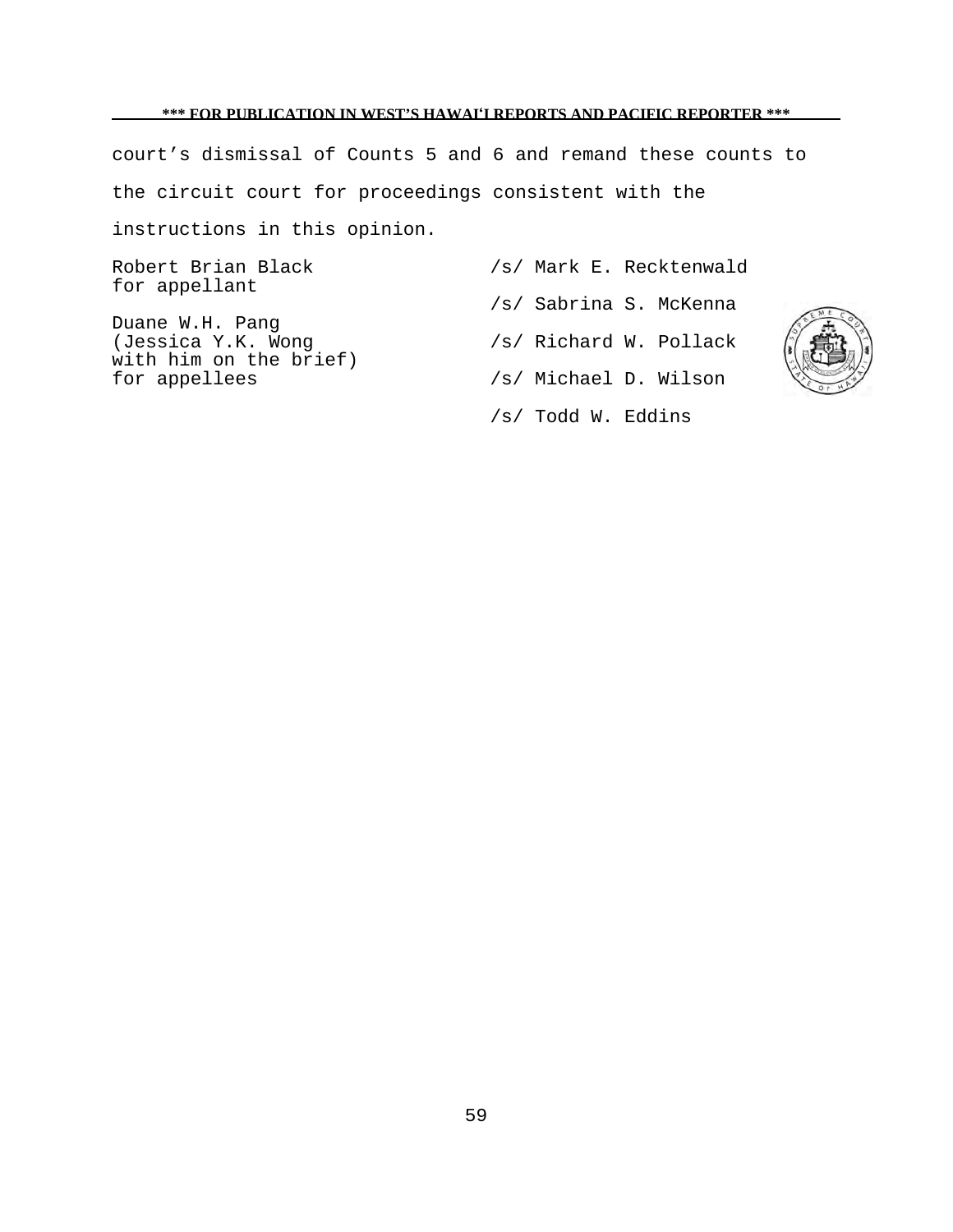court's dismissal of Counts 5 and 6 and remand these counts to the circuit court for proceedings consistent with the instructions in this opinion.

Robert Brian Black
for appellant

Duane W.H. Pang
(Jessica Y.K. Wong
with him on the brief)
for appellees

/s/ Mark E. Recktenwald

/s/ Sabrina S. McKenna

/s/ Richard W. Pollack

/s/ Michael D. Wilson

/s/ Todd W. Eddins